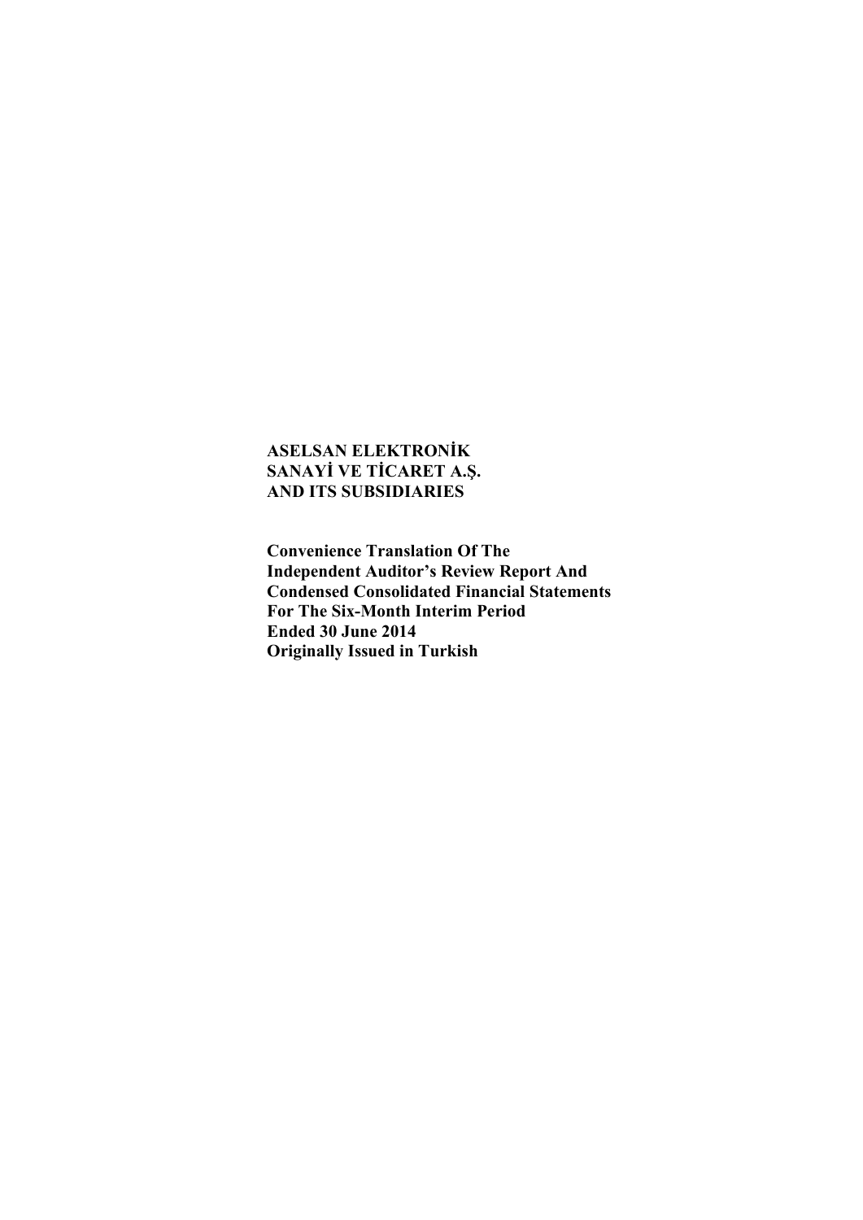**ASELSAN ELEKTRONİK**
**SANAYİ VE TİCARET A.Ş.**
**AND ITS SUBSIDIARIES**

**Convenience Translation Of The**
**Independent Auditor's Review Report And**
**Condensed Consolidated Financial Statements**
**For The Six-Month Interim Period**
**Ended 30 June 2014**
**Originally Issued in Turkish**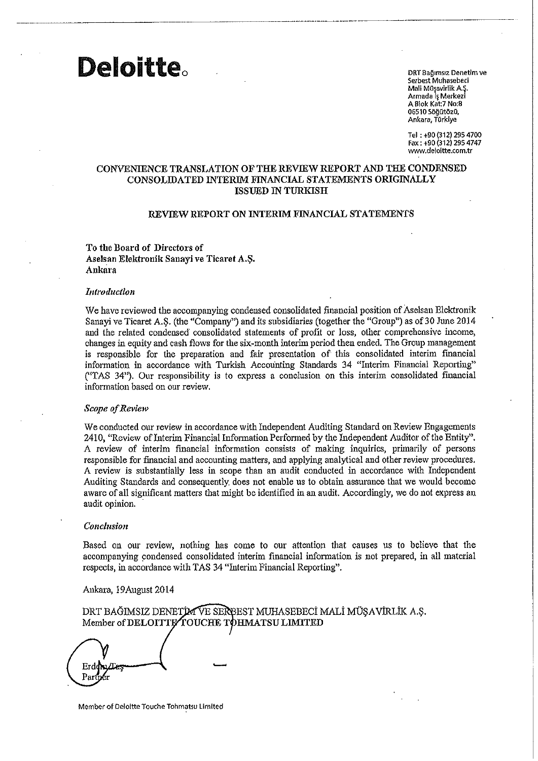**Deloitte.**

DRT Bağımsız Denetim ve
Serbest Muhasebeci
Mali Müşavirlik A.Ş.
Armada İş Merkezi
A Blok Kat:7 No:8
06510 Söğütözü,
Ankara, Türkiye

Tel : +90 (312) 295 4700
Fax : +90 (312) 295 4747
www.deloitte.com.tr

## CONVENIENCE TRANSLATION OF THE REVIEW REPORT AND THE CONDENSED CONSOLIDATED INTERIM FINANCIAL STATEMENTS ORIGINALLY ISSUED IN TURKISH

## REVIEW REPORT ON INTERIM FINANCIAL STATEMENTS

**To the Board of Directors of**
**Aselsan Elektronik Sanayi ve Ticaret A.Ş.**
**Ankara**

*Introduction*

We have reviewed the accompanying condensed consolidated financial position of Aselsan Elektronik Sanayi ve Ticaret A.Ş. (the "Company") and its subsidiaries (together the "Group") as of 30 June 2014 and the related condensed consolidated statements of profit or loss, other comprehensive income, changes in equity and cash flows for the six-month interim period then ended. The Group management is responsible for the preparation and fair presentation of this consolidated interim financial information in accordance with Turkish Accounting Standards 34 "Interim Financial Reporting" ("TAS 34"). Our responsibility is to express a conclusion on this interim consolidated financial information based on our review.

*Scope of Review*

We conducted our review in accordance with Independent Auditing Standard on Review Engagements 2410, "Review of Interim Financial Information Performed by the Independent Auditor of the Entity". A review of interim financial information consists of making inquiries, primarily of persons responsible for financial and accounting matters, and applying analytical and other review procedures. A review is substantially less in scope than an audit conducted in accordance with Independent Auditing Standards and consequently does not enable us to obtain assurance that we would become aware of all significant matters that might be identified in an audit. Accordingly, we do not express an audit opinion.

*Conclusion*

Based on our review, nothing has come to our attention that causes us to believe that the accompanying condensed consolidated interim financial information is not prepared, in all material respects, in accordance with TAS 34 "Interim Financial Reporting".

Ankara, 19August 2014

DRT BAĞIMSIZ DENETİM VE SERBEST MUHASEBECİ MALİ MÜŞAVİRLİK A.Ş.
Member of **DELOITTE TOUCHE TOHMATSU LIMITED**

Erdem Taş
Partner

Member of Deloitte Touche Tohmatsu Limited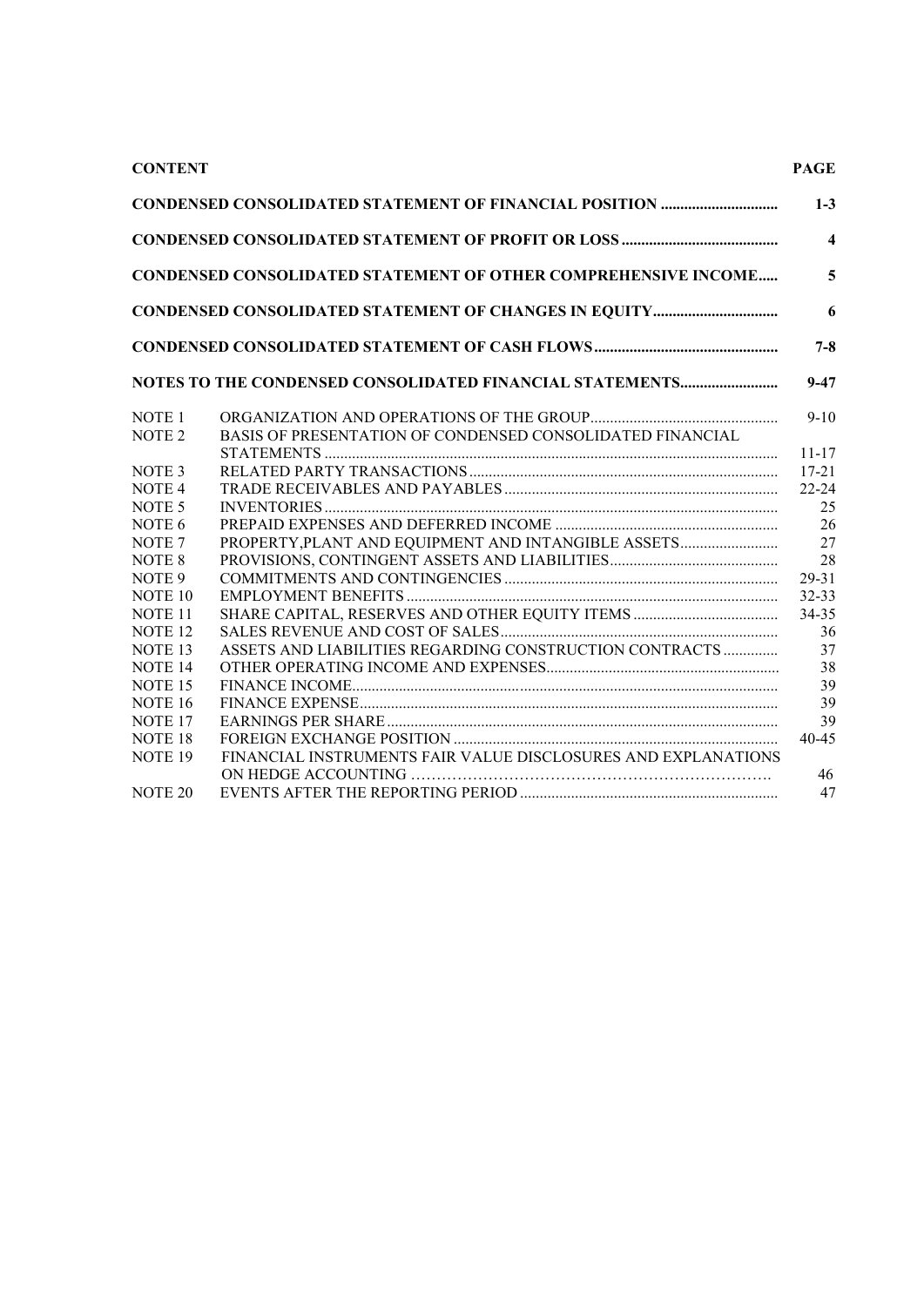| **CONTENT** | | **PAGE** |
|---|---|---|
| **CONDENSED CONSOLIDATED STATEMENT OF FINANCIAL POSITION** | | **1-3** |
| **CONDENSED CONSOLIDATED STATEMENT OF PROFIT OR LOSS** | | **4** |
| **CONDENSED CONSOLIDATED STATEMENT OF OTHER COMPREHENSIVE INCOME** | | **5** |
| **CONDENSED CONSOLIDATED STATEMENT OF CHANGES IN EQUITY** | | **6** |
| **CONDENSED CONSOLIDATED STATEMENT OF CASH FLOWS** | | **7-8** |
| **NOTES TO THE CONDENSED CONSOLIDATED FINANCIAL STATEMENTS** | | **9-47** |
| NOTE 1 | ORGANIZATION AND OPERATIONS OF THE GROUP | 9-10 |
| NOTE 2 | BASIS OF PRESENTATION OF CONDENSED CONSOLIDATED FINANCIAL STATEMENTS | 11-17 |
| NOTE 3 | RELATED PARTY TRANSACTIONS | 17-21 |
| NOTE 4 | TRADE RECEIVABLES AND PAYABLES | 22-24 |
| NOTE 5 | INVENTORIES | 25 |
| NOTE 6 | PREPAID EXPENSES AND DEFERRED INCOME | 26 |
| NOTE 7 | PROPERTY,PLANT AND EQUIPMENT AND INTANGIBLE ASSETS | 27 |
| NOTE 8 | PROVISIONS, CONTINGENT ASSETS AND LIABILITIES | 28 |
| NOTE 9 | COMMITMENTS AND CONTINGENCIES | 29-31 |
| NOTE 10 | EMPLOYMENT BENEFITS | 32-33 |
| NOTE 11 | SHARE CAPITAL, RESERVES AND OTHER EQUITY ITEMS | 34-35 |
| NOTE 12 | SALES REVENUE AND COST OF SALES | 36 |
| NOTE 13 | ASSETS AND LIABILITIES REGARDING CONSTRUCTION CONTRACTS | 37 |
| NOTE 14 | OTHER OPERATING INCOME AND EXPENSES | 38 |
| NOTE 15 | FINANCE INCOME | 39 |
| NOTE 16 | FINANCE EXPENSE | 39 |
| NOTE 17 | EARNINGS PER SHARE | 39 |
| NOTE 18 | FOREIGN EXCHANGE POSITION | 40-45 |
| NOTE 19 | FINANCIAL INSTRUMENTS FAIR VALUE DISCLOSURES AND EXPLANATIONS ON HEDGE ACCOUNTING | 46 |
| NOTE 20 | EVENTS AFTER THE REPORTING PERIOD | 47 |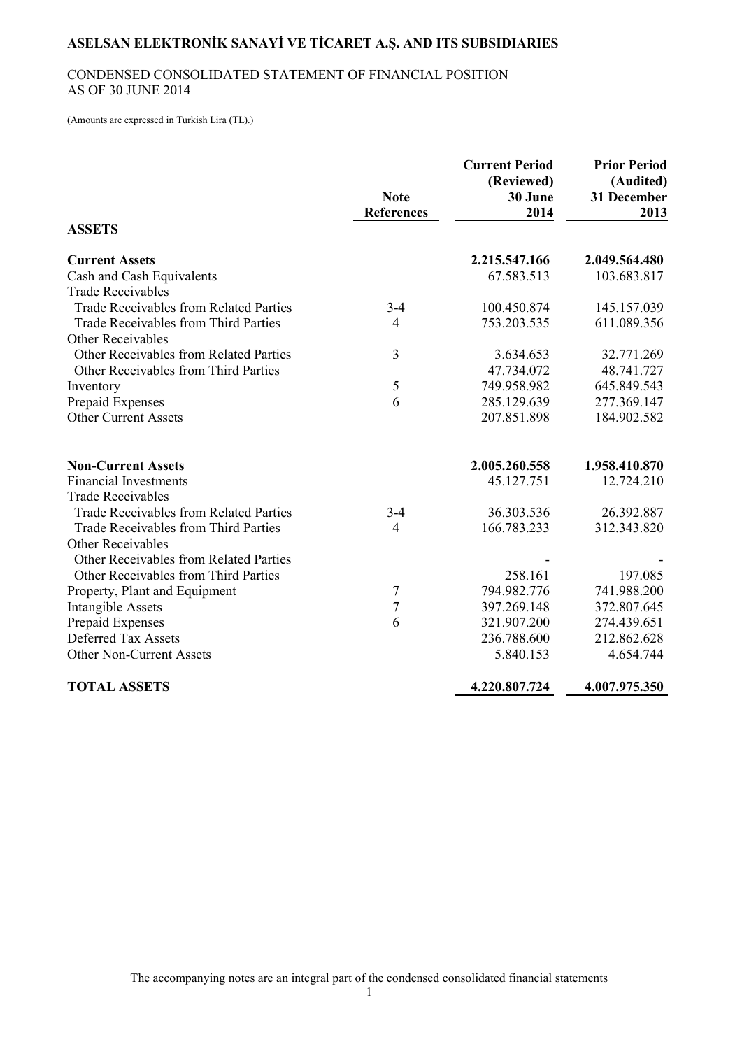# ASELSAN ELEKTRONİK SANAYİ VE TİCARET A.Ş. AND ITS SUBSIDIARIES

CONDENSED CONSOLIDATED STATEMENT OF FINANCIAL POSITION
AS OF 30 JUNE 2014

(Amounts are expressed in Turkish Lira (TL).)

| | Note References | Current Period (Reviewed) 30 June 2014 | Prior Period (Audited) 31 December 2013 |
|---|---|---|---|
| **ASSETS** | | | |
| **Current Assets** | | **2.215.547.166** | **2.049.564.480** |
| Cash and Cash Equivalents | | 67.583.513 | 103.683.817 |
| Trade Receivables | | | |
| Trade Receivables from Related Parties | 3-4 | 100.450.874 | 145.157.039 |
| Trade Receivables from Third Parties | 4 | 753.203.535 | 611.089.356 |
| Other Receivables | | | |
| Other Receivables from Related Parties | 3 | 3.634.653 | 32.771.269 |
| Other Receivables from Third Parties | | 47.734.072 | 48.741.727 |
| Inventory | 5 | 749.958.982 | 645.849.543 |
| Prepaid Expenses | 6 | 285.129.639 | 277.369.147 |
| Other Current Assets | | 207.851.898 | 184.902.582 |
| **Non-Current Assets** | | **2.005.260.558** | **1.958.410.870** |
| Financial Investments | | 45.127.751 | 12.724.210 |
| Trade Receivables | | | |
| Trade Receivables from Related Parties | 3-4 | 36.303.536 | 26.392.887 |
| Trade Receivables from Third Parties | 4 | 166.783.233 | 312.343.820 |
| Other Receivables | | | |
| Other Receivables from Related Parties | | - | - |
| Other Receivables from Third Parties | | 258.161 | 197.085 |
| Property, Plant and Equipment | 7 | 794.982.776 | 741.988.200 |
| Intangible Assets | 7 | 397.269.148 | 372.807.645 |
| Prepaid Expenses | 6 | 321.907.200 | 274.439.651 |
| Deferred Tax Assets | | 236.788.600 | 212.862.628 |
| Other Non-Current Assets | | 5.840.153 | 4.654.744 |
| **TOTAL ASSETS** | | **4.220.807.724** | **4.007.975.350** |

The accompanying notes are an integral part of the condensed consolidated financial statements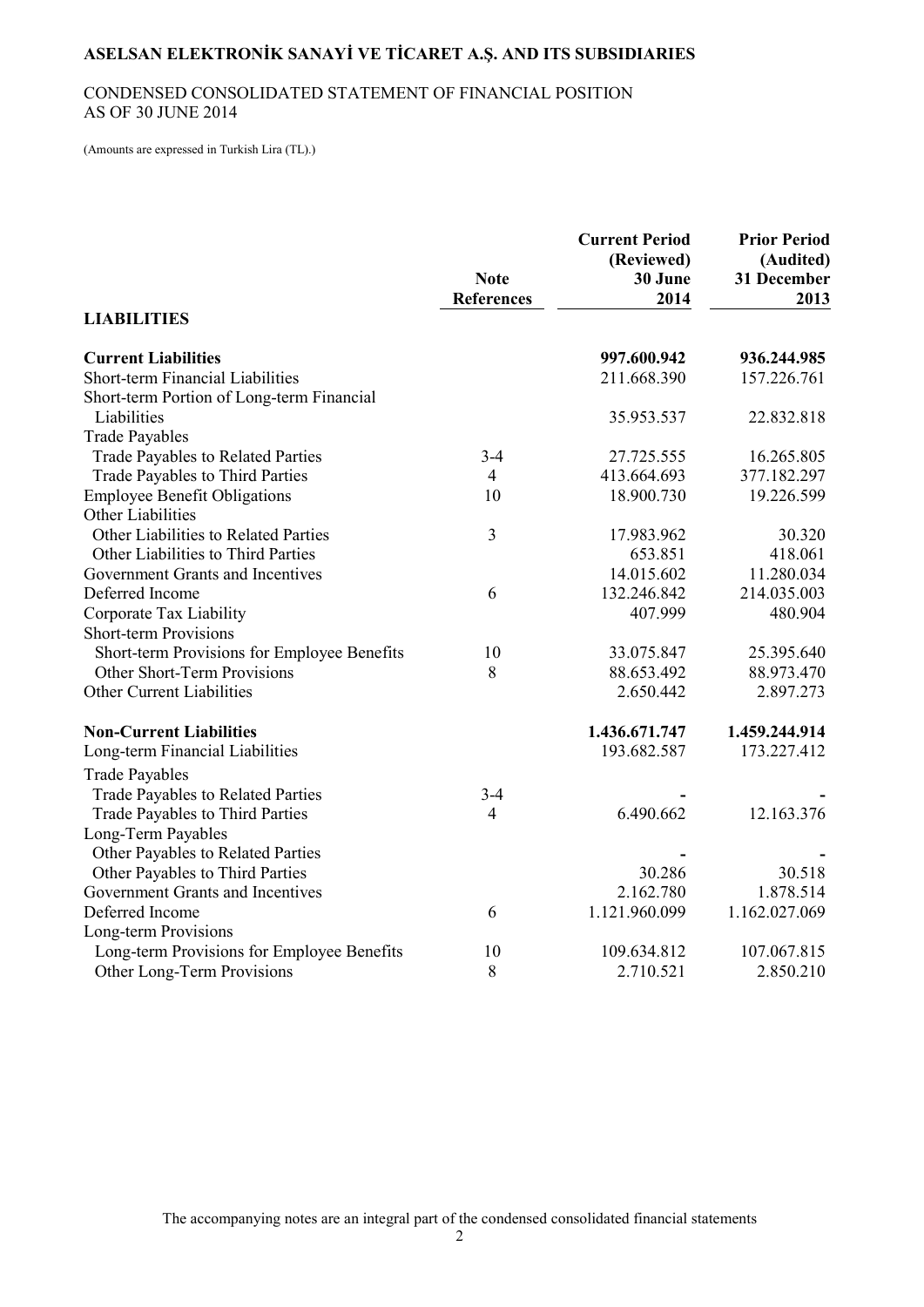# ASELSAN ELEKTRONİK SANAYİ VE TİCARET A.Ş. AND ITS SUBSIDIARIES

CONDENSED CONSOLIDATED STATEMENT OF FINANCIAL POSITION
AS OF 30 JUNE 2014

(Amounts are expressed in Turkish Lira (TL).)

| | Note References | Current Period (Reviewed) 30 June 2014 | Prior Period (Audited) 31 December 2013 |
|---|---|---|---|
| **LIABILITIES** | | | |
| **Current Liabilities** | | **997.600.942** | **936.244.985** |
| Short-term Financial Liabilities | | 211.668.390 | 157.226.761 |
| Short-term Portion of Long-term Financial Liabilities | | 35.953.537 | 22.832.818 |
| Trade Payables | | | |
| Trade Payables to Related Parties | 3-4 | 27.725.555 | 16.265.805 |
| Trade Payables to Third Parties | 4 | 413.664.693 | 377.182.297 |
| Employee Benefit Obligations | 10 | 18.900.730 | 19.226.599 |
| Other Liabilities | | | |
| Other Liabilities to Related Parties | 3 | 17.983.962 | 30.320 |
| Other Liabilities to Third Parties | | 653.851 | 418.061 |
| Government Grants and Incentives | | 14.015.602 | 11.280.034 |
| Deferred Income | 6 | 132.246.842 | 214.035.003 |
| Corporate Tax Liability | | 407.999 | 480.904 |
| Short-term Provisions | | | |
| Short-term Provisions for Employee Benefits | 10 | 33.075.847 | 25.395.640 |
| Other Short-Term Provisions | 8 | 88.653.492 | 88.973.470 |
| Other Current Liabilities | | 2.650.442 | 2.897.273 |
| **Non-Current Liabilities** | | **1.436.671.747** | **1.459.244.914** |
| Long-term Financial Liabilities | | 193.682.587 | 173.227.412 |
| Trade Payables | | | |
| Trade Payables to Related Parties | 3-4 | - | - |
| Trade Payables to Third Parties | 4 | 6.490.662 | 12.163.376 |
| Long-Term Payables | | | |
| Other Payables to Related Parties | | - | - |
| Other Payables to Third Parties | | 30.286 | 30.518 |
| Government Grants and Incentives | | 2.162.780 | 1.878.514 |
| Deferred Income | 6 | 1.121.960.099 | 1.162.027.069 |
| Long-term Provisions | | | |
| Long-term Provisions for Employee Benefits | 10 | 109.634.812 | 107.067.815 |
| Other Long-Term Provisions | 8 | 2.710.521 | 2.850.210 |

The accompanying notes are an integral part of the condensed consolidated financial statements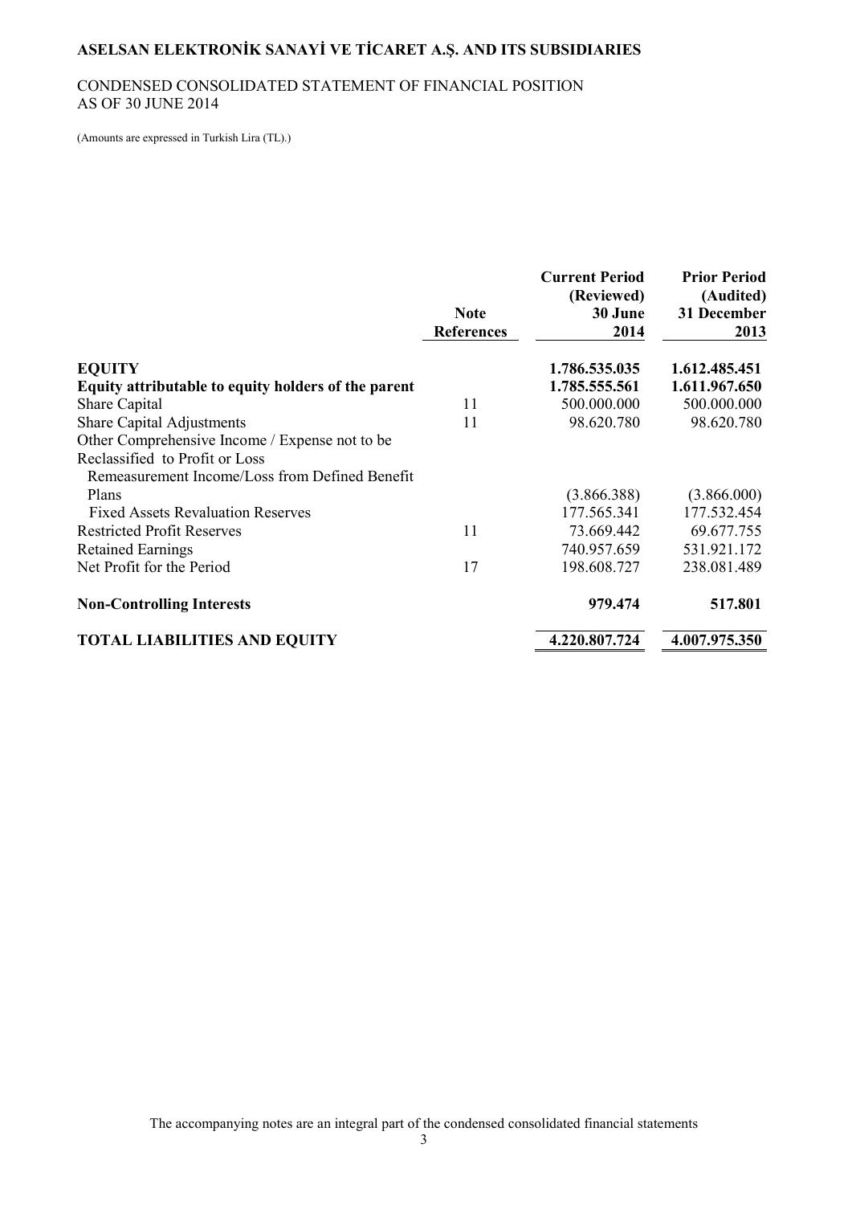# ASELSAN ELEKTRONİK SANAYİ VE TİCARET A.Ş. AND ITS SUBSIDIARIES

CONDENSED CONSOLIDATED STATEMENT OF FINANCIAL POSITION
AS OF 30 JUNE 2014

(Amounts are expressed in Turkish Lira (TL).)

| | Note References | Current Period (Reviewed) 30 June 2014 | Prior Period (Audited) 31 December 2013 |
|---|---|---|---|
| **EQUITY** | | **1.786.535.035** | **1.612.485.451** |
| **Equity attributable to equity holders of the parent** | | **1.785.555.561** | **1.611.967.650** |
| Share Capital | 11 | 500.000.000 | 500.000.000 |
| Share Capital Adjustments | 11 | 98.620.780 | 98.620.780 |
| Other Comprehensive Income / Expense not to be Reclassified to Profit or Loss | | | |
| Remeasurement Income/Loss from Defined Benefit Plans | | (3.866.388) | (3.866.000) |
| Fixed Assets Revaluation Reserves | | 177.565.341 | 177.532.454 |
| Restricted Profit Reserves | 11 | 73.669.442 | 69.677.755 |
| Retained Earnings | | 740.957.659 | 531.921.172 |
| Net Profit for the Period | 17 | 198.608.727 | 238.081.489 |
| **Non-Controlling Interests** | | **979.474** | **517.801** |
| **TOTAL LIABILITIES AND EQUITY** | | **4.220.807.724** | **4.007.975.350** |

The accompanying notes are an integral part of the condensed consolidated financial statements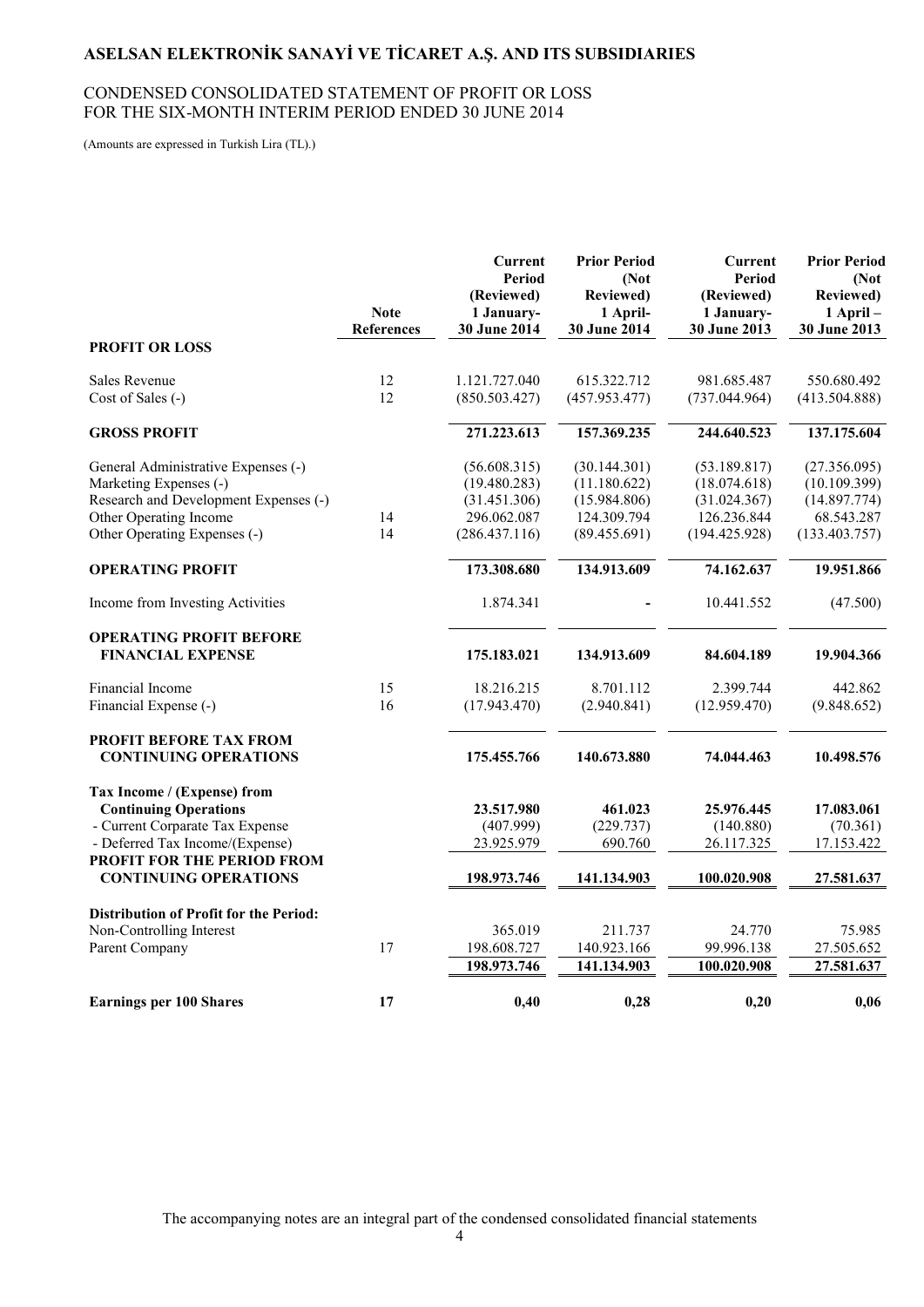# ASELSAN ELEKTRONİK SANAYİ VE TİCARET A.Ş. AND ITS SUBSIDIARIES

## CONDENSED CONSOLIDATED STATEMENT OF PROFIT OR LOSS FOR THE SIX-MONTH INTERIM PERIOD ENDED 30 JUNE 2014

(Amounts are expressed in Turkish Lira (TL).)

| | Note References | Current Period (Reviewed) 1 January- 30 June 2014 | Prior Period (Not Reviewed) 1 April- 30 June 2014 | Current Period (Reviewed) 1 January- 30 June 2013 | Prior Period (Not Reviewed) 1 April – 30 June 2013 |
|---|---|---|---|---|---|
| **PROFIT OR LOSS** | | | | | |
| Sales Revenue | 12 | 1.121.727.040 | 615.322.712 | 981.685.487 | 550.680.492 |
| Cost of Sales (-) | 12 | (850.503.427) | (457.953.477) | (737.044.964) | (413.504.888) |
| **GROSS PROFIT** | | **271.223.613** | **157.369.235** | **244.640.523** | **137.175.604** |
| General Administrative Expenses (-) | | (56.608.315) | (30.144.301) | (53.189.817) | (27.356.095) |
| Marketing Expenses (-) | | (19.480.283) | (11.180.622) | (18.074.618) | (10.109.399) |
| Research and Development Expenses (-) | | (31.451.306) | (15.984.806) | (31.024.367) | (14.897.774) |
| Other Operating Income | 14 | 296.062.087 | 124.309.794 | 126.236.844 | 68.543.287 |
| Other Operating Expenses (-) | 14 | (286.437.116) | (89.455.691) | (194.425.928) | (133.403.757) |
| **OPERATING PROFIT** | | **173.308.680** | **134.913.609** | **74.162.637** | **19.951.866** |
| Income from Investing Activities | | 1.874.341 | - | 10.441.552 | (47.500) |
| **OPERATING PROFIT BEFORE FINANCIAL EXPENSE** | | **175.183.021** | **134.913.609** | **84.604.189** | **19.904.366** |
| Financial Income | 15 | 18.216.215 | 8.701.112 | 2.399.744 | 442.862 |
| Financial Expense (-) | 16 | (17.943.470) | (2.940.841) | (12.959.470) | (9.848.652) |
| **PROFIT BEFORE TAX FROM CONTINUING OPERATIONS** | | **175.455.766** | **140.673.880** | **74.044.463** | **10.498.576** |
| **Tax Income / (Expense) from Continuing Operations** | | **23.517.980** | **461.023** | **25.976.445** | **17.083.061** |
| - Current Corparate Tax Expense | | (407.999) | (229.737) | (140.880) | (70.361) |
| - Deferred Tax Income/(Expense) | | 23.925.979 | 690.760 | 26.117.325 | 17.153.422 |
| **PROFIT FOR THE PERIOD FROM CONTINUING OPERATIONS** | | **198.973.746** | **141.134.903** | **100.020.908** | **27.581.637** |
| **Distribution of Profit for the Period:** | | | | | |
| Non-Controlling Interest | | 365.019 | 211.737 | 24.770 | 75.985 |
| Parent Company | 17 | 198.608.727 | 140.923.166 | 99.996.138 | 27.505.652 |
| | | 198.973.746 | 141.134.903 | 100.020.908 | 27.581.637 |
| **Earnings per 100 Shares** | **17** | **0,40** | **0,28** | **0,20** | **0,06** |

The accompanying notes are an integral part of the condensed consolidated financial statements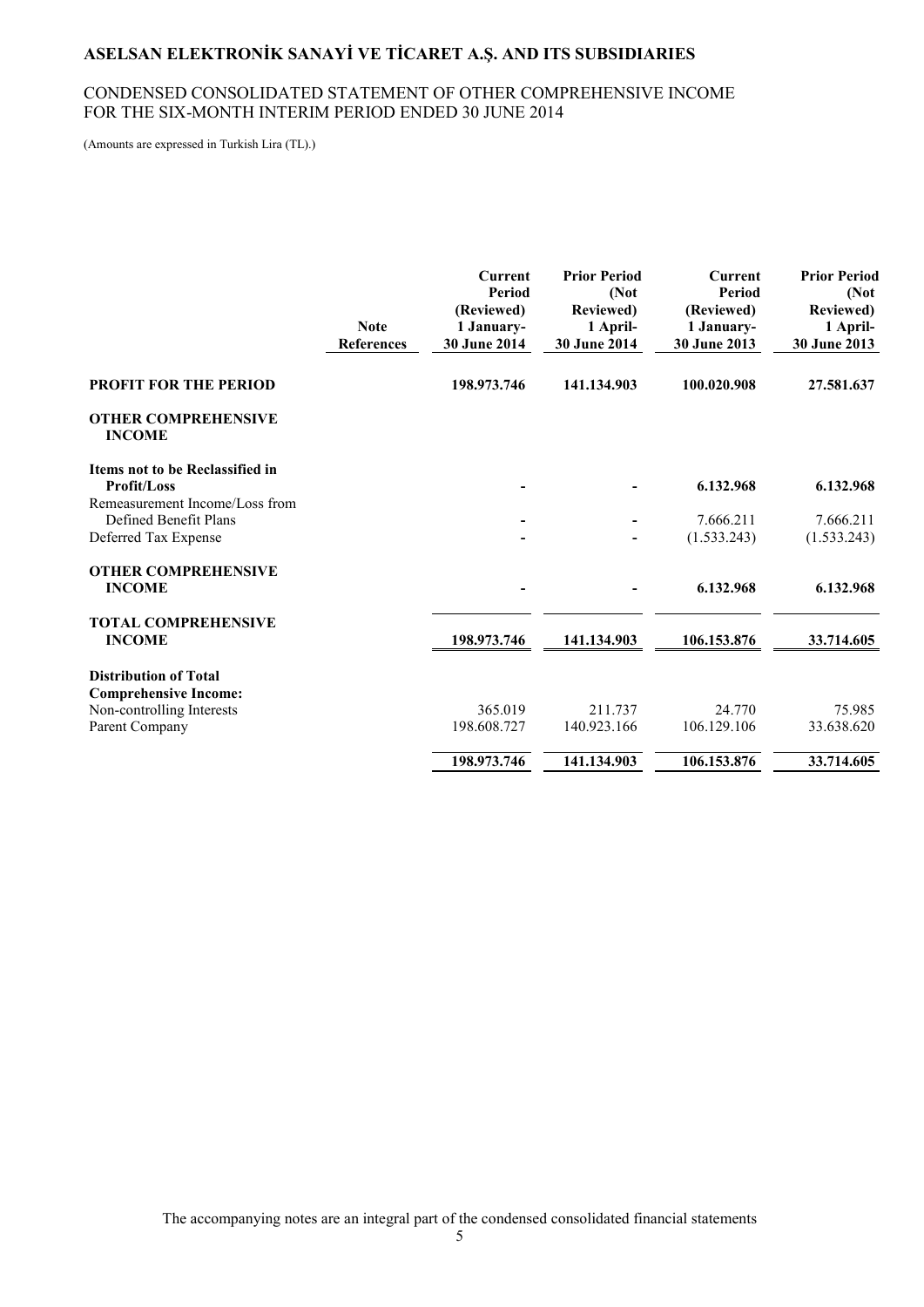# ASELSAN ELEKTRONİK SANAYİ VE TİCARET A.Ş. AND ITS SUBSIDIARIES

## CONDENSED CONSOLIDATED STATEMENT OF OTHER COMPREHENSIVE INCOME FOR THE SIX-MONTH INTERIM PERIOD ENDED 30 JUNE 2014

(Amounts are expressed in Turkish Lira (TL).)

| | Note References | Current Period (Reviewed) 1 January-30 June 2014 | Prior Period (Not Reviewed) 1 April-30 June 2014 | Current Period (Reviewed) 1 January-30 June 2013 | Prior Period (Not Reviewed) 1 April-30 June 2013 |
|---|---|---|---|---|---|
| **PROFIT FOR THE PERIOD** | | **198.973.746** | **141.134.903** | **100.020.908** | **27.581.637** |
| **OTHER COMPREHENSIVE INCOME** | | | | | |
| **Items not to be Reclassified in Profit/Loss** | | **-** | **-** | **6.132.968** | **6.132.968** |
| Remeasurement Income/Loss from Defined Benefit Plans | | - | - | 7.666.211 | 7.666.211 |
| Deferred Tax Expense | | - | - | (1.533.243) | (1.533.243) |
| **OTHER COMPREHENSIVE INCOME** | | **-** | **-** | **6.132.968** | **6.132.968** |
| **TOTAL COMPREHENSIVE INCOME** | | **198.973.746** | **141.134.903** | **106.153.876** | **33.714.605** |
| **Distribution of Total Comprehensive Income:** | | | | | |
| Non-controlling Interests | | 365.019 | 211.737 | 24.770 | 75.985 |
| Parent Company | | 198.608.727 | 140.923.166 | 106.129.106 | 33.638.620 |
| | | **198.973.746** | **141.134.903** | **106.153.876** | **33.714.605** |

The accompanying notes are an integral part of the condensed consolidated financial statements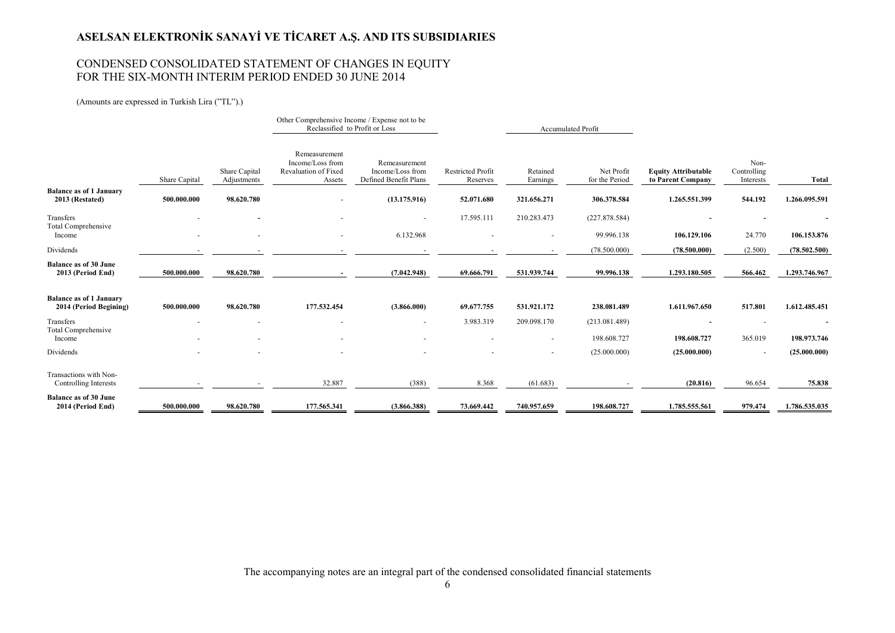# ASELSAN ELEKTRONİK SANAYİ VE TİCARET A.Ş. AND ITS SUBSIDIARIES

## CONDENSED CONSOLIDATED STATEMENT OF CHANGES IN EQUITY FOR THE SIX-MONTH INTERIM PERIOD ENDED 30 JUNE 2014

(Amounts are expressed in Turkish Lira ("TL").)

| | | | Other Comprehensive Income / Expense not to be Reclassified to Profit or Loss | | | Accumulated Profit | | | | |
|---|---|---|---|---|---|---|---|---|---|---|
| | Share Capital | Share Capital Adjustments | Remeasurement Income/Loss from Revaluation of Fixed Assets | Remeasurement Income/Loss from Defined Benefit Plans | Restricted Profit Reserves | Retained Earnings | Net Profit for the Period | **Equity Attributable to Parent Company** | Non-Controlling Interests | **Total** |
| **Balance as of 1 January 2013 (Restated)** | **500.000.000** | **98.620.780** | - | **(13.175.916)** | **52.071.680** | **321.656.271** | **306.378.584** | **1.265.551.399** | **544.192** | **1.266.095.591** |
| Transfers | - | - | - | - | 17.595.111 | 210.283.473 | (227.878.584) | - | - | - |
| Total Comprehensive Income | - | - | - | 6.132.968 | - | - | 99.996.138 | **106.129.106** | 24.770 | **106.153.876** |
| Dividends | - | - | - | - | - | - | (78.500.000) | **(78.500.000)** | (2.500) | **(78.502.500)** |
| **Balance as of 30 June 2013 (Period End)** | **500.000.000** | **98.620.780** | - | **(7.042.948)** | **69.666.791** | **531.939.744** | **99.996.138** | **1.293.180.505** | **566.462** | **1.293.746.967** |
| **Balance as of 1 January 2014 (Period Begining)** | **500.000.000** | **98.620.780** | **177.532.454** | **(3.866.000)** | **69.677.755** | **531.921.172** | **238.081.489** | **1.611.967.650** | **517.801** | **1.612.485.451** |
| Transfers | - | - | - | - | 3.983.319 | 209.098.170 | (213.081.489) | - | - | - |
| Total Comprehensive Income | - | - | - | - | - | - | 198.608.727 | **198.608.727** | 365.019 | **198.973.746** |
| Dividends | - | - | - | - | - | - | (25.000.000) | **(25.000.000)** | - | **(25.000.000)** |
| Transactions with Non-Controlling Interests | - | - | 32.887 | (388) | 8.368 | (61.683) | - | **(20.816)** | 96.654 | **75.838** |
| **Balance as of 30 June 2014 (Period End)** | **500.000.000** | **98.620.780** | **177.565.341** | **(3.866.388)** | **73.669.442** | **740.957.659** | **198.608.727** | **1.785.555.561** | **979.474** | **1.786.535.035** |

The accompanying notes are an integral part of the condensed consolidated financial statements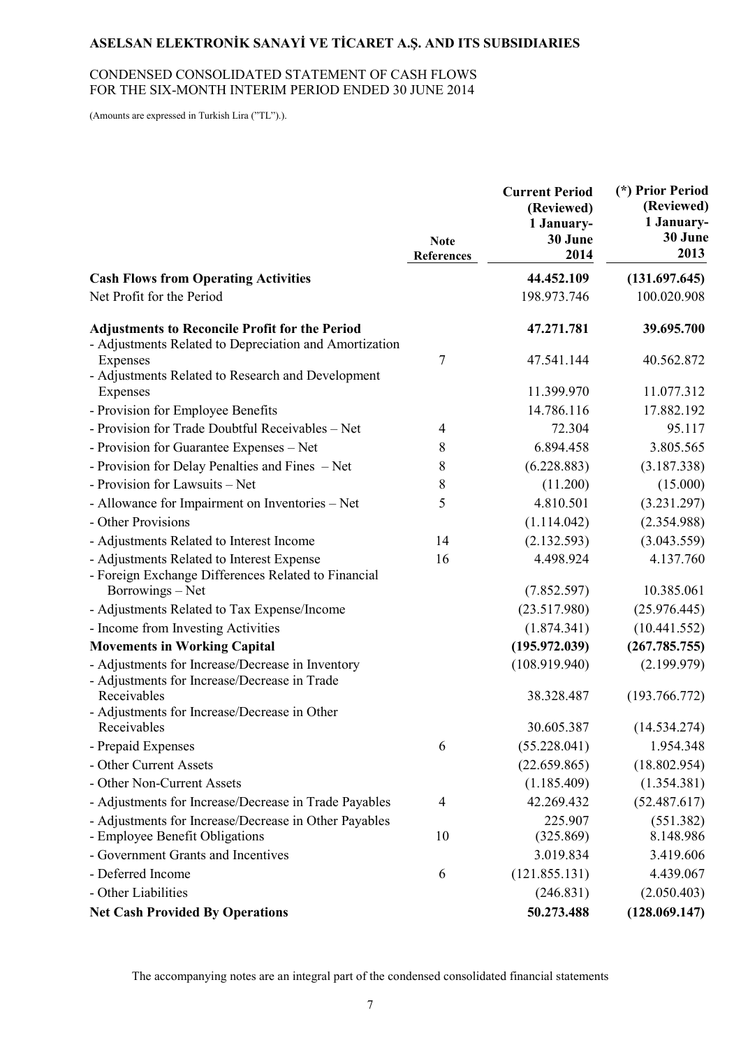# ASELSAN ELEKTRONİK SANAYİ VE TİCARET A.Ş. AND ITS SUBSIDIARIES

CONDENSED CONSOLIDATED STATEMENT OF CASH FLOWS
FOR THE SIX-MONTH INTERIM PERIOD ENDED 30 JUNE 2014

(Amounts are expressed in Turkish Lira ("TL").).

| | Note References | Current Period (Reviewed) 1 January- 30 June 2014 | (*) Prior Period (Reviewed) 1 January- 30 June 2013 |
|---|---|---|---|
| **Cash Flows from Operating Activities** | | **44.452.109** | **(131.697.645)** |
| Net Profit for the Period | | 198.973.746 | 100.020.908 |
| **Adjustments to Reconcile Profit for the Period** | | **47.271.781** | **39.695.700** |
| - Adjustments Related to Depreciation and Amortization Expenses | 7 | 47.541.144 | 40.562.872 |
| - Adjustments Related to Research and Development Expenses | | 11.399.970 | 11.077.312 |
| - Provision for Employee Benefits | | 14.786.116 | 17.882.192 |
| - Provision for Trade Doubtful Receivables – Net | 4 | 72.304 | 95.117 |
| - Provision for Guarantee Expenses – Net | 8 | 6.894.458 | 3.805.565 |
| - Provision for Delay Penalties and Fines – Net | 8 | (6.228.883) | (3.187.338) |
| - Provision for Lawsuits – Net | 8 | (11.200) | (15.000) |
| - Allowance for Impairment on Inventories – Net | 5 | 4.810.501 | (3.231.297) |
| - Other Provisions | | (1.114.042) | (2.354.988) |
| - Adjustments Related to Interest Income | 14 | (2.132.593) | (3.043.559) |
| - Adjustments Related to Interest Expense | 16 | 4.498.924 | 4.137.760 |
| - Foreign Exchange Differences Related to Financial Borrowings – Net | | (7.852.597) | 10.385.061 |
| - Adjustments Related to Tax Expense/Income | | (23.517.980) | (25.976.445) |
| - Income from Investing Activities | | (1.874.341) | (10.441.552) |
| **Movements in Working Capital** | | **(195.972.039)** | **(267.785.755)** |
| - Adjustments for Increase/Decrease in Inventory | | (108.919.940) | (2.199.979) |
| - Adjustments for Increase/Decrease in Trade Receivables | | 38.328.487 | (193.766.772) |
| - Adjustments for Increase/Decrease in Other Receivables | | 30.605.387 | (14.534.274) |
| - Prepaid Expenses | 6 | (55.228.041) | 1.954.348 |
| - Other Current Assets | | (22.659.865) | (18.802.954) |
| - Other Non-Current Assets | | (1.185.409) | (1.354.381) |
| - Adjustments for Increase/Decrease in Trade Payables | 4 | 42.269.432 | (52.487.617) |
| - Adjustments for Increase/Decrease in Other Payables | | 225.907 | (551.382) |
| - Employee Benefit Obligations | 10 | (325.869) | 8.148.986 |
| - Government Grants and Incentives | | 3.019.834 | 3.419.606 |
| - Deferred Income | 6 | (121.855.131) | 4.439.067 |
| - Other Liabilities | | (246.831) | (2.050.403) |
| **Net Cash Provided By Operations** | | **50.273.488** | **(128.069.147)** |

The accompanying notes are an integral part of the condensed consolidated financial statements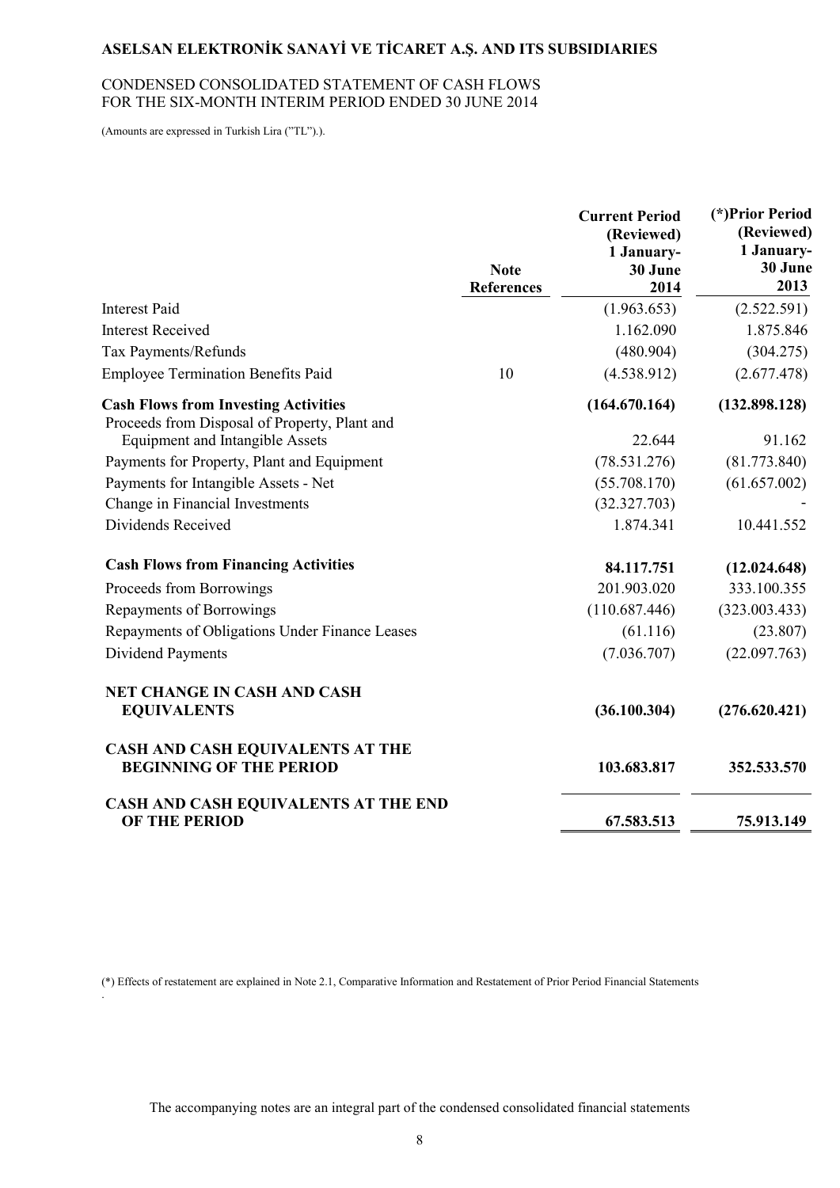# ASELSAN ELEKTRONİK SANAYİ VE TİCARET A.Ş. AND ITS SUBSIDIARIES

CONDENSED CONSOLIDATED STATEMENT OF CASH FLOWS
FOR THE SIX-MONTH INTERIM PERIOD ENDED 30 JUNE 2014

(Amounts are expressed in Turkish Lira ("TL").).

| | Note References | Current Period (Reviewed) 1 January-30 June 2014 | (*)Prior Period (Reviewed) 1 January-30 June 2013 |
|---|---|---|---|
| Interest Paid | | (1.963.653) | (2.522.591) |
| Interest Received | | 1.162.090 | 1.875.846 |
| Tax Payments/Refunds | | (480.904) | (304.275) |
| Employee Termination Benefits Paid | 10 | (4.538.912) | (2.677.478) |
| **Cash Flows from Investing Activities** | | **(164.670.164)** | **(132.898.128)** |
| Proceeds from Disposal of Property, Plant and Equipment and Intangible Assets | | 22.644 | 91.162 |
| Payments for Property, Plant and Equipment | | (78.531.276) | (81.773.840) |
| Payments for Intangible Assets - Net | | (55.708.170) | (61.657.002) |
| Change in Financial Investments | | (32.327.703) | - |
| Dividends Received | | 1.874.341 | 10.441.552 |
| **Cash Flows from Financing Activities** | | **84.117.751** | **(12.024.648)** |
| Proceeds from Borrowings | | 201.903.020 | 333.100.355 |
| Repayments of Borrowings | | (110.687.446) | (323.003.433) |
| Repayments of Obligations Under Finance Leases | | (61.116) | (23.807) |
| Dividend Payments | | (7.036.707) | (22.097.763) |
| **NET CHANGE IN CASH AND CASH EQUIVALENTS** | | **(36.100.304)** | **(276.620.421)** |
| **CASH AND CASH EQUIVALENTS AT THE BEGINNING OF THE PERIOD** | | **103.683.817** | **352.533.570** |
| **CASH AND CASH EQUIVALENTS AT THE END OF THE PERIOD** | | **67.583.513** | **75.913.149** |

(*) Effects of restatement are explained in Note 2.1, Comparative Information and Restatement of Prior Period Financial Statements

The accompanying notes are an integral part of the condensed consolidated financial statements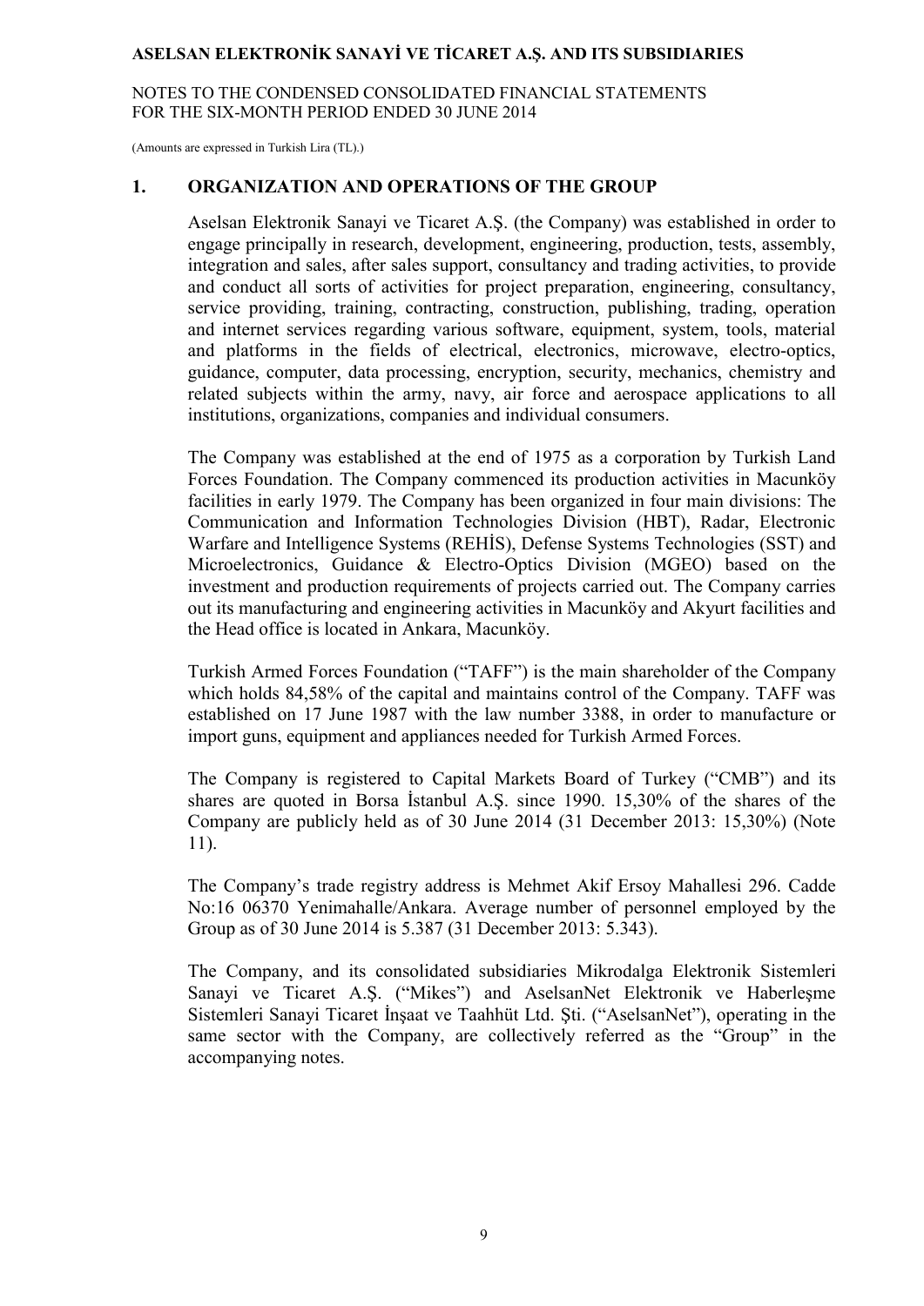## 1. ORGANIZATION AND OPERATIONS OF THE GROUP

Aselsan Elektronik Sanayi ve Ticaret A.Ş. (the Company) was established in order to engage principally in research, development, engineering, production, tests, assembly, integration and sales, after sales support, consultancy and trading activities, to provide and conduct all sorts of activities for project preparation, engineering, consultancy, service providing, training, contracting, construction, publishing, trading, operation and internet services regarding various software, equipment, system, tools, material and platforms in the fields of electrical, electronics, microwave, electro-optics, guidance, computer, data processing, encryption, security, mechanics, chemistry and related subjects within the army, navy, air force and aerospace applications to all institutions, organizations, companies and individual consumers.

The Company was established at the end of 1975 as a corporation by Turkish Land Forces Foundation. The Company commenced its production activities in Macunköy facilities in early 1979. The Company has been organized in four main divisions: The Communication and Information Technologies Division (HBT), Radar, Electronic Warfare and Intelligence Systems (REHİS), Defense Systems Technologies (SST) and Microelectronics, Guidance & Electro-Optics Division (MGEO) based on the investment and production requirements of projects carried out. The Company carries out its manufacturing and engineering activities in Macunköy and Akyurt facilities and the Head office is located in Ankara, Macunköy.

Turkish Armed Forces Foundation ("TAFF") is the main shareholder of the Company which holds 84,58% of the capital and maintains control of the Company. TAFF was established on 17 June 1987 with the law number 3388, in order to manufacture or import guns, equipment and appliances needed for Turkish Armed Forces.

The Company is registered to Capital Markets Board of Turkey ("CMB") and its shares are quoted in Borsa İstanbul A.Ş. since 1990. 15,30% of the shares of the Company are publicly held as of 30 June 2014 (31 December 2013: 15,30%) (Note 11).

The Company's trade registry address is Mehmet Akif Ersoy Mahallesi 296. Cadde No:16 06370 Yenimahalle/Ankara. Average number of personnel employed by the Group as of 30 June 2014 is 5.387 (31 December 2013: 5.343).

The Company, and its consolidated subsidiaries Mikrodalga Elektronik Sistemleri Sanayi ve Ticaret A.Ş. ("Mikes") and AselsanNet Elektronik ve Haberleşme Sistemleri Sanayi Ticaret İnşaat ve Taahhüt Ltd. Şti. ("AselsanNet"), operating in the same sector with the Company, are collectively referred as the "Group" in the accompanying notes.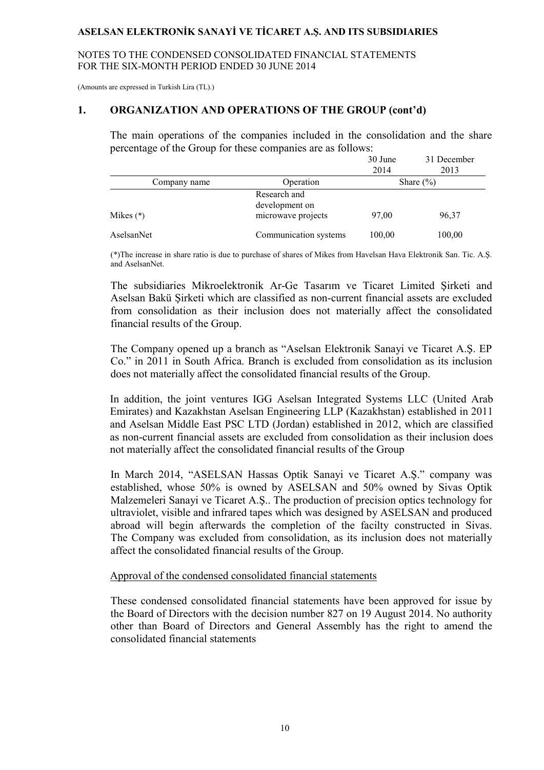## 1. ORGANIZATION AND OPERATIONS OF THE GROUP (cont'd)

The main operations of the companies included in the consolidation and the share percentage of the Group for these companies are as follows:

| Company name | Operation | 30 June 2014 | 31 December 2013 |
|---|---|---|---|
| | | Share (%) | |
| Mikes (*) | Research and development on microwave projects | 97,00 | 96,37 |
| AselsanNet | Communication systems | 100,00 | 100,00 |

(*)The increase in share ratio is due to purchase of shares of Mikes from Havelsan Hava Elektronik San. Tic. A.Ş. and AselsanNet.

The subsidiaries Mikroelektronik Ar-Ge Tasarım ve Ticaret Limited Şirketi and Aselsan Bakü Şirketi which are classified as non-current financial assets are excluded from consolidation as their inclusion does not materially affect the consolidated financial results of the Group.

The Company opened up a branch as "Aselsan Elektronik Sanayi ve Ticaret A.Ş. EP Co." in 2011 in South Africa. Branch is excluded from consolidation as its inclusion does not materially affect the consolidated financial results of the Group.

In addition, the joint ventures IGG Aselsan Integrated Systems LLC (United Arab Emirates) and Kazakhstan Aselsan Engineering LLP (Kazakhstan) established in 2011 and Aselsan Middle East PSC LTD (Jordan) established in 2012, which are classified as non-current financial assets are excluded from consolidation as their inclusion does not materially affect the consolidated financial results of the Group

In March 2014, "ASELSAN Hassas Optik Sanayi ve Ticaret A.Ş." company was established, whose 50% is owned by ASELSAN and 50% owned by Sivas Optik Malzemeleri Sanayi ve Ticaret A.Ş.. The production of precision optics technology for ultraviolet, visible and infrared tapes which was designed by ASELSAN and produced abroad will begin afterwards the completion of the facilty constructed in Sivas. The Company was excluded from consolidation, as its inclusion does not materially affect the consolidated financial results of the Group.

<u>Approval of the condensed consolidated financial statements</u>

These condensed consolidated financial statements have been approved for issue by the Board of Directors with the decision number 827 on 19 August 2014. No authority other than Board of Directors and General Assembly has the right to amend the consolidated financial statements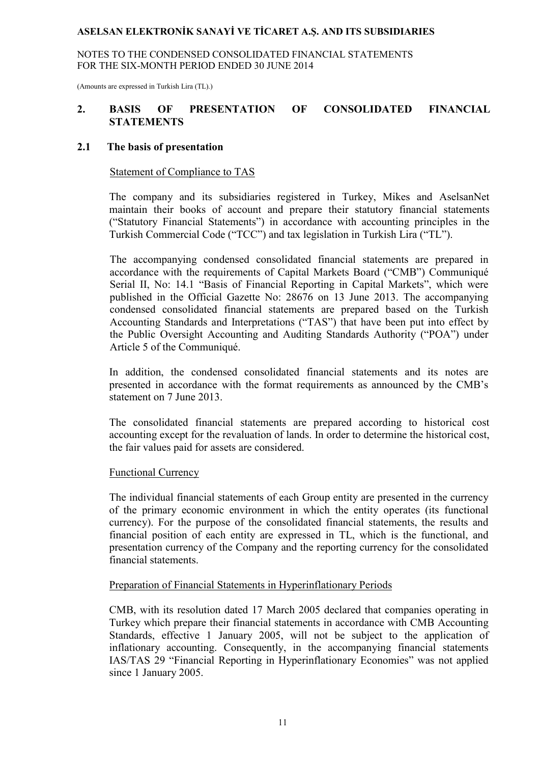## 2. BASIS OF PRESENTATION OF CONSOLIDATED FINANCIAL STATEMENTS

### 2.1 The basis of presentation

Statement of Compliance to TAS

The company and its subsidiaries registered in Turkey, Mikes and AselsanNet maintain their books of account and prepare their statutory financial statements ("Statutory Financial Statements") in accordance with accounting principles in the Turkish Commercial Code ("TCC") and tax legislation in Turkish Lira ("TL").

The accompanying condensed consolidated financial statements are prepared in accordance with the requirements of Capital Markets Board ("CMB") Communiqué Serial II, No: 14.1 "Basis of Financial Reporting in Capital Markets", which were published in the Official Gazette No: 28676 on 13 June 2013. The accompanying condensed consolidated financial statements are prepared based on the Turkish Accounting Standards and Interpretations ("TAS") that have been put into effect by the Public Oversight Accounting and Auditing Standards Authority ("POA") under Article 5 of the Communiqué.

In addition, the condensed consolidated financial statements and its notes are presented in accordance with the format requirements as announced by the CMB's statement on 7 June 2013.

The consolidated financial statements are prepared according to historical cost accounting except for the revaluation of lands. In order to determine the historical cost, the fair values paid for assets are considered.

Functional Currency

The individual financial statements of each Group entity are presented in the currency of the primary economic environment in which the entity operates (its functional currency). For the purpose of the consolidated financial statements, the results and financial position of each entity are expressed in TL, which is the functional, and presentation currency of the Company and the reporting currency for the consolidated financial statements.

Preparation of Financial Statements in Hyperinflationary Periods

CMB, with its resolution dated 17 March 2005 declared that companies operating in Turkey which prepare their financial statements in accordance with CMB Accounting Standards, effective 1 January 2005, will not be subject to the application of inflationary accounting. Consequently, in the accompanying financial statements IAS/TAS 29 "Financial Reporting in Hyperinflationary Economies" was not applied since 1 January 2005.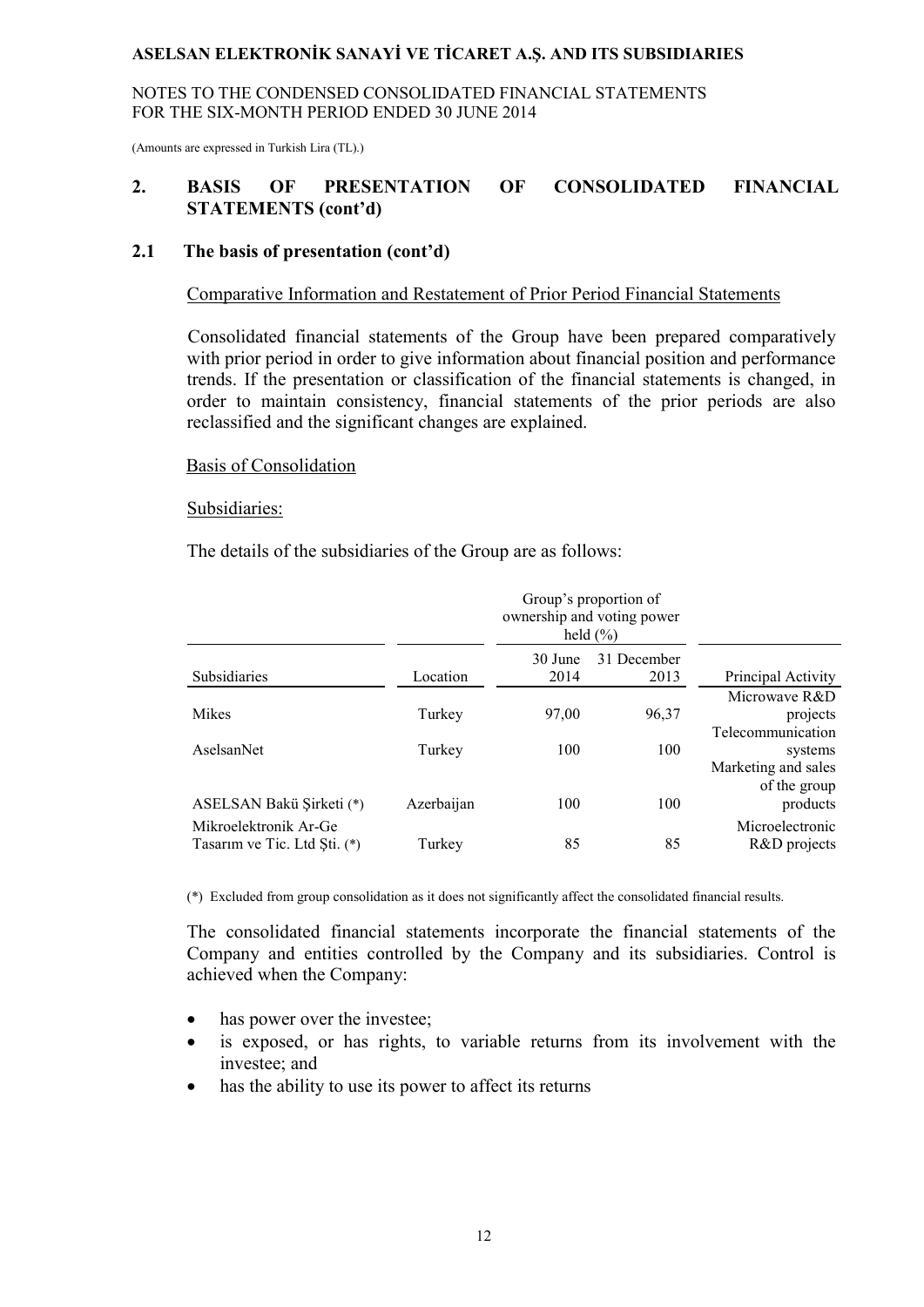## 2. BASIS OF PRESENTATION OF CONSOLIDATED FINANCIAL STATEMENTS (cont'd)

### 2.1 The basis of presentation (cont'd)

Comparative Information and Restatement of Prior Period Financial Statements

Consolidated financial statements of the Group have been prepared comparatively with prior period in order to give information about financial position and performance trends. If the presentation or classification of the financial statements is changed, in order to maintain consistency, financial statements of the prior periods are also reclassified and the significant changes are explained.

Basis of Consolidation

Subsidiaries:

The details of the subsidiaries of the Group are as follows:

| | | Group's proportion of ownership and voting power held (%) | | |
|---|---|---|---|---|
| Subsidiaries | Location | 30 June 2014 | 31 December 2013 | Principal Activity |
| Mikes | Turkey | 97,00 | 96,37 | Microwave R&D projects |
| AselsanNet | Turkey | 100 | 100 | Telecommunication systems |
| ASELSAN Bakü Şirketi (*) | Azerbaijan | 100 | 100 | Marketing and sales of the group products |
| Mikroelektronik Ar-Ge Tasarım ve Tic. Ltd Şti. (*) | Turkey | 85 | 85 | Microelectronic R&D projects |

(*) Excluded from group consolidation as it does not significantly affect the consolidated financial results.

The consolidated financial statements incorporate the financial statements of the Company and entities controlled by the Company and its subsidiaries. Control is achieved when the Company:

- has power over the investee;
- is exposed, or has rights, to variable returns from its involvement with the investee; and
- has the ability to use its power to affect its returns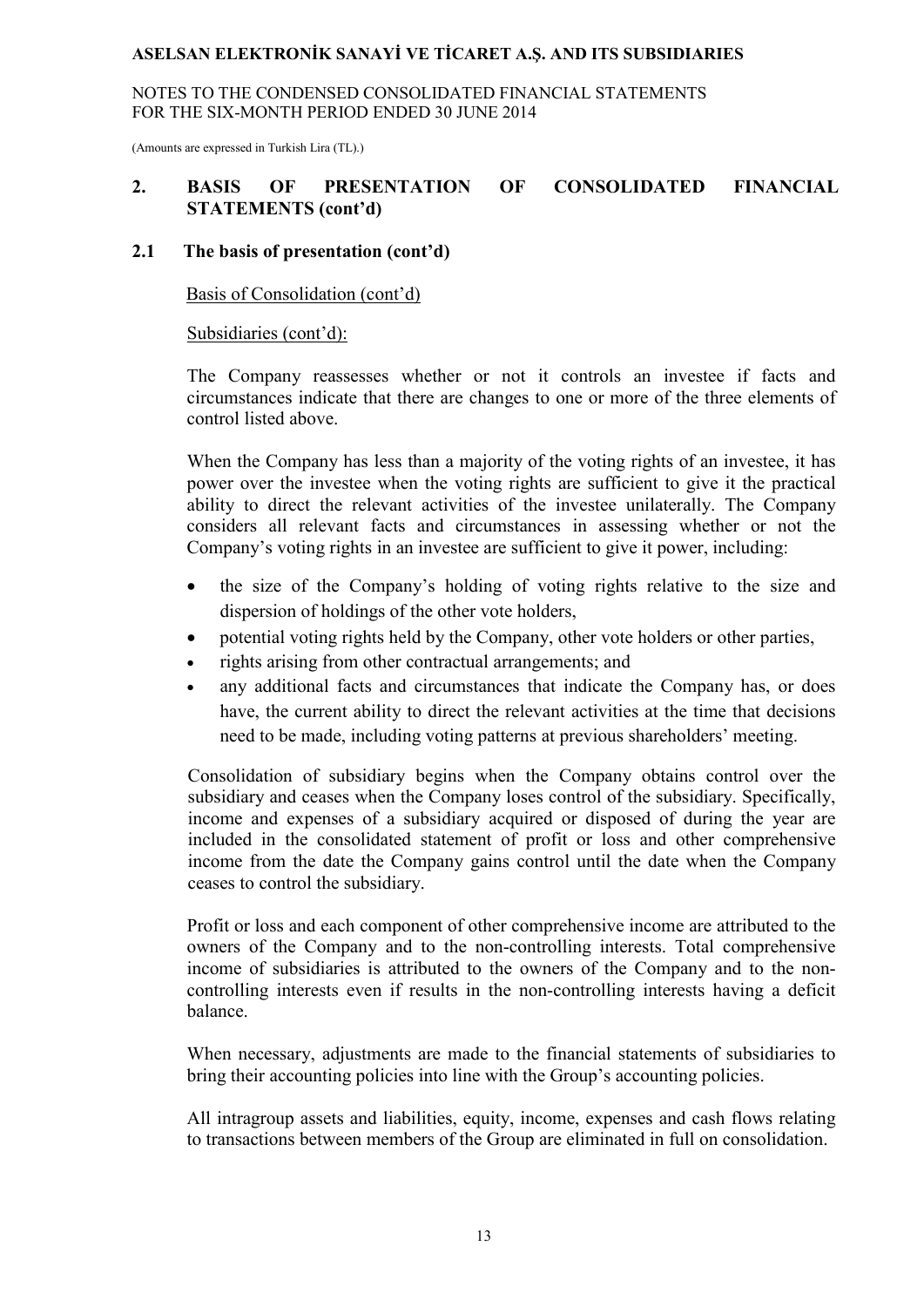## 2. BASIS OF PRESENTATION OF CONSOLIDATED FINANCIAL STATEMENTS (cont'd)

### 2.1 The basis of presentation (cont'd)

Basis of Consolidation (cont'd)

Subsidiaries (cont'd):

The Company reassesses whether or not it controls an investee if facts and circumstances indicate that there are changes to one or more of the three elements of control listed above.

When the Company has less than a majority of the voting rights of an investee, it has power over the investee when the voting rights are sufficient to give it the practical ability to direct the relevant activities of the investee unilaterally. The Company considers all relevant facts and circumstances in assessing whether or not the Company's voting rights in an investee are sufficient to give it power, including:

- the size of the Company's holding of voting rights relative to the size and dispersion of holdings of the other vote holders,
- potential voting rights held by the Company, other vote holders or other parties,
- rights arising from other contractual arrangements; and
- any additional facts and circumstances that indicate the Company has, or does have, the current ability to direct the relevant activities at the time that decisions need to be made, including voting patterns at previous shareholders' meeting.

Consolidation of subsidiary begins when the Company obtains control over the subsidiary and ceases when the Company loses control of the subsidiary. Specifically, income and expenses of a subsidiary acquired or disposed of during the year are included in the consolidated statement of profit or loss and other comprehensive income from the date the Company gains control until the date when the Company ceases to control the subsidiary.

Profit or loss and each component of other comprehensive income are attributed to the owners of the Company and to the non-controlling interests. Total comprehensive income of subsidiaries is attributed to the owners of the Company and to the non-controlling interests even if results in the non-controlling interests having a deficit balance.

When necessary, adjustments are made to the financial statements of subsidiaries to bring their accounting policies into line with the Group's accounting policies.

All intragroup assets and liabilities, equity, income, expenses and cash flows relating to transactions between members of the Group are eliminated in full on consolidation.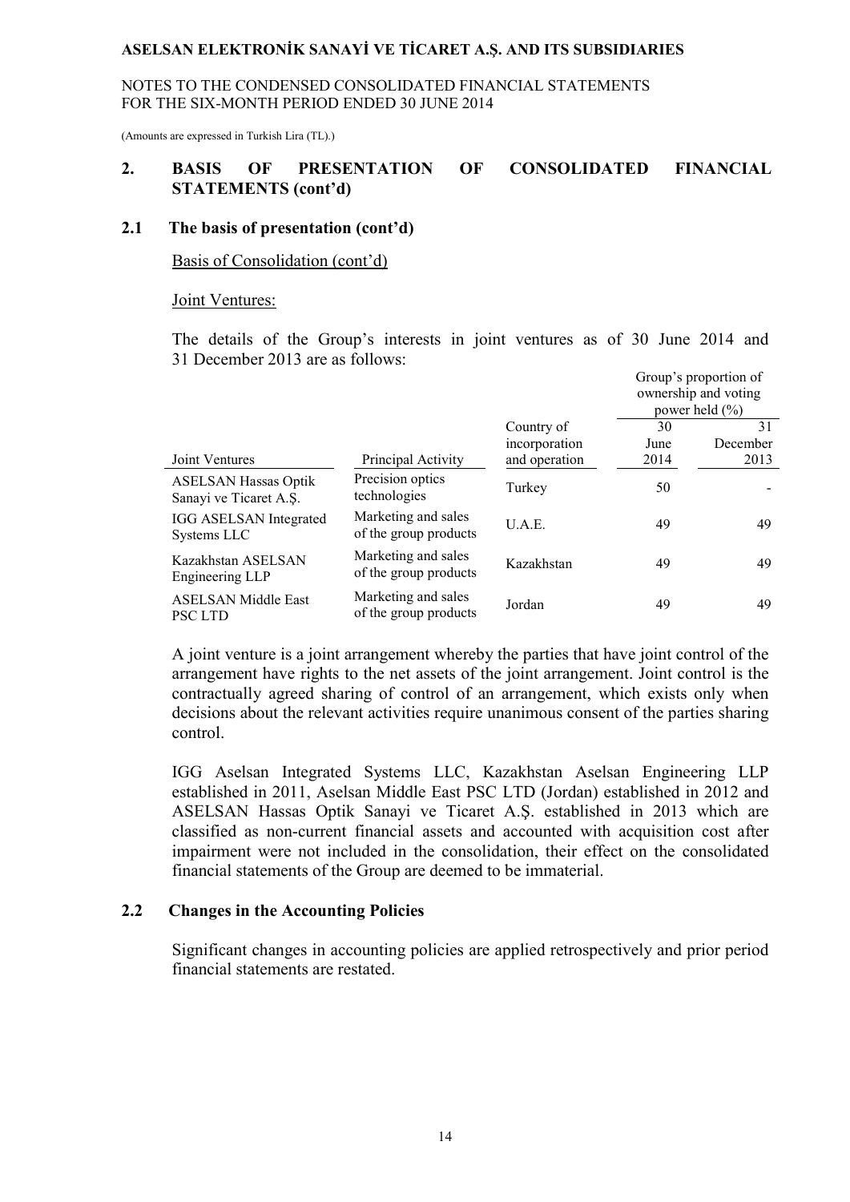## 2. BASIS OF PRESENTATION OF CONSOLIDATED FINANCIAL STATEMENTS (cont'd)

### 2.1 The basis of presentation (cont'd)

Basis of Consolidation (cont'd)

Joint Ventures:

The details of the Group's interests in joint ventures as of 30 June 2014 and 31 December 2013 are as follows:

| Joint Ventures | Principal Activity | Country of incorporation and operation | Group's proportion of ownership and voting power held (%) | |
|---|---|---|---|---|
| | | | 30 June 2014 | 31 December 2013 |
| ASELSAN Hassas Optik Sanayi ve Ticaret A.Ş. | Precision optics technologies | Turkey | 50 | - |
| IGG ASELSAN Integrated Systems LLC | Marketing and sales of the group products | U.A.E. | 49 | 49 |
| Kazakhstan ASELSAN Engineering LLP | Marketing and sales of the group products | Kazakhstan | 49 | 49 |
| ASELSAN Middle East PSC LTD | Marketing and sales of the group products | Jordan | 49 | 49 |

A joint venture is a joint arrangement whereby the parties that have joint control of the arrangement have rights to the net assets of the joint arrangement. Joint control is the contractually agreed sharing of control of an arrangement, which exists only when decisions about the relevant activities require unanimous consent of the parties sharing control.

IGG Aselsan Integrated Systems LLC, Kazakhstan Aselsan Engineering LLP established in 2011, Aselsan Middle East PSC LTD (Jordan) established in 2012 and ASELSAN Hassas Optik Sanayi ve Ticaret A.Ş. established in 2013 which are classified as non-current financial assets and accounted with acquisition cost after impairment were not included in the consolidation, their effect on the consolidated financial statements of the Group are deemed to be immaterial.

### 2.2 Changes in the Accounting Policies

Significant changes in accounting policies are applied retrospectively and prior period financial statements are restated.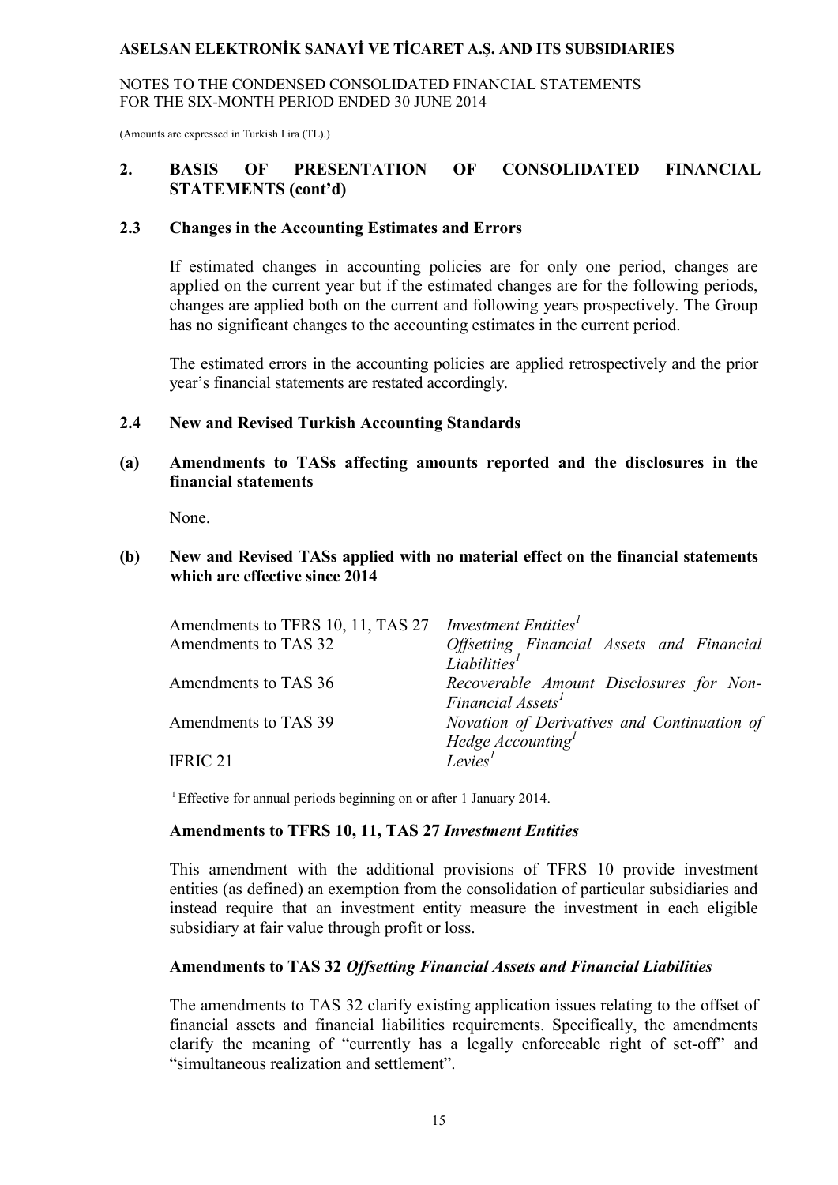## 2. BASIS OF PRESENTATION OF CONSOLIDATED FINANCIAL STATEMENTS (cont'd)

### 2.3 Changes in the Accounting Estimates and Errors

If estimated changes in accounting policies are for only one period, changes are applied on the current year but if the estimated changes are for the following periods, changes are applied both on the current and following years prospectively. The Group has no significant changes to the accounting estimates in the current period.

The estimated errors in the accounting policies are applied retrospectively and the prior year's financial statements are restated accordingly.

### 2.4 New and Revised Turkish Accounting Standards

**(a) Amendments to TASs affecting amounts reported and the disclosures in the financial statements**

None.

**(b) New and Revised TASs applied with no material effect on the financial statements which are effective since 2014**

| | |
|---|---|
| Amendments to TFRS 10, 11, TAS 27 | *Investment Entities*[1] |
| Amendments to TAS 32 | *Offsetting Financial Assets and Financial Liabilities*[1] |
| Amendments to TAS 36 | *Recoverable Amount Disclosures for Non-Financial Assets*[1] |
| Amendments to TAS 39 | *Novation of Derivatives and Continuation of Hedge Accounting*[1] |
| IFRIC 21 | *Levies*[1] |

[1] Effective for annual periods beginning on or after 1 January 2014.

**Amendments to TFRS 10, 11, TAS 27 *Investment Entities***

This amendment with the additional provisions of TFRS 10 provide investment entities (as defined) an exemption from the consolidation of particular subsidiaries and instead require that an investment entity measure the investment in each eligible subsidiary at fair value through profit or loss.

**Amendments to TAS 32 *Offsetting Financial Assets and Financial Liabilities***

The amendments to TAS 32 clarify existing application issues relating to the offset of financial assets and financial liabilities requirements. Specifically, the amendments clarify the meaning of "currently has a legally enforceable right of set-off" and "simultaneous realization and settlement".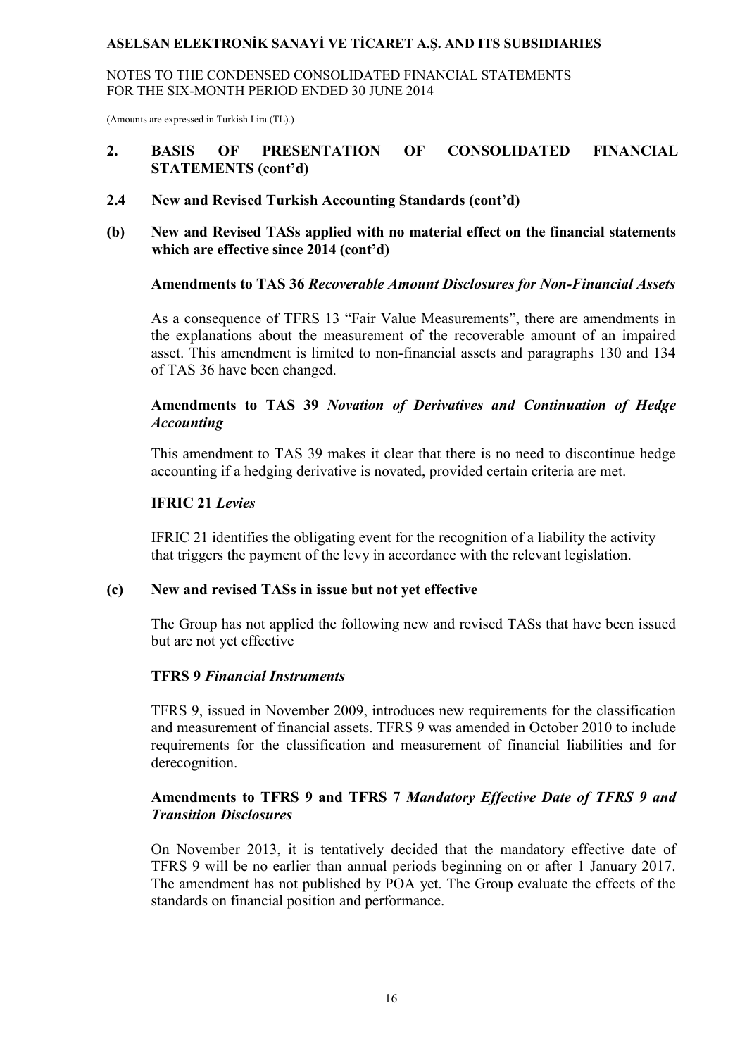## 2. BASIS OF PRESENTATION OF CONSOLIDATED FINANCIAL STATEMENTS (cont'd)

### 2.4 New and Revised Turkish Accounting Standards (cont'd)

#### (b) New and Revised TASs applied with no material effect on the financial statements which are effective since 2014 (cont'd)

**Amendments to TAS 36** ***Recoverable Amount Disclosures for Non-Financial Assets***

As a consequence of TFRS 13 "Fair Value Measurements", there are amendments in the explanations about the measurement of the recoverable amount of an impaired asset. This amendment is limited to non-financial assets and paragraphs 130 and 134 of TAS 36 have been changed.

**Amendments to TAS 39** ***Novation of Derivatives and Continuation of Hedge Accounting***

This amendment to TAS 39 makes it clear that there is no need to discontinue hedge accounting if a hedging derivative is novated, provided certain criteria are met.

**IFRIC 21** ***Levies***

IFRIC 21 identifies the obligating event for the recognition of a liability the activity that triggers the payment of the levy in accordance with the relevant legislation.

#### (c) New and revised TASs in issue but not yet effective

The Group has not applied the following new and revised TASs that have been issued but are not yet effective

**TFRS 9** ***Financial Instruments***

TFRS 9, issued in November 2009, introduces new requirements for the classification and measurement of financial assets. TFRS 9 was amended in October 2010 to include requirements for the classification and measurement of financial liabilities and for derecognition.

**Amendments to TFRS 9 and TFRS 7** ***Mandatory Effective Date of TFRS 9 and Transition Disclosures***

On November 2013, it is tentatively decided that the mandatory effective date of TFRS 9 will be no earlier than annual periods beginning on or after 1 January 2017. The amendment has not published by POA yet. The Group evaluate the effects of the standards on financial position and performance.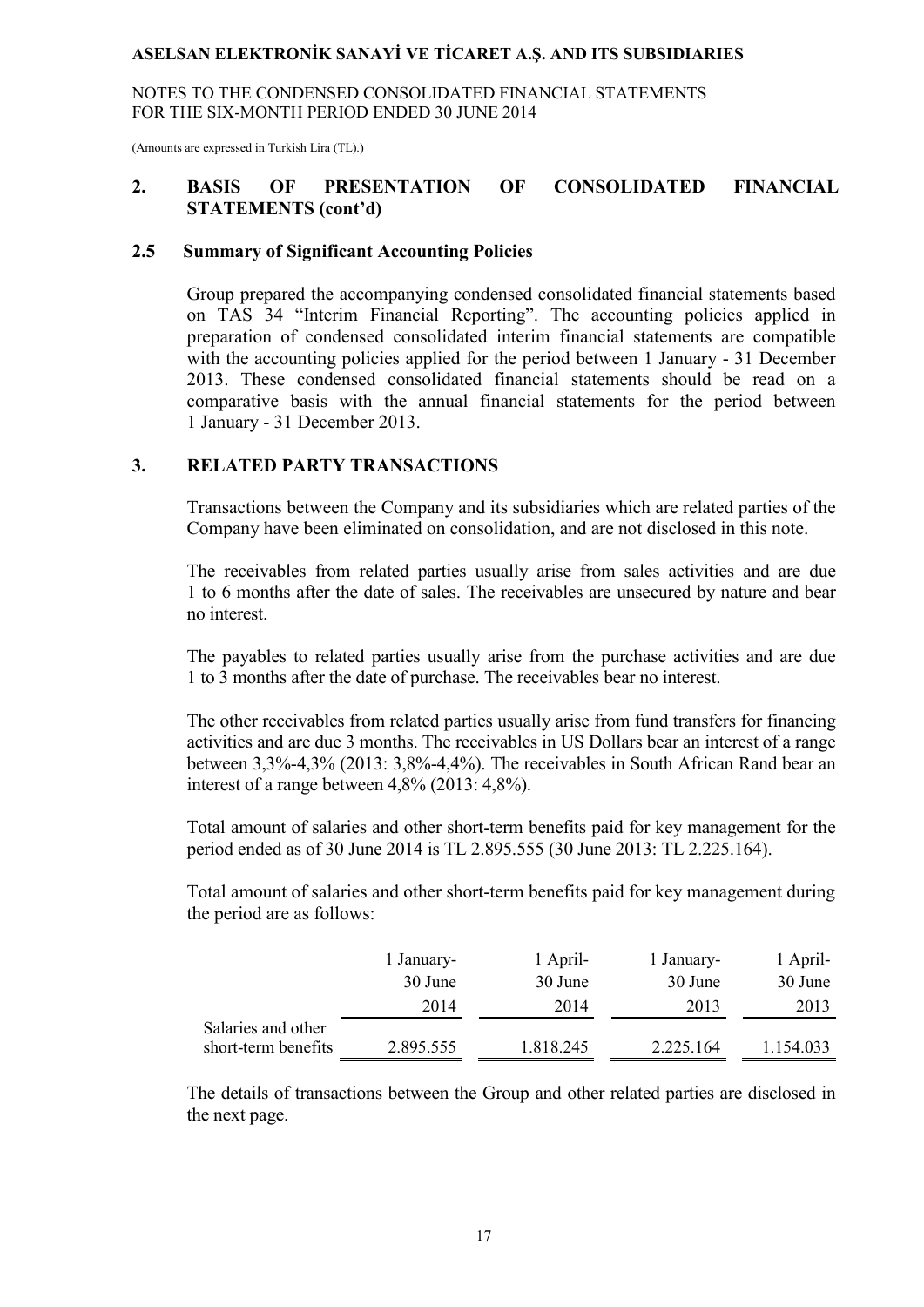## 2. BASIS OF PRESENTATION OF CONSOLIDATED FINANCIAL STATEMENTS (cont'd)

### 2.5 Summary of Significant Accounting Policies

Group prepared the accompanying condensed consolidated financial statements based on TAS 34 "Interim Financial Reporting". The accounting policies applied in preparation of condensed consolidated interim financial statements are compatible with the accounting policies applied for the period between 1 January - 31 December 2013. These condensed consolidated financial statements should be read on a comparative basis with the annual financial statements for the period between 1 January - 31 December 2013.

## 3. RELATED PARTY TRANSACTIONS

Transactions between the Company and its subsidiaries which are related parties of the Company have been eliminated on consolidation, and are not disclosed in this note.

The receivables from related parties usually arise from sales activities and are due 1 to 6 months after the date of sales. The receivables are unsecured by nature and bear no interest.

The payables to related parties usually arise from the purchase activities and are due 1 to 3 months after the date of purchase. The receivables bear no interest.

The other receivables from related parties usually arise from fund transfers for financing activities and are due 3 months. The receivables in US Dollars bear an interest of a range between 3,3%-4,3% (2013: 3,8%-4,4%). The receivables in South African Rand bear an interest of a range between 4,8% (2013: 4,8%).

Total amount of salaries and other short-term benefits paid for key management for the period ended as of 30 June 2014 is TL 2.895.555 (30 June 2013: TL 2.225.164).

Total amount of salaries and other short-term benefits paid for key management during the period are as follows:

| | 1 January-<br>30 June<br>2014 | 1 April-<br>30 June<br>2014 | 1 January-<br>30 June<br>2013 | 1 April-<br>30 June<br>2013 |
|---|---|---|---|---|
| Salaries and other short-term benefits | 2.895.555 | 1.818.245 | 2.225.164 | 1.154.033 |

The details of transactions between the Group and other related parties are disclosed in the next page.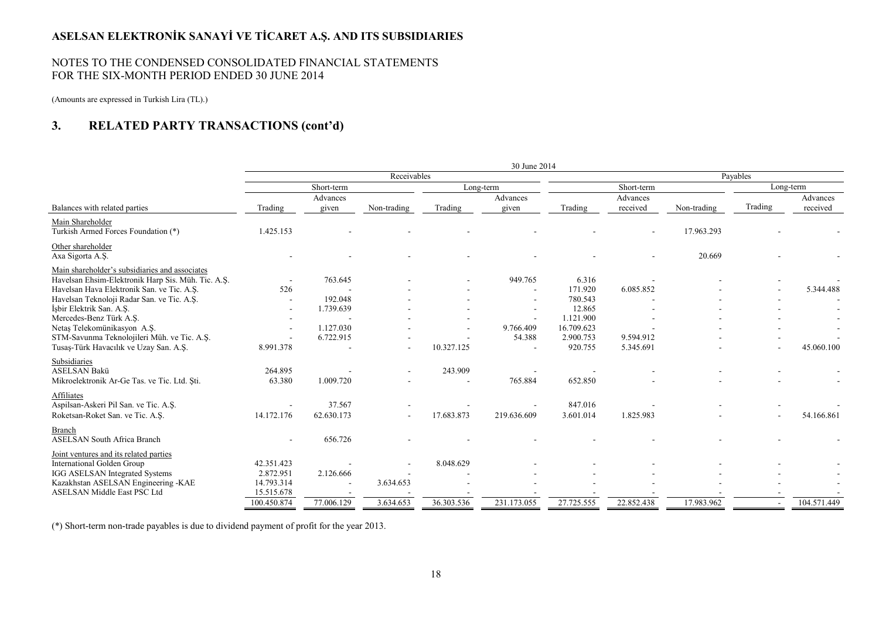# ASELSAN ELEKTRONİK SANAYİ VE TİCARET A.Ş. AND ITS SUBSIDIARIES

NOTES TO THE CONDENSED CONSOLIDATED FINANCIAL STATEMENTS
FOR THE SIX-MONTH PERIOD ENDED 30 JUNE 2014

(Amounts are expressed in Turkish Lira (TL).)

## 3. RELATED PARTY TRANSACTIONS (cont'd)

| | 30 June 2014 | | | | | | | | | |
|---|---|---|---|---|---|---|---|---|---|---|
| | Receivables | | | | | Payables | | | | |
| | Short-term | | | Long-term | | Short-term | | | Long-term | |
| Balances with related parties | Trading | Advances given | Non-trading | Trading | Advances given | Trading | Advances received | Non-trading | Trading | Advances received |
| Main Shareholder | | | | | | | | | | |
| Turkish Armed Forces Foundation (*) | 1.425.153 | - | - | - | - | - | - | 17.963.293 | - | - |
| Other shareholder | | | | | | | | | | |
| Axa Sigorta A.Ş. | - | - | - | - | - | - | - | 20.669 | - | - |
| Main shareholder's subsidiaries and associates | | | | | | | | | | |
| Havelsan Ehsim-Elektronik Harp Sis. Müh. Tic. A.Ş. | - | 763.645 | - | - | 949.765 | 6.316 | - | - | - | - |
| Havelsan Hava Elektronik San. ve Tic. A.Ş. | 526 | - | - | - | - | 171.920 | 6.085.852 | - | - | 5.344.488 |
| Havelsan Teknoloji Radar San. ve Tic. A.Ş. | - | 192.048 | - | - | - | 780.543 | - | - | - | - |
| İşbir Elektrik San. A.Ş. | - | 1.739.639 | - | - | - | 12.865 | - | - | - | - |
| Mercedes-Benz Türk A.Ş. | - | - | - | - | - | 1.121.900 | - | - | - | - |
| Netaş Telekomünikasyon A.Ş. | - | 1.127.030 | - | - | 9.766.409 | 16.709.623 | - | - | - | - |
| STM-Savunma Teknolojileri Müh. ve Tic. A.Ş. | - | 6.722.915 | - | - | 54.388 | 2.900.753 | 9.594.912 | - | - | - |
| Tusaş-Türk Havacılık ve Uzay San. A.Ş. | 8.991.378 | - | - | 10.327.125 | - | 920.755 | 5.345.691 | - | - | 45.060.100 |
| Subsidiaries | | | | | | | | | | |
| ASELSAN Bakü | 264.895 | - | - | 243.909 | - | - | - | - | - | - |
| Mikroelektronik Ar-Ge Tas. ve Tic. Ltd. Şti. | 63.380 | 1.009.720 | - | - | 765.884 | 652.850 | - | - | - | - |
| Affiliates | | | | | | | | | | |
| Aspilsan-Askeri Pil San. ve Tic. A.Ş. | - | 37.567 | - | - | - | 847.016 | - | - | - | - |
| Roketsan-Roket San. ve Tic. A.Ş. | 14.172.176 | 62.630.173 | - | 17.683.873 | 219.636.609 | 3.601.014 | 1.825.983 | - | - | 54.166.861 |
| Branch | | | | | | | | | | |
| ASELSAN South Africa Branch | - | 656.726 | - | - | - | - | - | - | - | - |
| Joint ventures and its related parties | | | | | | | | | | |
| International Golden Group | 42.351.423 | - | - | 8.048.629 | - | - | - | - | - | - |
| IGG ASELSAN Integrated Systems | 2.872.951 | 2.126.666 | - | - | - | - | - | - | - | - |
| Kazakhstan ASELSAN Engineering -KAE | 14.793.314 | - | 3.634.653 | - | - | - | - | - | - | - |
| ASELSAN Middle East PSC Ltd | 15.515.678 | - | - | - | - | - | - | - | - | - |
| | 100.450.874 | 77.006.129 | 3.634.653 | 36.303.536 | 231.173.055 | 27.725.555 | 22.852.438 | 17.983.962 | - | 104.571.449 |

(*) Short-term non-trade payables is due to dividend payment of profit for the year 2013.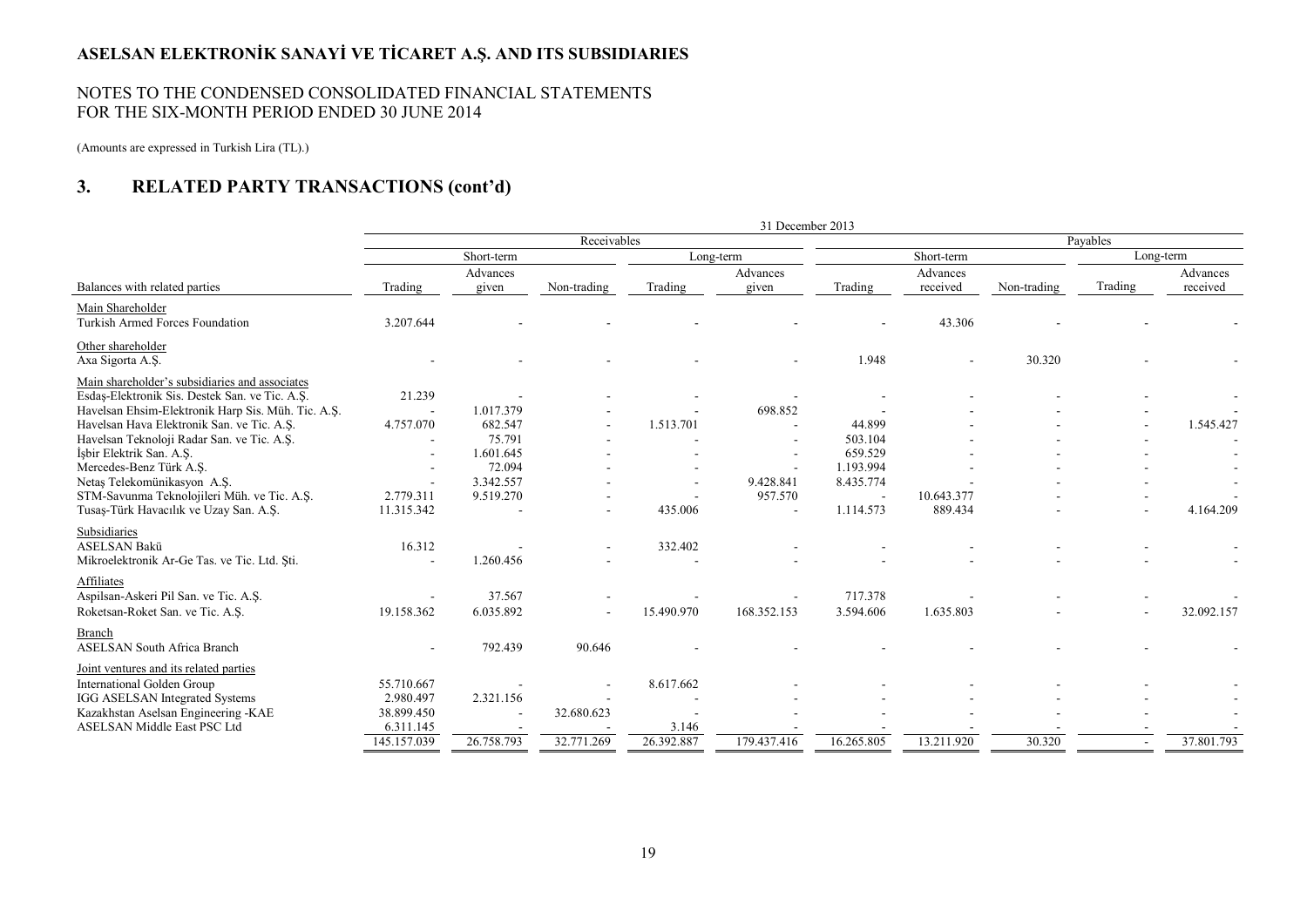# ASELSAN ELEKTRONİK SANAYİ VE TİCARET A.Ş. AND ITS SUBSIDIARIES

NOTES TO THE CONDENSED CONSOLIDATED FINANCIAL STATEMENTS
FOR THE SIX-MONTH PERIOD ENDED 30 JUNE 2014

(Amounts are expressed in Turkish Lira (TL).)

## 3. RELATED PARTY TRANSACTIONS (cont'd)

| | 31 December 2013 | | | | | | | | | |
|---|---|---|---|---|---|---|---|---|---|---|
| | Receivables | | | | | Payables | | | | |
| | Short-term | | | Long-term | | Short-term | | | Long-term | |
| Balances with related parties | Trading | Advances given | Non-trading | Trading | Advances given | Trading | Advances received | Non-trading | Trading | Advances received |
| Main Shareholder | | | | | | | | | | |
| Turkish Armed Forces Foundation | 3.207.644 | - | - | - | - | - | 43.306 | - | - | - |
| Other shareholder | | | | | | | | | | |
| Axa Sigorta A.Ş. | - | - | - | - | - | 1.948 | - | 30.320 | - | - |
| Main shareholder's subsidiaries and associates | | | | | | | | | | |
| Esdaş-Elektronik Sis. Destek San. ve Tic. A.Ş. | 21.239 | - | - | - | - | - | - | - | - | - |
| Havelsan Ehsim-Elektronik Harp Sis. Müh. Tic. A.Ş. | - | 1.017.379 | - | - | 698.852 | - | - | - | - | - |
| Havelsan Hava Elektronik San. ve Tic. A.Ş. | 4.757.070 | 682.547 | - | 1.513.701 | - | 44.899 | - | - | - | 1.545.427 |
| Havelsan Teknoloji Radar San. ve Tic. A.Ş. | - | 75.791 | - | - | - | 503.104 | - | - | - | - |
| İşbir Elektrik San. A.Ş. | - | 1.601.645 | - | - | - | 659.529 | - | - | - | - |
| Mercedes-Benz Türk A.Ş. | - | 72.094 | - | - | - | 1.193.994 | - | - | - | - |
| Netaş Telekomünikasyon A.Ş. | - | 3.342.557 | - | - | 9.428.841 | 8.435.774 | - | - | - | - |
| STM-Savunma Teknolojileri Müh. ve Tic. A.Ş. | 2.779.311 | 9.519.270 | - | - | 957.570 | - | 10.643.377 | - | - | - |
| Tusaş-Türk Havacılık ve Uzay San. A.Ş. | 11.315.342 | - | - | 435.006 | - | 1.114.573 | 889.434 | - | - | 4.164.209 |
| Subsidiaries | | | | | | | | | | |
| ASELSAN Bakü | 16.312 | - | - | 332.402 | - | - | - | - | - | - |
| Mikroelektronik Ar-Ge Tas. ve Tic. Ltd. Şti. | - | 1.260.456 | - | - | - | - | - | - | - | - |
| Affiliates | | | | | | | | | | |
| Aspilsan-Askeri Pil San. ve Tic. A.Ş. | - | 37.567 | - | - | - | 717.378 | - | - | - | - |
| Roketsan-Roket San. ve Tic. A.Ş. | 19.158.362 | 6.035.892 | - | 15.490.970 | 168.352.153 | 3.594.606 | 1.635.803 | - | - | 32.092.157 |
| Branch | | | | | | | | | | |
| ASELSAN South Africa Branch | - | 792.439 | 90.646 | - | - | - | - | - | - | - |
| Joint ventures and its related parties | | | | | | | | | | |
| International Golden Group | 55.710.667 | - | - | 8.617.662 | - | - | - | - | - | - |
| IGG ASELSAN Integrated Systems | 2.980.497 | 2.321.156 | - | - | - | - | - | - | - | - |
| Kazakhstan Aselsan Engineering -KAE | 38.899.450 | - | 32.680.623 | - | - | - | - | - | - | - |
| ASELSAN Middle East PSC Ltd | 6.311.145 | - | - | 3.146 | - | - | - | - | - | - |
| | 145.157.039 | 26.758.793 | 32.771.269 | 26.392.887 | 179.437.416 | 16.265.805 | 13.211.920 | 30.320 | - | 37.801.793 |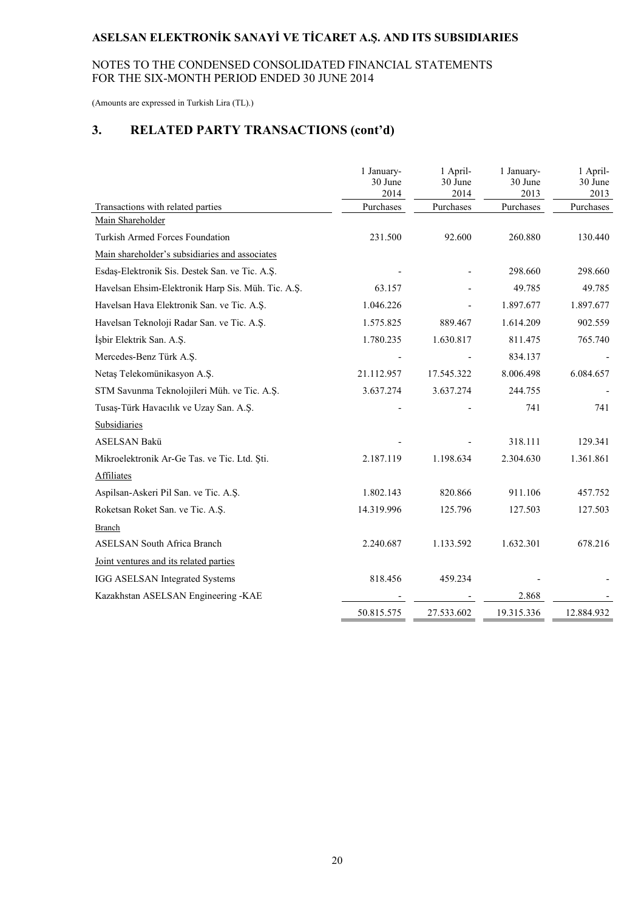# ASELSAN ELEKTRONİK SANAYİ VE TİCARET A.Ş. AND ITS SUBSIDIARIES

NOTES TO THE CONDENSED CONSOLIDATED FINANCIAL STATEMENTS
FOR THE SIX-MONTH PERIOD ENDED 30 JUNE 2014

(Amounts are expressed in Turkish Lira (TL).)

## 3. RELATED PARTY TRANSACTIONS (cont'd)

| Transactions with related parties | 1 January-30 June 2014 Purchases | 1 April-30 June 2014 Purchases | 1 January-30 June 2013 Purchases | 1 April-30 June 2013 Purchases |
|---|---|---|---|---|
| Main Shareholder | | | | |
| Turkish Armed Forces Foundation | 231.500 | 92.600 | 260.880 | 130.440 |
| Main shareholder's subsidiaries and associates | | | | |
| Esdaş-Elektronik Sis. Destek San. ve Tic. A.Ş. | - | - | 298.660 | 298.660 |
| Havelsan Ehsim-Elektronik Harp Sis. Müh. Tic. A.Ş. | 63.157 | - | 49.785 | 49.785 |
| Havelsan Hava Elektronik San. ve Tic. A.Ş. | 1.046.226 | - | 1.897.677 | 1.897.677 |
| Havelsan Teknoloji Radar San. ve Tic. A.Ş. | 1.575.825 | 889.467 | 1.614.209 | 902.559 |
| İşbir Elektrik San. A.Ş. | 1.780.235 | 1.630.817 | 811.475 | 765.740 |
| Mercedes-Benz Türk A.Ş. | - | - | 834.137 | - |
| Netaş Telekomünikasyon A.Ş. | 21.112.957 | 17.545.322 | 8.006.498 | 6.084.657 |
| STM Savunma Teknolojileri Müh. ve Tic. A.Ş. | 3.637.274 | 3.637.274 | 244.755 | - |
| Tusaş-Türk Havacılık ve Uzay San. A.Ş. | - | - | 741 | 741 |
| Subsidiaries | | | | |
| ASELSAN Bakü | - | - | 318.111 | 129.341 |
| Mikroelektronik Ar-Ge Tas. ve Tic. Ltd. Şti. | 2.187.119 | 1.198.634 | 2.304.630 | 1.361.861 |
| Affiliates | | | | |
| Aspilsan-Askeri Pil San. ve Tic. A.Ş. | 1.802.143 | 820.866 | 911.106 | 457.752 |
| Roketsan Roket San. ve Tic. A.Ş. | 14.319.996 | 125.796 | 127.503 | 127.503 |
| Branch | | | | |
| ASELSAN South Africa Branch | 2.240.687 | 1.133.592 | 1.632.301 | 678.216 |
| Joint ventures and its related parties | | | | |
| IGG ASELSAN Integrated Systems | 818.456 | 459.234 | - | - |
| Kazakhstan ASELSAN Engineering -KAE | - | - | 2.868 | - |
| | 50.815.575 | 27.533.602 | 19.315.336 | 12.884.932 |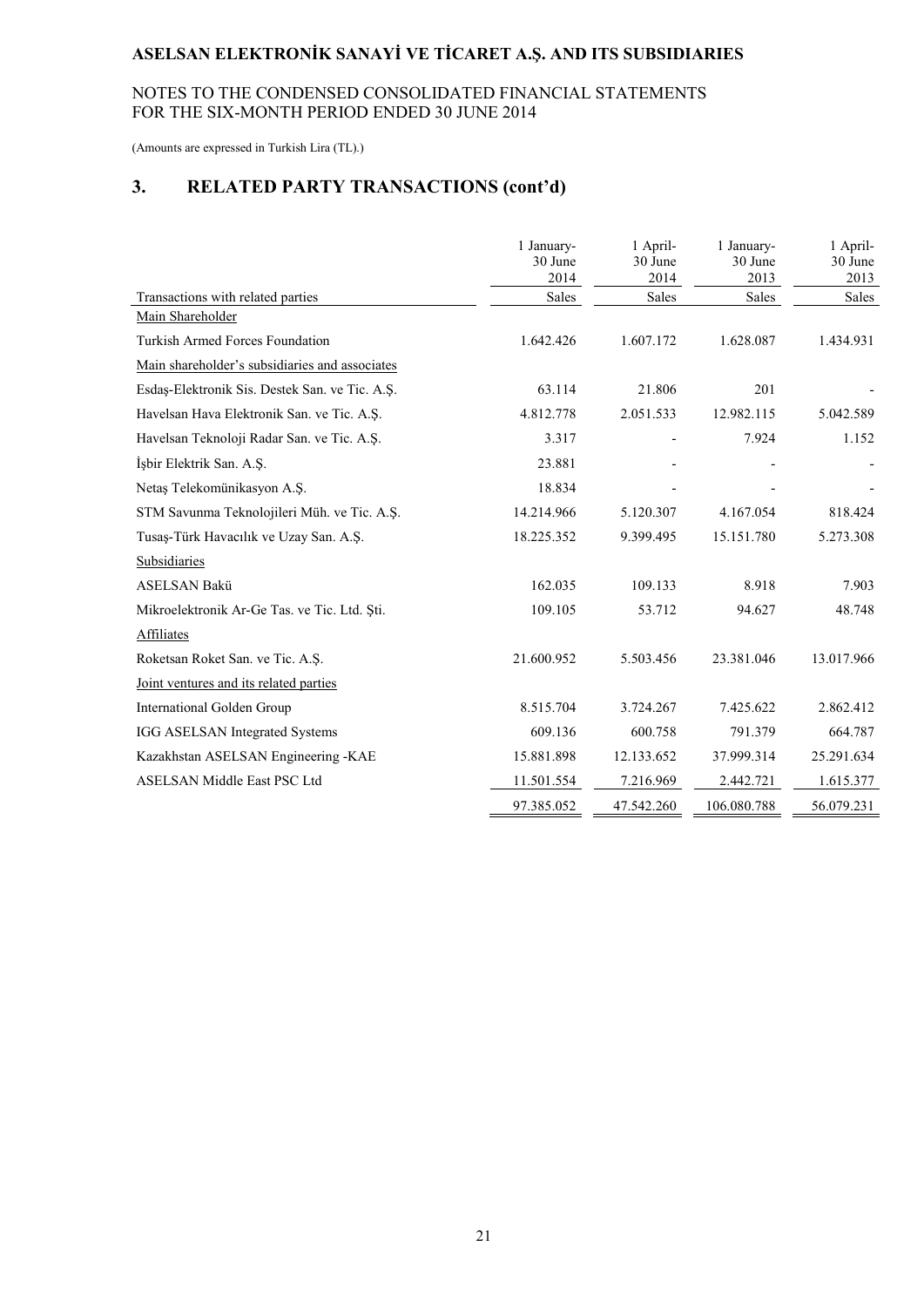# ASELSAN ELEKTRONİK SANAYİ VE TİCARET A.Ş. AND ITS SUBSIDIARIES

NOTES TO THE CONDENSED CONSOLIDATED FINANCIAL STATEMENTS
FOR THE SIX-MONTH PERIOD ENDED 30 JUNE 2014

(Amounts are expressed in Turkish Lira (TL).)

## 3. RELATED PARTY TRANSACTIONS (cont'd)

| Transactions with related parties | 1 January-30 June 2014 Sales | 1 April-30 June 2014 Sales | 1 January-30 June 2013 Sales | 1 April-30 June 2013 Sales |
|---|---|---|---|---|
| Main Shareholder | | | | |
| Turkish Armed Forces Foundation | 1.642.426 | 1.607.172 | 1.628.087 | 1.434.931 |
| Main shareholder's subsidiaries and associates | | | | |
| Esdaş-Elektronik Sis. Destek San. ve Tic. A.Ş. | 63.114 | 21.806 | 201 | - |
| Havelsan Hava Elektronik San. ve Tic. A.Ş. | 4.812.778 | 2.051.533 | 12.982.115 | 5.042.589 |
| Havelsan Teknoloji Radar San. ve Tic. A.Ş. | 3.317 | - | 7.924 | 1.152 |
| İşbir Elektrik San. A.Ş. | 23.881 | - | - | - |
| Netaş Telekomünikasyon A.Ş. | 18.834 | - | - | - |
| STM Savunma Teknolojileri Müh. ve Tic. A.Ş. | 14.214.966 | 5.120.307 | 4.167.054 | 818.424 |
| Tusaş-Türk Havacılık ve Uzay San. A.Ş. | 18.225.352 | 9.399.495 | 15.151.780 | 5.273.308 |
| Subsidiaries | | | | |
| ASELSAN Bakü | 162.035 | 109.133 | 8.918 | 7.903 |
| Mikroelektronik Ar-Ge Tas. ve Tic. Ltd. Şti. | 109.105 | 53.712 | 94.627 | 48.748 |
| Affiliates | | | | |
| Roketsan Roket San. ve Tic. A.Ş. | 21.600.952 | 5.503.456 | 23.381.046 | 13.017.966 |
| Joint ventures and its related parties | | | | |
| International Golden Group | 8.515.704 | 3.724.267 | 7.425.622 | 2.862.412 |
| IGG ASELSAN Integrated Systems | 609.136 | 600.758 | 791.379 | 664.787 |
| Kazakhstan ASELSAN Engineering -KAE | 15.881.898 | 12.133.652 | 37.999.314 | 25.291.634 |
| ASELSAN Middle East PSC Ltd | 11.501.554 | 7.216.969 | 2.442.721 | 1.615.377 |
| | 97.385.052 | 47.542.260 | 106.080.788 | 56.079.231 |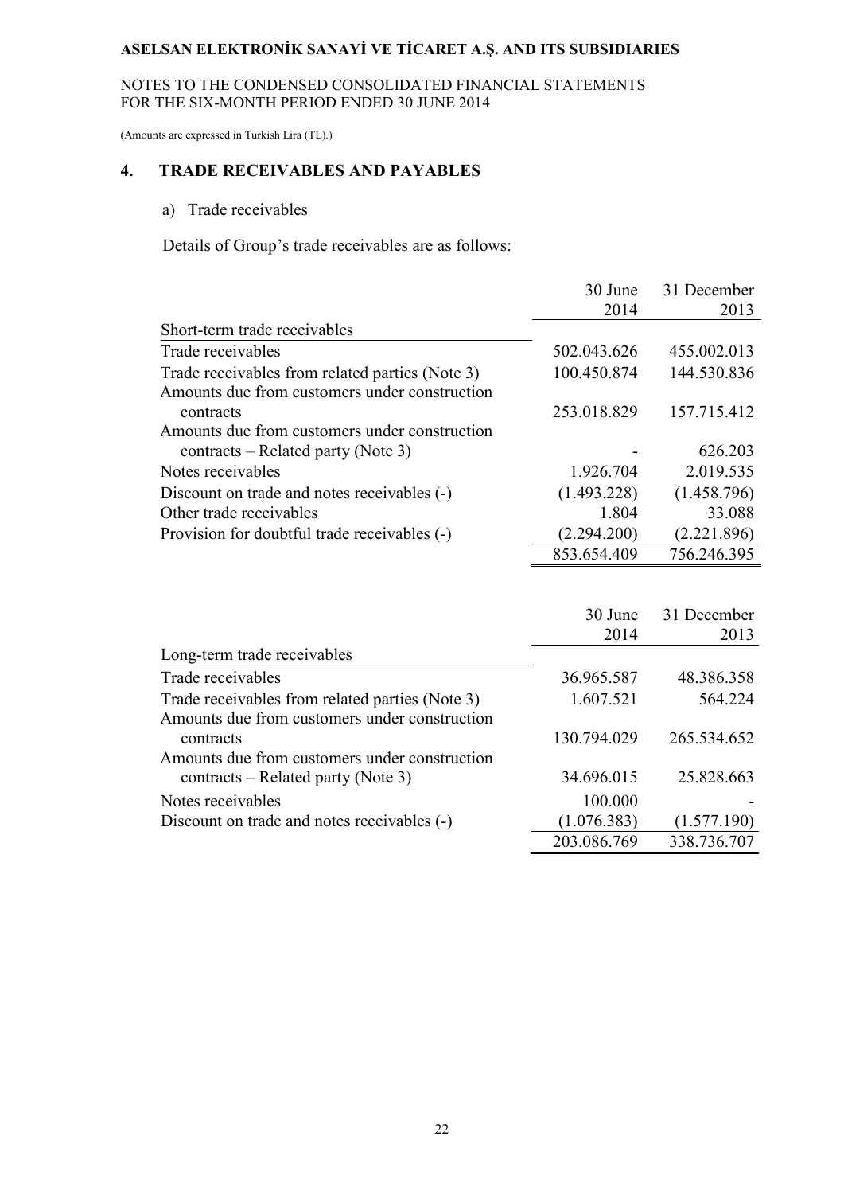## 4. TRADE RECEIVABLES AND PAYABLES

a) Trade receivables

Details of Group's trade receivables are as follows:

| | 30 June 2014 | 31 December 2013 |
|---|---|---|
| Short-term trade receivables | | |
| Trade receivables | 502.043.626 | 455.002.013 |
| Trade receivables from related parties (Note 3) | 100.450.874 | 144.530.836 |
| Amounts due from customers under construction contracts | 253.018.829 | 157.715.412 |
| Amounts due from customers under construction contracts – Related party (Note 3) | - | 626.203 |
| Notes receivables | 1.926.704 | 2.019.535 |
| Discount on trade and notes receivables (-) | (1.493.228) | (1.458.796) |
| Other trade receivables | 1.804 | 33.088 |
| Provision for doubtful trade receivables (-) | (2.294.200) | (2.221.896) |
| | 853.654.409 | 756.246.395 |

| | 30 June 2014 | 31 December 2013 |
|---|---|---|
| Long-term trade receivables | | |
| Trade receivables | 36.965.587 | 48.386.358 |
| Trade receivables from related parties (Note 3) | 1.607.521 | 564.224 |
| Amounts due from customers under construction contracts | 130.794.029 | 265.534.652 |
| Amounts due from customers under construction contracts – Related party (Note 3) | 34.696.015 | 25.828.663 |
| Notes receivables | 100.000 | - |
| Discount on trade and notes receivables (-) | (1.076.383) | (1.577.190) |
| | 203.086.769 | 338.736.707 |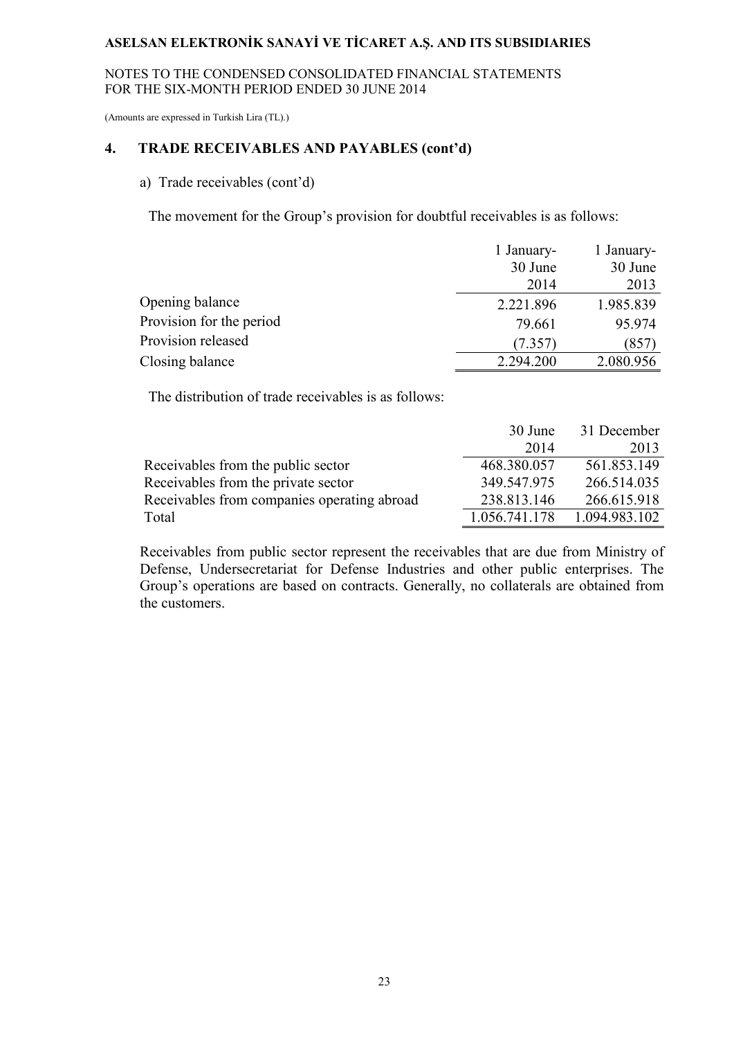## 4. TRADE RECEIVABLES AND PAYABLES (cont'd)

a) Trade receivables (cont'd)

The movement for the Group's provision for doubtful receivables is as follows:

| | 1 January-30 June 2014 | 1 January-30 June 2013 |
|---|---|---|
| Opening balance | 2.221.896 | 1.985.839 |
| Provision for the period | 79.661 | 95.974 |
| Provision released | (7.357) | (857) |
| Closing balance | 2.294.200 | 2.080.956 |

The distribution of trade receivables is as follows:

| | 30 June 2014 | 31 December 2013 |
|---|---|---|
| Receivables from the public sector | 468.380.057 | 561.853.149 |
| Receivables from the private sector | 349.547.975 | 266.514.035 |
| Receivables from companies operating abroad | 238.813.146 | 266.615.918 |
| Total | 1.056.741.178 | 1.094.983.102 |

Receivables from public sector represent the receivables that are due from Ministry of Defense, Undersecretariat for Defense Industries and other public enterprises. The Group's operations are based on contracts. Generally, no collaterals are obtained from the customers.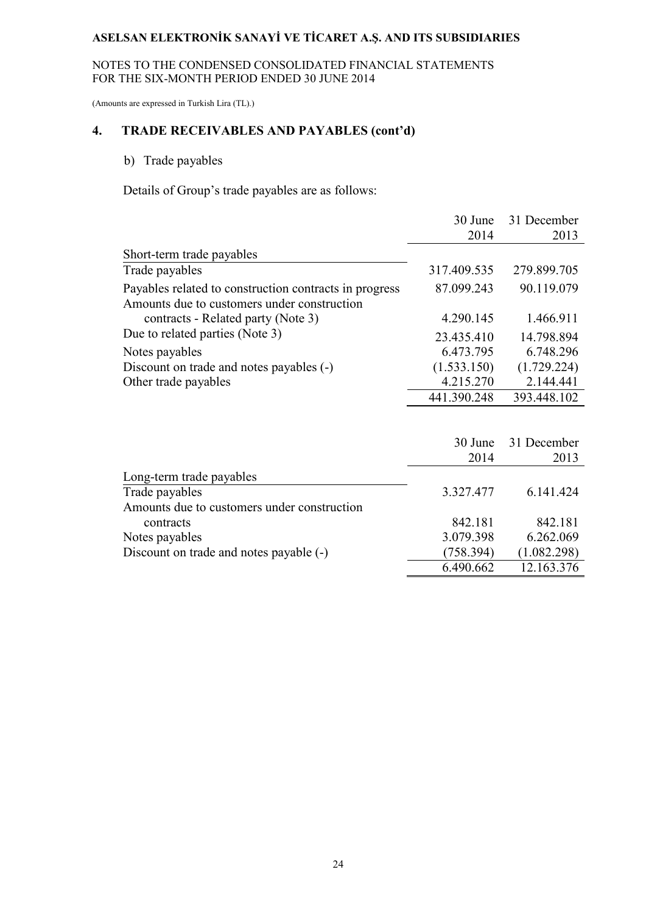## 4. TRADE RECEIVABLES AND PAYABLES (cont'd)

b) Trade payables

Details of Group's trade payables are as follows:

| | 30 June 2014 | 31 December 2013 |
|---|---|---|
| Short-term trade payables | | |
| Trade payables | 317.409.535 | 279.899.705 |
| Payables related to construction contracts in progress | 87.099.243 | 90.119.079 |
| Amounts due to customers under construction contracts - Related party (Note 3) | 4.290.145 | 1.466.911 |
| Due to related parties (Note 3) | 23.435.410 | 14.798.894 |
| Notes payables | 6.473.795 | 6.748.296 |
| Discount on trade and notes payables (-) | (1.533.150) | (1.729.224) |
| Other trade payables | 4.215.270 | 2.144.441 |
| | 441.390.248 | 393.448.102 |

| | 30 June 2014 | 31 December 2013 |
|---|---|---|
| Long-term trade payables | | |
| Trade payables | 3.327.477 | 6.141.424 |
| Amounts due to customers under construction contracts | 842.181 | 842.181 |
| Notes payables | 3.079.398 | 6.262.069 |
| Discount on trade and notes payable (-) | (758.394) | (1.082.298) |
| | 6.490.662 | 12.163.376 |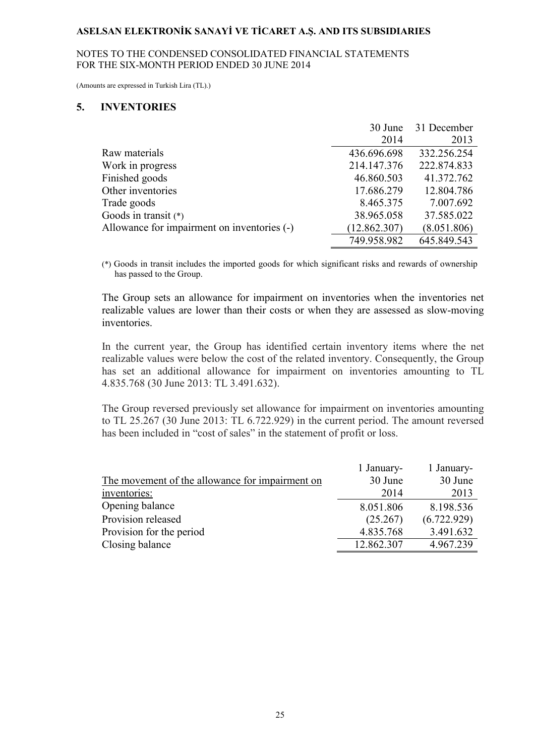## 5. INVENTORIES

| | 30 June 2014 | 31 December 2013 |
|---|---|---|
| Raw materials | 436.696.698 | 332.256.254 |
| Work in progress | 214.147.376 | 222.874.833 |
| Finished goods | 46.860.503 | 41.372.762 |
| Other inventories | 17.686.279 | 12.804.786 |
| Trade goods | 8.465.375 | 7.007.692 |
| Goods in transit (*) | 38.965.058 | 37.585.022 |
| Allowance for impairment on inventories (-) | (12.862.307) | (8.051.806) |
| | 749.958.982 | 645.849.543 |

(*) Goods in transit includes the imported goods for which significant risks and rewards of ownership has passed to the Group.

The Group sets an allowance for impairment on inventories when the inventories net realizable values are lower than their costs or when they are assessed as slow-moving inventories.

In the current year, the Group has identified certain inventory items where the net realizable values were below the cost of the related inventory. Consequently, the Group has set an additional allowance for impairment on inventories amounting to TL 4.835.768 (30 June 2013: TL 3.491.632).

The Group reversed previously set allowance for impairment on inventories amounting to TL 25.267 (30 June 2013: TL 6.722.929) in the current period. The amount reversed has been included in "cost of sales" in the statement of profit or loss.

| The movement of the allowance for impairment on inventories: | 1 January-30 June 2014 | 1 January-30 June 2013 |
|---|---|---|
| Opening balance | 8.051.806 | 8.198.536 |
| Provision released | (25.267) | (6.722.929) |
| Provision for the period | 4.835.768 | 3.491.632 |
| Closing balance | 12.862.307 | 4.967.239 |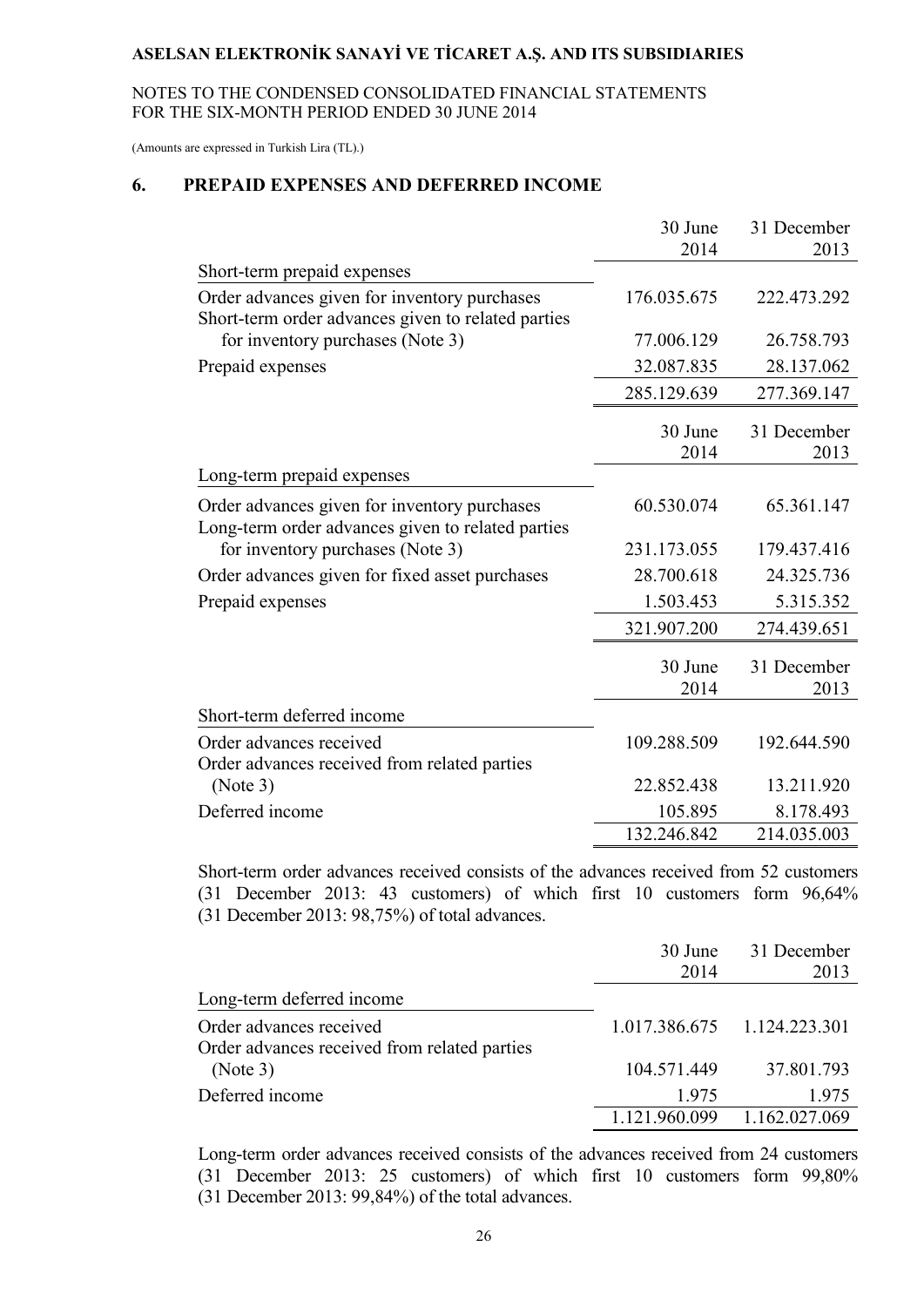## 6. PREPAID EXPENSES AND DEFERRED INCOME

| | 30 June 2014 | 31 December 2013 |
|---|---|---|
| **Short-term prepaid expenses** | | |
| Order advances given for inventory purchases | 176.035.675 | 222.473.292 |
| Short-term order advances given to related parties for inventory purchases (Note 3) | 77.006.129 | 26.758.793 |
| Prepaid expenses | 32.087.835 | 28.137.062 |
| | 285.129.639 | 277.369.147 |

| | 30 June 2014 | 31 December 2013 |
|---|---|---|
| **Long-term prepaid expenses** | | |
| Order advances given for inventory purchases | 60.530.074 | 65.361.147 |
| Long-term order advances given to related parties for inventory purchases (Note 3) | 231.173.055 | 179.437.416 |
| Order advances given for fixed asset purchases | 28.700.618 | 24.325.736 |
| Prepaid expenses | 1.503.453 | 5.315.352 |
| | 321.907.200 | 274.439.651 |

| | 30 June 2014 | 31 December 2013 |
|---|---|---|
| **Short-term deferred income** | | |
| Order advances received | 109.288.509 | 192.644.590 |
| Order advances received from related parties (Note 3) | 22.852.438 | 13.211.920 |
| Deferred income | 105.895 | 8.178.493 |
| | 132.246.842 | 214.035.003 |

Short-term order advances received consists of the advances received from 52 customers (31 December 2013: 43 customers) of which first 10 customers form 96,64% (31 December 2013: 98,75%) of total advances.

| | 30 June 2014 | 31 December 2013 |
|---|---|---|
| **Long-term deferred income** | | |
| Order advances received | 1.017.386.675 | 1.124.223.301 |
| Order advances received from related parties (Note 3) | 104.571.449 | 37.801.793 |
| Deferred income | 1.975 | 1.975 |
| | 1.121.960.099 | 1.162.027.069 |

Long-term order advances received consists of the advances received from 24 customers (31 December 2013: 25 customers) of which first 10 customers form 99,80% (31 December 2013: 99,84%) of the total advances.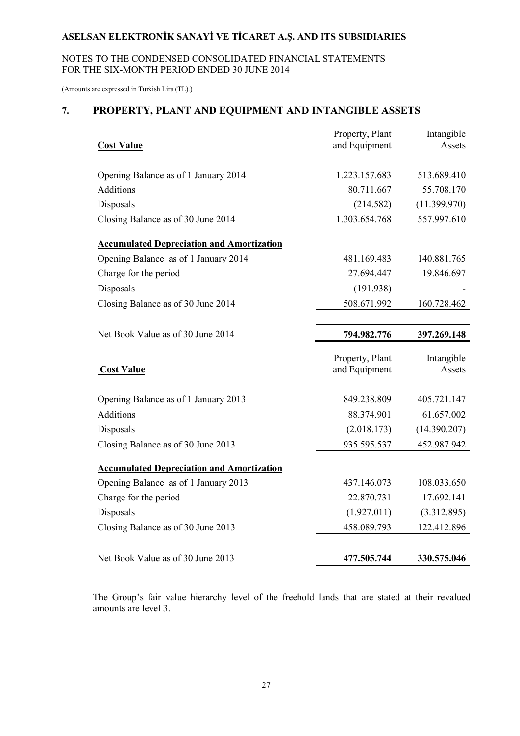## 7. PROPERTY, PLANT AND EQUIPMENT AND INTANGIBLE ASSETS

| **Cost Value** | Property, Plant and Equipment | Intangible Assets |
|---|---|---|
| Opening Balance as of 1 January 2014 | 1.223.157.683 | 513.689.410 |
| Additions | 80.711.667 | 55.708.170 |
| Disposals | (214.582) | (11.399.970) |
| Closing Balance as of 30 June 2014 | 1.303.654.768 | 557.997.610 |
| **Accumulated Depreciation and Amortization** | | |
| Opening Balance as of 1 January 2014 | 481.169.483 | 140.881.765 |
| Charge for the period | 27.694.447 | 19.846.697 |
| Disposals | (191.938) | - |
| Closing Balance as of 30 June 2014 | 508.671.992 | 160.728.462 |
| Net Book Value as of 30 June 2014 | **794.982.776** | **397.269.148** |

| **Cost Value** | Property, Plant and Equipment | Intangible Assets |
|---|---|---|
| Opening Balance as of 1 January 2013 | 849.238.809 | 405.721.147 |
| Additions | 88.374.901 | 61.657.002 |
| Disposals | (2.018.173) | (14.390.207) |
| Closing Balance as of 30 June 2013 | 935.595.537 | 452.987.942 |
| **Accumulated Depreciation and Amortization** | | |
| Opening Balance as of 1 January 2013 | 437.146.073 | 108.033.650 |
| Charge for the period | 22.870.731 | 17.692.141 |
| Disposals | (1.927.011) | (3.312.895) |
| Closing Balance as of 30 June 2013 | 458.089.793 | 122.412.896 |
| Net Book Value as of 30 June 2013 | **477.505.744** | **330.575.046** |

The Group's fair value hierarchy level of the freehold lands that are stated at their revalued amounts are level 3.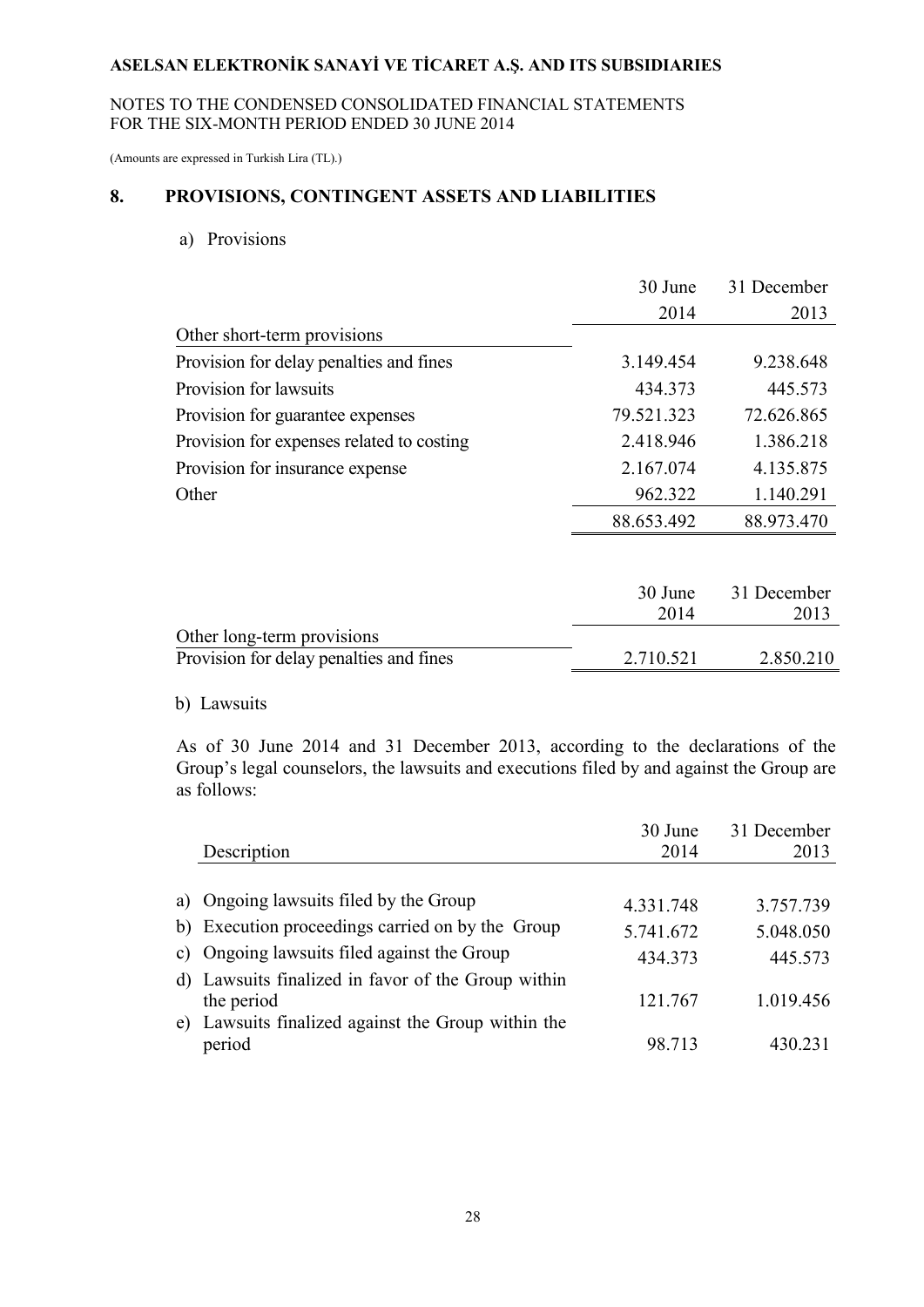## 8. PROVISIONS, CONTINGENT ASSETS AND LIABILITIES

a) Provisions

| | 30 June 2014 | 31 December 2013 |
|---|---|---|
| **Other short-term provisions** | | |
| Provision for delay penalties and fines | 3.149.454 | 9.238.648 |
| Provision for lawsuits | 434.373 | 445.573 |
| Provision for guarantee expenses | 79.521.323 | 72.626.865 |
| Provision for expenses related to costing | 2.418.946 | 1.386.218 |
| Provision for insurance expense | 2.167.074 | 4.135.875 |
| Other | 962.322 | 1.140.291 |
| | 88.653.492 | 88.973.470 |

| | 30 June 2014 | 31 December 2013 |
|---|---|---|
| **Other long-term provisions** | | |
| Provision for delay penalties and fines | 2.710.521 | 2.850.210 |

b) Lawsuits

As of 30 June 2014 and 31 December 2013, according to the declarations of the Group's legal counselors, the lawsuits and executions filed by and against the Group are as follows:

| Description | 30 June 2014 | 31 December 2013 |
|---|---|---|
| a) Ongoing lawsuits filed by the Group | 4.331.748 | 3.757.739 |
| b) Execution proceedings carried on by the Group | 5.741.672 | 5.048.050 |
| c) Ongoing lawsuits filed against the Group | 434.373 | 445.573 |
| d) Lawsuits finalized in favor of the Group within the period | 121.767 | 1.019.456 |
| e) Lawsuits finalized against the Group within the period | 98.713 | 430.231 |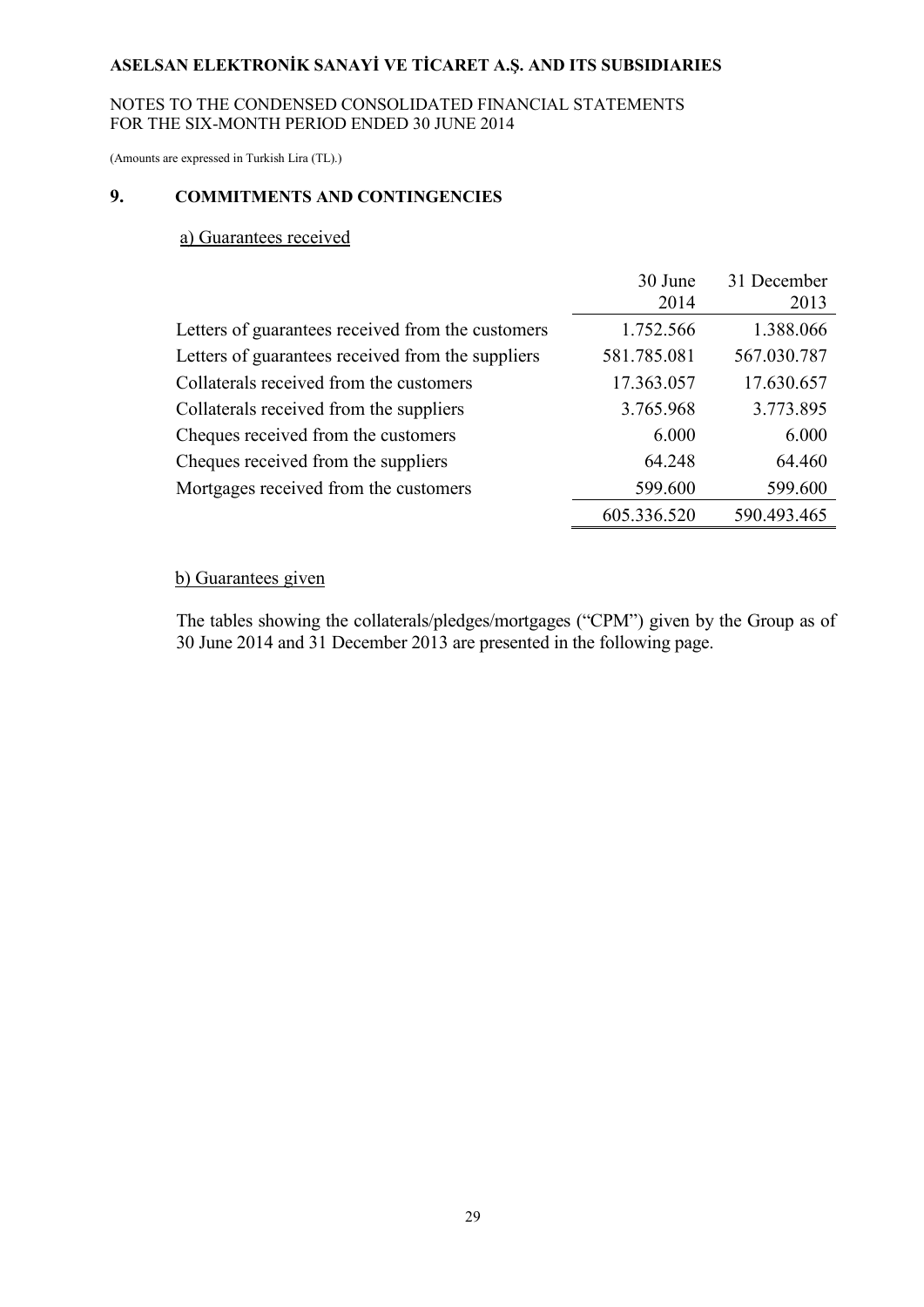## 9. COMMITMENTS AND CONTINGENCIES

a) Guarantees received

| | 30 June 2014 | 31 December 2013 |
|---|---|---|
| Letters of guarantees received from the customers | 1.752.566 | 1.388.066 |
| Letters of guarantees received from the suppliers | 581.785.081 | 567.030.787 |
| Collaterals received from the customers | 17.363.057 | 17.630.657 |
| Collaterals received from the suppliers | 3.765.968 | 3.773.895 |
| Cheques received from the customers | 6.000 | 6.000 |
| Cheques received from the suppliers | 64.248 | 64.460 |
| Mortgages received from the customers | 599.600 | 599.600 |
| | 605.336.520 | 590.493.465 |

b) Guarantees given

The tables showing the collaterals/pledges/mortgages ("CPM") given by the Group as of 30 June 2014 and 31 December 2013 are presented in the following page.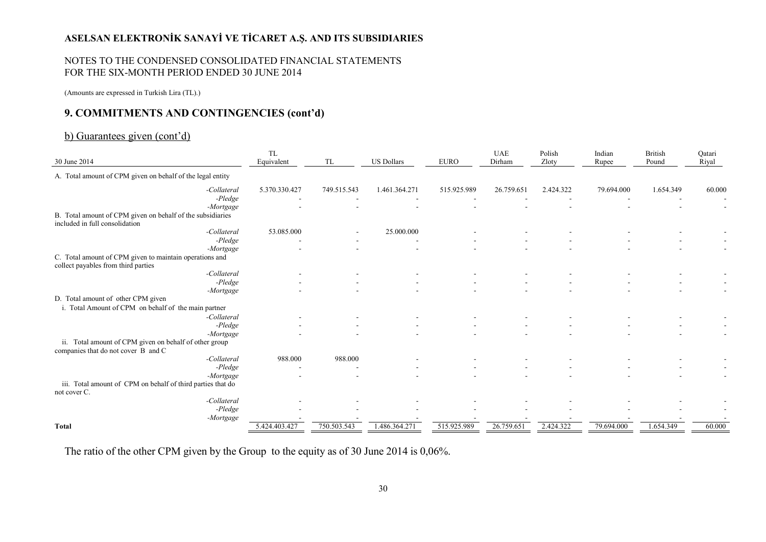# ASELSAN ELEKTRONİK SANAYİ VE TİCARET A.Ş. AND ITS SUBSIDIARIES

NOTES TO THE CONDENSED CONSOLIDATED FINANCIAL STATEMENTS
FOR THE SIX-MONTH PERIOD ENDED 30 JUNE 2014

(Amounts are expressed in Turkish Lira (TL).)

## 9. COMMITMENTS AND CONTINGENCIES (cont'd)

### b) Guarantees given (cont'd)

| 30 June 2014 | TL Equivalent | TL | US Dollars | EURO | UAE Dirham | Polish Zloty | Indian Rupee | British Pound | Qatari Riyal |
|---|---|---|---|---|---|---|---|---|---|
| A. Total amount of CPM given on behalf of the legal entity | | | | | | | | | |
| *-Collateral* | 5.370.330.427 | 749.515.543 | 1.461.364.271 | 515.925.989 | 26.759.651 | 2.424.322 | 79.694.000 | 1.654.349 | 60.000 |
| *-Pledge* | - | - | - | - | - | - | - | - | - |
| *-Mortgage* | - | - | - | - | - | - | - | - | - |
| B. Total amount of CPM given on behalf of the subsidiaries included in full consolidation | | | | | | | | | |
| *-Collateral* | 53.085.000 | - | 25.000.000 | - | - | - | - | - | - |
| *-Pledge* | - | - | - | - | - | - | - | - | - |
| *-Mortgage* | - | - | - | - | - | - | - | - | - |
| C. Total amount of CPM given to maintain operations and collect payables from third parties | | | | | | | | | |
| *-Collateral* | - | - | - | - | - | - | - | - | - |
| *-Pledge* | - | - | - | - | - | - | - | - | - |
| *-Mortgage* | - | - | - | - | - | - | - | - | - |
| D. Total amount of other CPM given | | | | | | | | | |
| i. Total Amount of CPM on behalf of the main partner | | | | | | | | | |
| *-Collateral* | - | - | - | - | - | - | - | - | - |
| *-Pledge* | - | - | - | - | - | - | - | - | - |
| *-Mortgage* | - | - | - | - | - | - | - | - | - |
| ii. Total amount of CPM given on behalf of other group companies that do not cover B and C | | | | | | | | | |
| *-Collateral* | 988.000 | 988.000 | - | - | - | - | - | - | - |
| *-Pledge* | - | - | - | - | - | - | - | - | - |
| *-Mortgage* | - | - | - | - | - | - | - | - | - |
| iii. Total amount of CPM on behalf of third parties that do not cover C. | | | | | | | | | |
| *-Collateral* | - | - | - | - | - | - | - | - | - |
| *-Pledge* | - | - | - | - | - | - | - | - | - |
| *-Mortgage* | - | - | - | - | - | - | - | - | - |
| **Total** | 5.424.403.427 | 750.503.543 | 1.486.364.271 | 515.925.989 | 26.759.651 | 2.424.322 | 79.694.000 | 1.654.349 | 60.000 |

The ratio of the other CPM given by the Group to the equity as of 30 June 2014 is 0,06%.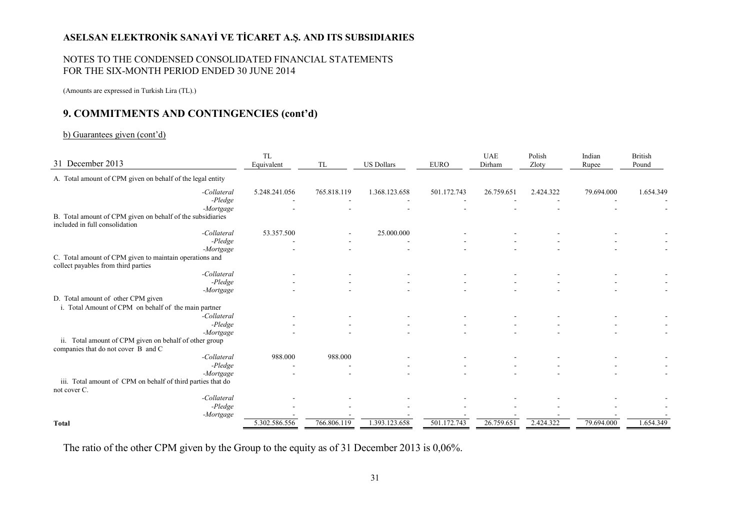## ASELSAN ELEKTRONİK SANAYİ VE TİCARET A.Ş. AND ITS SUBSIDIARIES

NOTES TO THE CONDENSED CONSOLIDATED FINANCIAL STATEMENTS
FOR THE SIX-MONTH PERIOD ENDED 30 JUNE 2014

(Amounts are expressed in Turkish Lira (TL).)

## 9. COMMITMENTS AND CONTINGENCIES (cont'd)

b) Guarantees given (cont'd)

| 31 December 2013 | TL Equivalent | TL | US Dollars | EURO | UAE Dirham | Polish Zloty | Indian Rupee | British Pound |
|---|---|---|---|---|---|---|---|---|
| A. Total amount of CPM given on behalf of the legal entity | | | | | | | | |
| *-Collateral* | 5.248.241.056 | 765.818.119 | 1.368.123.658 | 501.172.743 | 26.759.651 | 2.424.322 | 79.694.000 | 1.654.349 |
| *-Pledge* | - | - | - | - | - | - | - | - |
| *-Mortgage* | - | - | - | - | - | - | - | - |
| B. Total amount of CPM given on behalf of the subsidiaries included in full consolidation | | | | | | | | |
| *-Collateral* | 53.357.500 | - | 25.000.000 | - | - | - | - | - |
| *-Pledge* | - | - | - | - | - | - | - | - |
| *-Mortgage* | - | - | - | - | - | - | - | - |
| C. Total amount of CPM given to maintain operations and collect payables from third parties | | | | | | | | |
| *-Collateral* | - | - | - | - | - | - | - | - |
| *-Pledge* | - | - | - | - | - | - | - | - |
| *-Mortgage* | - | - | - | - | - | - | - | - |
| D. Total amount of other CPM given | | | | | | | | |
| i. Total Amount of CPM on behalf of the main partner | | | | | | | | |
| *-Collateral* | - | - | - | - | - | - | - | - |
| *-Pledge* | - | - | - | - | - | - | - | - |
| *-Mortgage* | - | - | - | - | - | - | - | - |
| ii. Total amount of CPM given on behalf of other group companies that do not cover B and C | | | | | | | | |
| *-Collateral* | 988.000 | 988.000 | - | - | - | - | - | - |
| *-Pledge* | - | - | - | - | - | - | - | - |
| *-Mortgage* | - | - | - | - | - | - | - | - |
| iii. Total amount of CPM on behalf of third parties that do not cover C. | | | | | | | | |
| *-Collateral* | - | - | - | - | - | - | - | - |
| *-Pledge* | - | - | - | - | - | - | - | - |
| *-Mortgage* | - | - | - | - | - | - | - | - |
| **Total** | 5.302.586.556 | 766.806.119 | 1.393.123.658 | 501.172.743 | 26.759.651 | 2.424.322 | 79.694.000 | 1.654.349 |

The ratio of the other CPM given by the Group to the equity as of 31 December 2013 is 0,06%.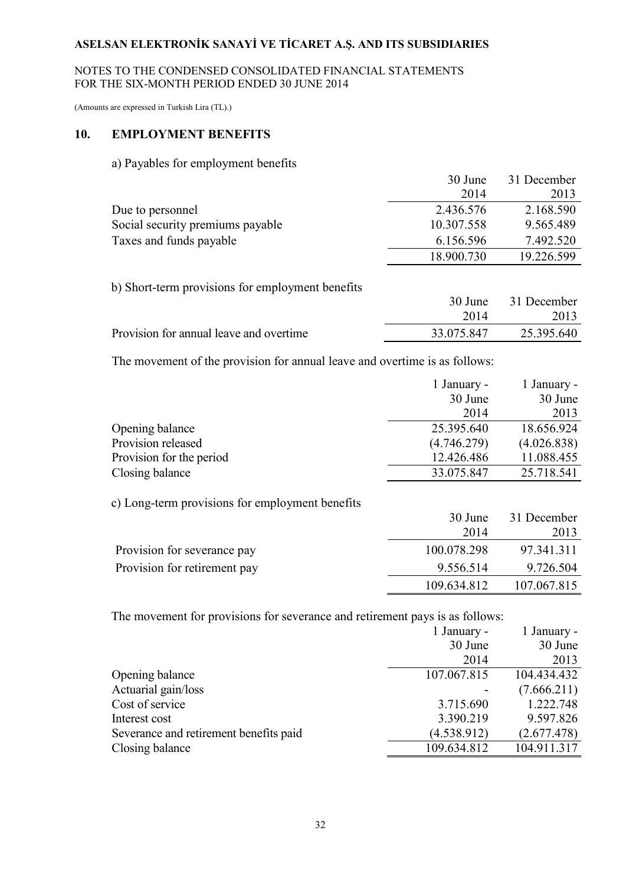## 10. EMPLOYMENT BENEFITS

a) Payables for employment benefits

| | 30 June 2014 | 31 December 2013 |
|---|---|---|
| Due to personnel | 2.436.576 | 2.168.590 |
| Social security premiums payable | 10.307.558 | 9.565.489 |
| Taxes and funds payable | 6.156.596 | 7.492.520 |
| | 18.900.730 | 19.226.599 |

b) Short-term provisions for employment benefits

| | 30 June 2014 | 31 December 2013 |
|---|---|---|
| Provision for annual leave and overtime | 33.075.847 | 25.395.640 |

The movement of the provision for annual leave and overtime is as follows:

| | 1 January - 30 June 2014 | 1 January - 30 June 2013 |
|---|---|---|
| Opening balance | 25.395.640 | 18.656.924 |
| Provision released | (4.746.279) | (4.026.838) |
| Provision for the period | 12.426.486 | 11.088.455 |
| Closing balance | 33.075.847 | 25.718.541 |

c) Long-term provisions for employment benefits

| | 30 June 2014 | 31 December 2013 |
|---|---|---|
| Provision for severance pay | 100.078.298 | 97.341.311 |
| Provision for retirement pay | 9.556.514 | 9.726.504 |
| | 109.634.812 | 107.067.815 |

The movement for provisions for severance and retirement pays is as follows:

| | 1 January - 30 June 2014 | 1 January - 30 June 2013 |
|---|---|---|
| Opening balance | 107.067.815 | 104.434.432 |
| Actuarial gain/loss | - | (7.666.211) |
| Cost of service | 3.715.690 | 1.222.748 |
| Interest cost | 3.390.219 | 9.597.826 |
| Severance and retirement benefits paid | (4.538.912) | (2.677.478) |
| Closing balance | 109.634.812 | 104.911.317 |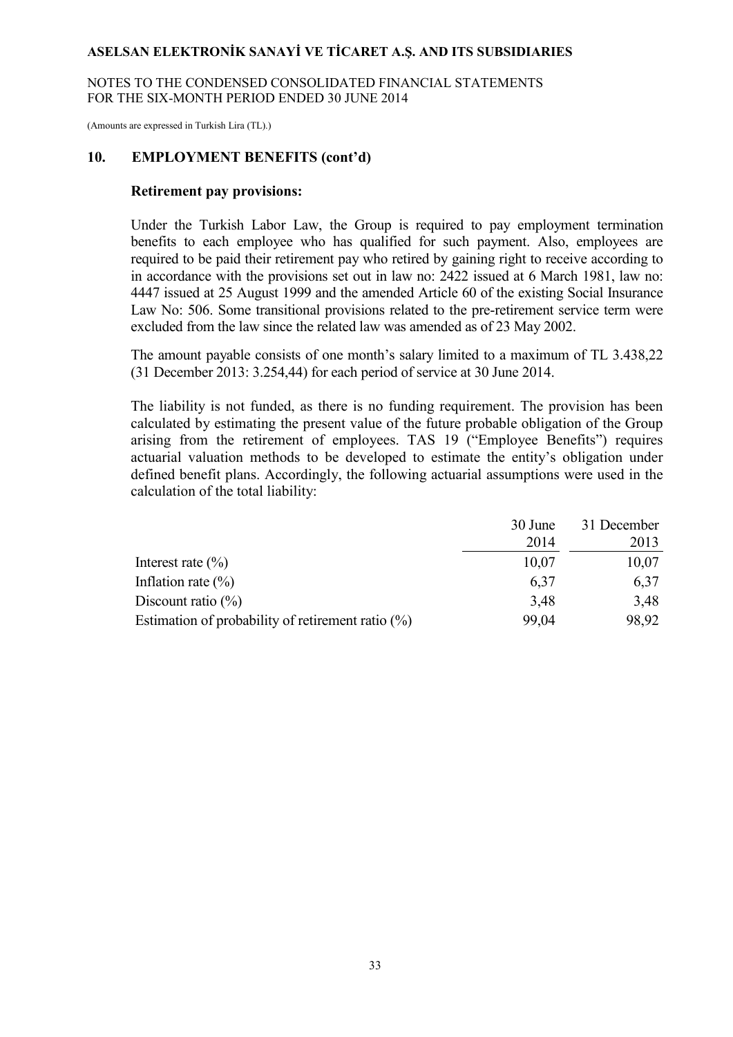## 10. EMPLOYMENT BENEFITS (cont'd)

### Retirement pay provisions:

Under the Turkish Labor Law, the Group is required to pay employment termination benefits to each employee who has qualified for such payment. Also, employees are required to be paid their retirement pay who retired by gaining right to receive according to in accordance with the provisions set out in law no: 2422 issued at 6 March 1981, law no: 4447 issued at 25 August 1999 and the amended Article 60 of the existing Social Insurance Law No: 506. Some transitional provisions related to the pre-retirement service term were excluded from the law since the related law was amended as of 23 May 2002.

The amount payable consists of one month's salary limited to a maximum of TL 3.438,22 (31 December 2013: 3.254,44) for each period of service at 30 June 2014.

The liability is not funded, as there is no funding requirement. The provision has been calculated by estimating the present value of the future probable obligation of the Group arising from the retirement of employees. TAS 19 ("Employee Benefits") requires actuarial valuation methods to be developed to estimate the entity's obligation under defined benefit plans. Accordingly, the following actuarial assumptions were used in the calculation of the total liability:

| | 30 June 2014 | 31 December 2013 |
|---|---|---|
| Interest rate (%) | 10,07 | 10,07 |
| Inflation rate (%) | 6,37 | 6,37 |
| Discount ratio (%) | 3,48 | 3,48 |
| Estimation of probability of retirement ratio (%) | 99,04 | 98,92 |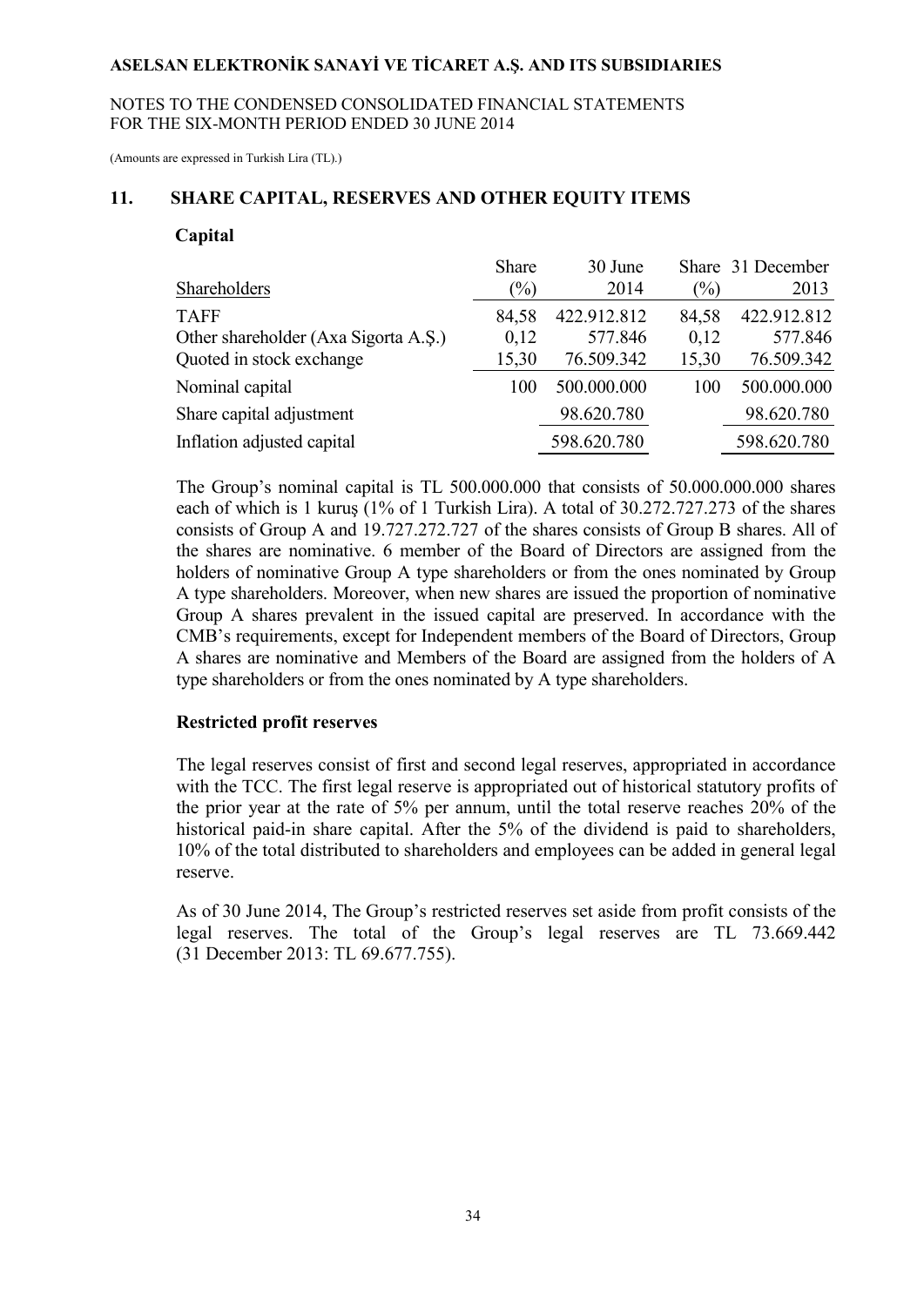## 11. SHARE CAPITAL, RESERVES AND OTHER EQUITY ITEMS

### Capital

| Shareholders | Share (%) | 30 June 2014 | Share (%) | 31 December 2013 |
|---|---|---|---|---|
| TAFF | 84,58 | 422.912.812 | 84,58 | 422.912.812 |
| Other shareholder (Axa Sigorta A.Ş.) | 0,12 | 577.846 | 0,12 | 577.846 |
| Quoted in stock exchange | 15,30 | 76.509.342 | 15,30 | 76.509.342 |
| Nominal capital | 100 | 500.000.000 | 100 | 500.000.000 |
| Share capital adjustment | | 98.620.780 | | 98.620.780 |
| Inflation adjusted capital | | 598.620.780 | | 598.620.780 |

The Group's nominal capital is TL 500.000.000 that consists of 50.000.000.000 shares each of which is 1 kuruş (1% of 1 Turkish Lira). A total of 30.272.727.273 of the shares consists of Group A and 19.727.272.727 of the shares consists of Group B shares. All of the shares are nominative. 6 member of the Board of Directors are assigned from the holders of nominative Group A type shareholders or from the ones nominated by Group A type shareholders. Moreover, when new shares are issued the proportion of nominative Group A shares prevalent in the issued capital are preserved. In accordance with the CMB's requirements, except for Independent members of the Board of Directors, Group A shares are nominative and Members of the Board are assigned from the holders of A type shareholders or from the ones nominated by A type shareholders.

### Restricted profit reserves

The legal reserves consist of first and second legal reserves, appropriated in accordance with the TCC. The first legal reserve is appropriated out of historical statutory profits of the prior year at the rate of 5% per annum, until the total reserve reaches 20% of the historical paid-in share capital. After the 5% of the dividend is paid to shareholders, 10% of the total distributed to shareholders and employees can be added in general legal reserve.

As of 30 June 2014, The Group's restricted reserves set aside from profit consists of the legal reserves. The total of the Group's legal reserves are TL 73.669.442 (31 December 2013: TL 69.677.755).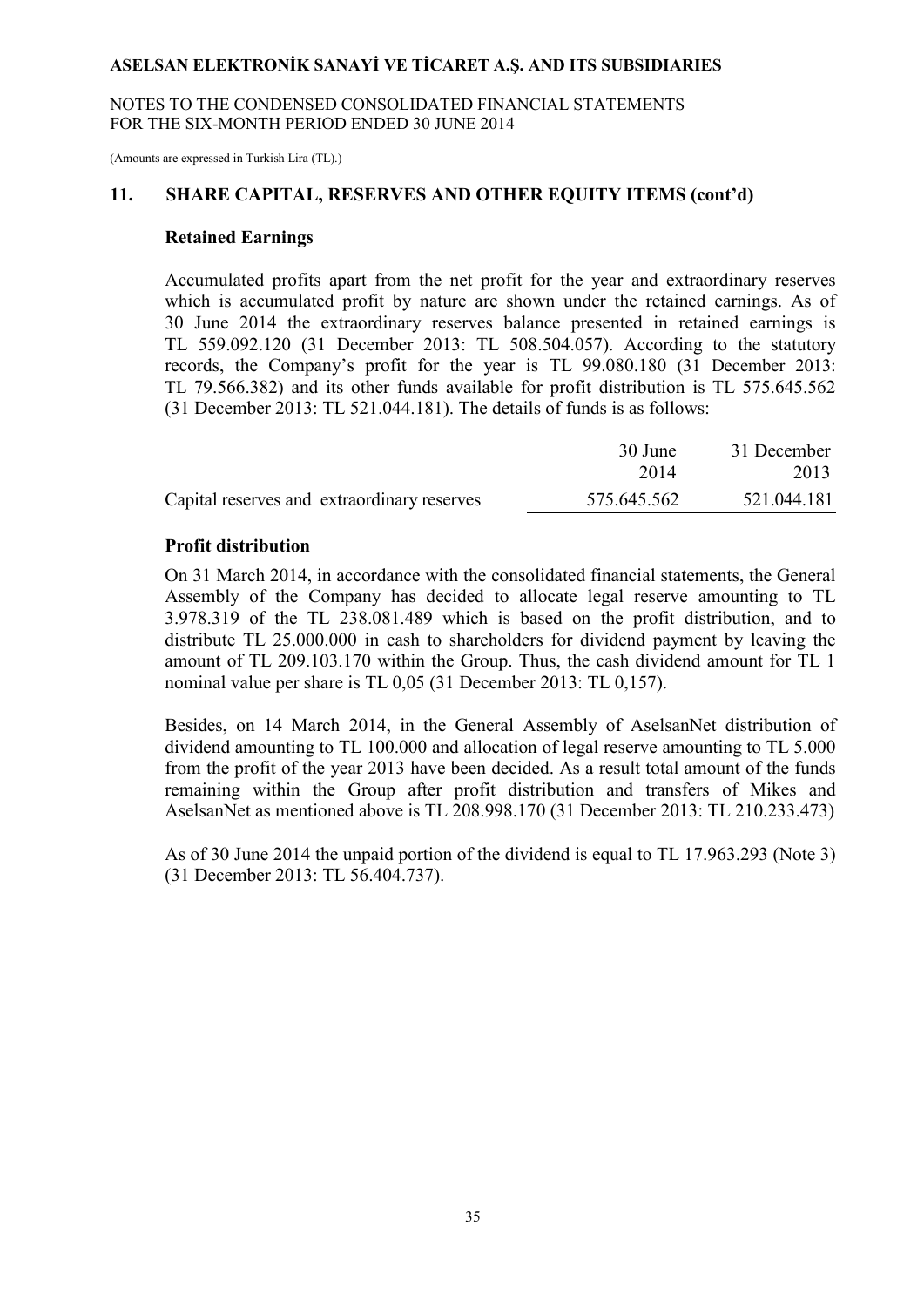## 11. SHARE CAPITAL, RESERVES AND OTHER EQUITY ITEMS (cont'd)

### Retained Earnings

Accumulated profits apart from the net profit for the year and extraordinary reserves which is accumulated profit by nature are shown under the retained earnings. As of 30 June 2014 the extraordinary reserves balance presented in retained earnings is TL 559.092.120 (31 December 2013: TL 508.504.057). According to the statutory records, the Company's profit for the year is TL 99.080.180 (31 December 2013: TL 79.566.382) and its other funds available for profit distribution is TL 575.645.562 (31 December 2013: TL 521.044.181). The details of funds is as follows:

| | 30 June 2014 | 31 December 2013 |
|---|---|---|
| Capital reserves and extraordinary reserves | 575.645.562 | 521.044.181 |

### Profit distribution

On 31 March 2014, in accordance with the consolidated financial statements, the General Assembly of the Company has decided to allocate legal reserve amounting to TL 3.978.319 of the TL 238.081.489 which is based on the profit distribution, and to distribute TL 25.000.000 in cash to shareholders for dividend payment by leaving the amount of TL 209.103.170 within the Group. Thus, the cash dividend amount for TL 1 nominal value per share is TL 0,05 (31 December 2013: TL 0,157).

Besides, on 14 March 2014, in the General Assembly of AselsanNet distribution of dividend amounting to TL 100.000 and allocation of legal reserve amounting to TL 5.000 from the profit of the year 2013 have been decided. As a result total amount of the funds remaining within the Group after profit distribution and transfers of Mikes and AselsanNet as mentioned above is TL 208.998.170 (31 December 2013: TL 210.233.473)

As of 30 June 2014 the unpaid portion of the dividend is equal to TL 17.963.293 (Note 3) (31 December 2013: TL 56.404.737).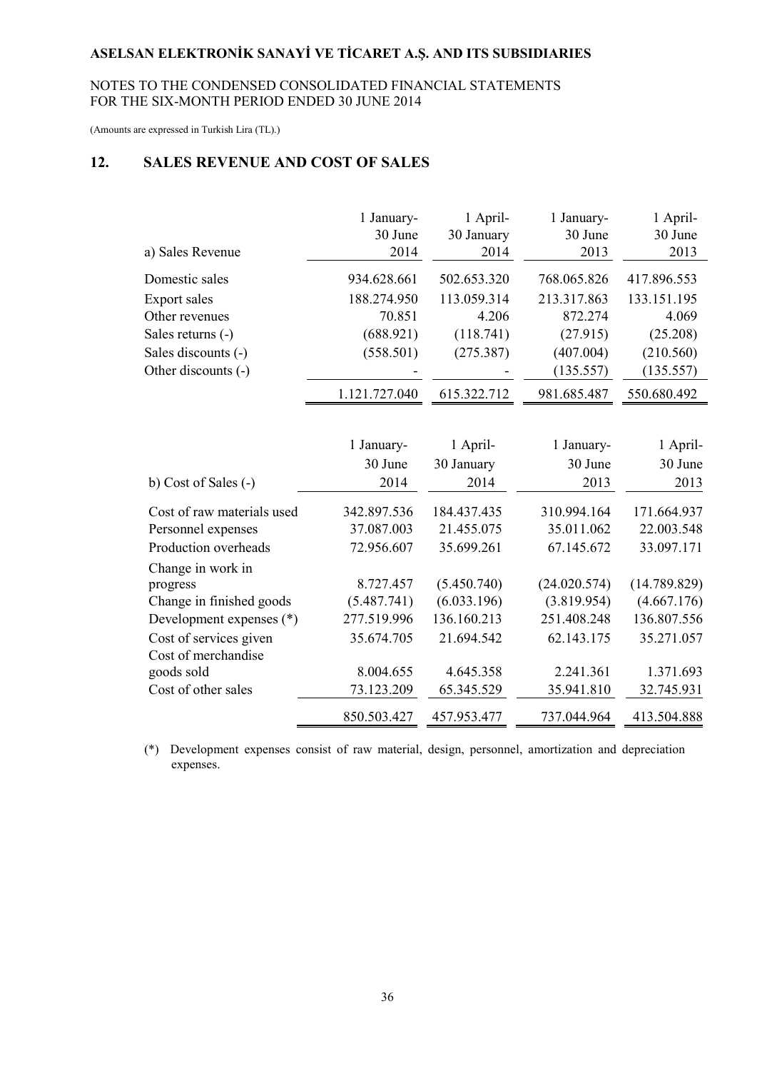# ASELSAN ELEKTRONİK SANAYİ VE TİCARET A.Ş. AND ITS SUBSIDIARIES

NOTES TO THE CONDENSED CONSOLIDATED FINANCIAL STATEMENTS
FOR THE SIX-MONTH PERIOD ENDED 30 JUNE 2014

(Amounts are expressed in Turkish Lira (TL).)

## 12. SALES REVENUE AND COST OF SALES

| a) Sales Revenue | 1 January-30 June 2014 | 1 April-30 January 2014 | 1 January-30 June 2013 | 1 April-30 June 2013 |
|---|---|---|---|---|
| Domestic sales | 934.628.661 | 502.653.320 | 768.065.826 | 417.896.553 |
| Export sales | 188.274.950 | 113.059.314 | 213.317.863 | 133.151.195 |
| Other revenues | 70.851 | 4.206 | 872.274 | 4.069 |
| Sales returns (-) | (688.921) | (118.741) | (27.915) | (25.208) |
| Sales discounts (-) | (558.501) | (275.387) | (407.004) | (210.560) |
| Other discounts (-) | - | - | (135.557) | (135.557) |
| | 1.121.727.040 | 615.322.712 | 981.685.487 | 550.680.492 |

| b) Cost of Sales (-) | 1 January-30 June 2014 | 1 April-30 January 2014 | 1 January-30 June 2013 | 1 April-30 June 2013 |
|---|---|---|---|---|
| Cost of raw materials used | 342.897.536 | 184.437.435 | 310.994.164 | 171.664.937 |
| Personnel expenses | 37.087.003 | 21.455.075 | 35.011.062 | 22.003.548 |
| Production overheads | 72.956.607 | 35.699.261 | 67.145.672 | 33.097.171 |
| Change in work in progress | 8.727.457 | (5.450.740) | (24.020.574) | (14.789.829) |
| Change in finished goods | (5.487.741) | (6.033.196) | (3.819.954) | (4.667.176) |
| Development expenses (*) | 277.519.996 | 136.160.213 | 251.408.248 | 136.807.556 |
| Cost of services given | 35.674.705 | 21.694.542 | 62.143.175 | 35.271.057 |
| Cost of merchandise goods sold | 8.004.655 | 4.645.358 | 2.241.361 | 1.371.693 |
| Cost of other sales | 73.123.209 | 65.345.529 | 35.941.810 | 32.745.931 |
| | 850.503.427 | 457.953.477 | 737.044.964 | 413.504.888 |

(*) Development expenses consist of raw material, design, personnel, amortization and depreciation expenses.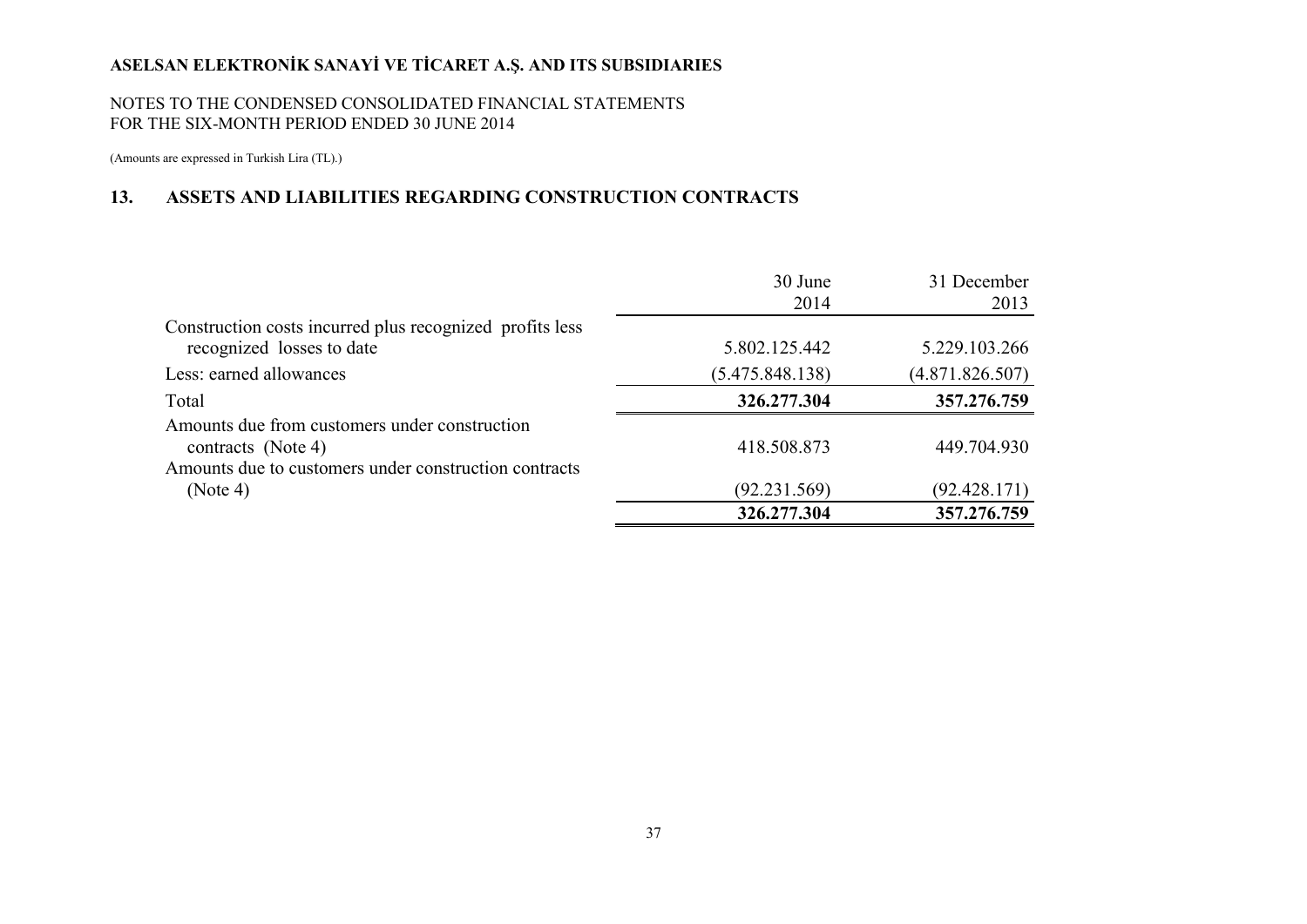ASELSAN ELEKTRONİK SANAYİ VE TİCARET A.Ş. AND ITS SUBSIDIARIES

NOTES TO THE CONDENSED CONSOLIDATED FINANCIAL STATEMENTS
FOR THE SIX-MONTH PERIOD ENDED 30 JUNE 2014

(Amounts are expressed in Turkish Lira (TL).)

## 13. ASSETS AND LIABILITIES REGARDING CONSTRUCTION CONTRACTS

| | 30 June 2014 | 31 December 2013 |
|---|---|---|
| Construction costs incurred plus recognized profits less recognized losses to date | 5.802.125.442 | 5.229.103.266 |
| Less: earned allowances | (5.475.848.138) | (4.871.826.507) |
| Total | **326.277.304** | **357.276.759** |
| Amounts due from customers under construction contracts (Note 4) | 418.508.873 | 449.704.930 |
| Amounts due to customers under construction contracts (Note 4) | (92.231.569) | (92.428.171) |
| | **326.277.304** | **357.276.759** |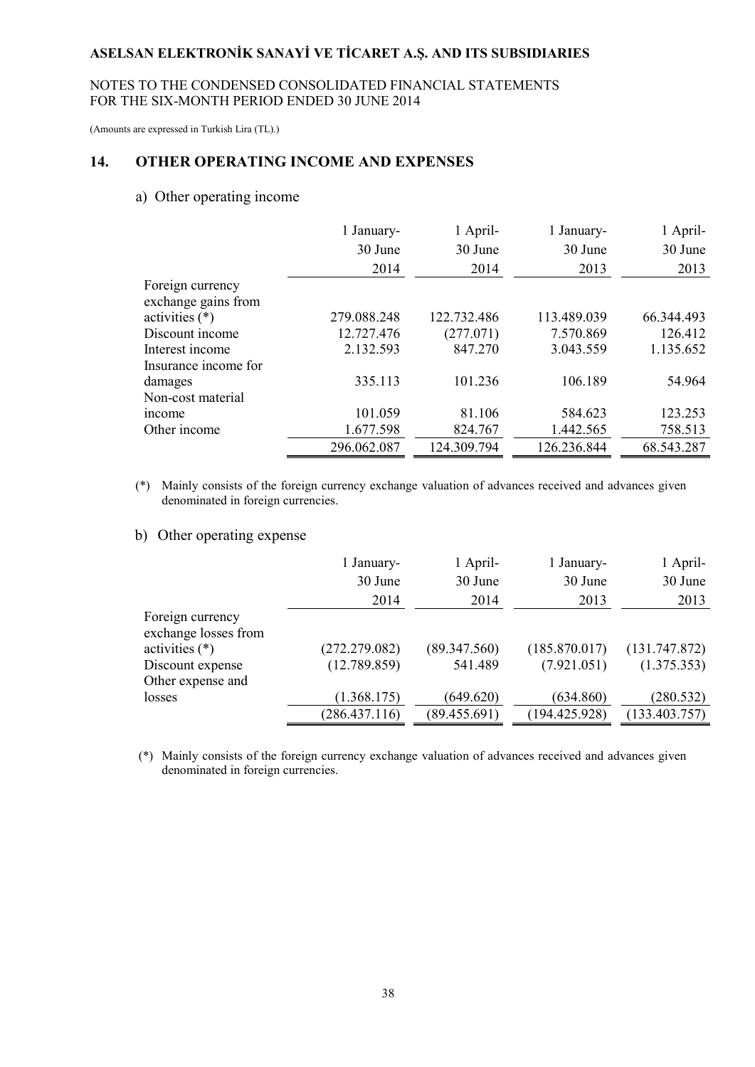## 14. OTHER OPERATING INCOME AND EXPENSES

### a) Other operating income

| | 1 January-<br>30 June<br>2014 | 1 April-<br>30 June<br>2014 | 1 January-<br>30 June<br>2013 | 1 April-<br>30 June<br>2013 |
|---|---|---|---|---|
| Foreign currency exchange gains from activities (*) | 279.088.248 | 122.732.486 | 113.489.039 | 66.344.493 |
| Discount income | 12.727.476 | (277.071) | 7.570.869 | 126.412 |
| Interest income | 2.132.593 | 847.270 | 3.043.559 | 1.135.652 |
| Insurance income for damages | 335.113 | 101.236 | 106.189 | 54.964 |
| Non-cost material income | 101.059 | 81.106 | 584.623 | 123.253 |
| Other income | 1.677.598 | 824.767 | 1.442.565 | 758.513 |
| | 296.062.087 | 124.309.794 | 126.236.844 | 68.543.287 |

(*) Mainly consists of the foreign currency exchange valuation of advances received and advances given denominated in foreign currencies.

### b) Other operating expense

| | 1 January-<br>30 June<br>2014 | 1 April-<br>30 June<br>2014 | 1 January-<br>30 June<br>2013 | 1 April-<br>30 June<br>2013 |
|---|---|---|---|---|
| Foreign currency exchange losses from activities (*) | (272.279.082) | (89.347.560) | (185.870.017) | (131.747.872) |
| Discount expense | (12.789.859) | 541.489 | (7.921.051) | (1.375.353) |
| Other expense and losses | (1.368.175) | (649.620) | (634.860) | (280.532) |
| | (286.437.116) | (89.455.691) | (194.425.928) | (133.403.757) |

(*) Mainly consists of the foreign currency exchange valuation of advances received and advances given denominated in foreign currencies.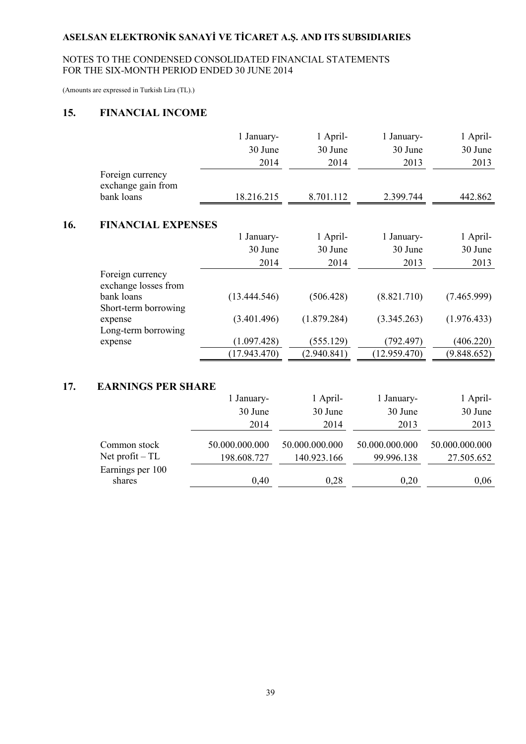# ASELSAN ELEKTRONİK SANAYİ VE TİCARET A.Ş. AND ITS SUBSIDIARIES

NOTES TO THE CONDENSED CONSOLIDATED FINANCIAL STATEMENTS
FOR THE SIX-MONTH PERIOD ENDED 30 JUNE 2014

(Amounts are expressed in Turkish Lira (TL).)

## 15. FINANCIAL INCOME

| | 1 January- 30 June 2014 | 1 April- 30 June 2014 | 1 January- 30 June 2013 | 1 April- 30 June 2013 |
|---|---|---|---|---|
| Foreign currency exchange gain from bank loans | 18.216.215 | 8.701.112 | 2.399.744 | 442.862 |

## 16. FINANCIAL EXPENSES

| | 1 January- 30 June 2014 | 1 April- 30 June 2014 | 1 January- 30 June 2013 | 1 April- 30 June 2013 |
|---|---|---|---|---|
| Foreign currency exchange losses from bank loans | (13.444.546) | (506.428) | (8.821.710) | (7.465.999) |
| Short-term borrowing expense | (3.401.496) | (1.879.284) | (3.345.263) | (1.976.433) |
| Long-term borrowing expense | (1.097.428) | (555.129) | (792.497) | (406.220) |
| | (17.943.470) | (2.940.841) | (12.959.470) | (9.848.652) |

## 17. EARNINGS PER SHARE

| | 1 January- 30 June 2014 | 1 April- 30 June 2014 | 1 January- 30 June 2013 | 1 April- 30 June 2013 |
|---|---|---|---|---|
| Common stock | 50.000.000.000 | 50.000.000.000 | 50.000.000.000 | 50.000.000.000 |
| Net profit – TL | 198.608.727 | 140.923.166 | 99.996.138 | 27.505.652 |
| Earnings per 100 shares | 0,40 | 0,28 | 0,20 | 0,06 |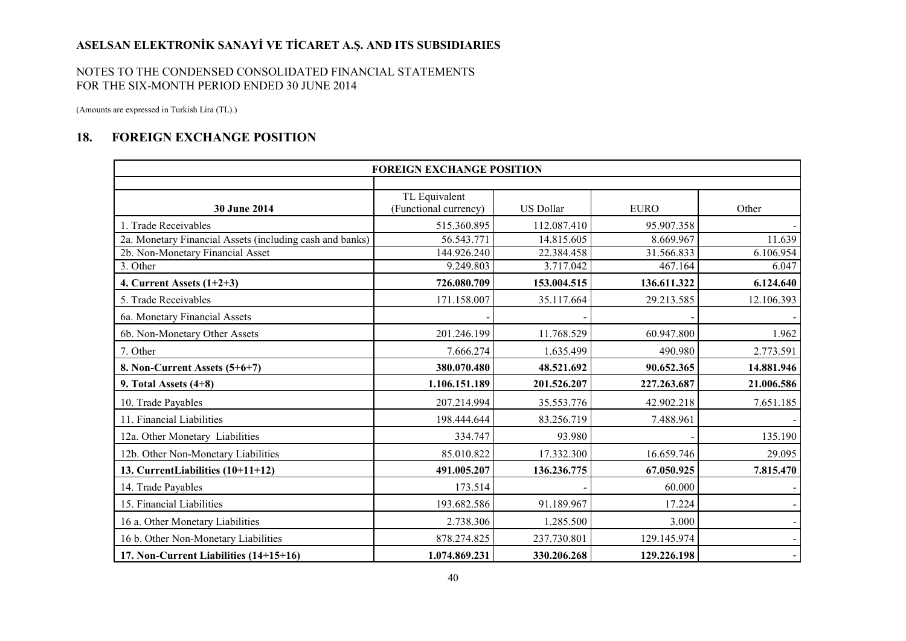**ASELSAN ELEKTRONİK SANAYİ VE TİCARET A.Ş. AND ITS SUBSIDIARIES**

NOTES TO THE CONDENSED CONSOLIDATED FINANCIAL STATEMENTS
FOR THE SIX-MONTH PERIOD ENDED 30 JUNE 2014

(Amounts are expressed in Turkish Lira (TL).)

## 18. FOREIGN EXCHANGE POSITION

| FOREIGN EXCHANGE POSITION | | | | |
|---|---|---|---|---|
| **30 June 2014** | TL Equivalent (Functional currency) | US Dollar | EURO | Other |
| 1. Trade Receivables | 515.360.895 | 112.087.410 | 95.907.358 | - |
| 2a. Monetary Financial Assets (including cash and banks) | 56.543.771 | 14.815.605 | 8.669.967 | 11.639 |
| 2b. Non-Monetary Financial Asset | 144.926.240 | 22.384.458 | 31.566.833 | 6.106.954 |
| 3. Other | 9.249.803 | 3.717.042 | 467.164 | 6.047 |
| **4. Current Assets (1+2+3)** | **726.080.709** | **153.004.515** | **136.611.322** | **6.124.640** |
| 5. Trade Receivables | 171.158.007 | 35.117.664 | 29.213.585 | 12.106.393 |
| 6a. Monetary Financial Assets | - | - | - | - |
| 6b. Non-Monetary Other Assets | 201.246.199 | 11.768.529 | 60.947.800 | 1.962 |
| 7. Other | 7.666.274 | 1.635.499 | 490.980 | 2.773.591 |
| **8. Non-Current Assets (5+6+7)** | **380.070.480** | **48.521.692** | **90.652.365** | **14.881.946** |
| **9. Total Assets (4+8)** | **1.106.151.189** | **201.526.207** | **227.263.687** | **21.006.586** |
| 10. Trade Payables | 207.214.994 | 35.553.776 | 42.902.218 | 7.651.185 |
| 11. Financial Liabilities | 198.444.644 | 83.256.719 | 7.488.961 | - |
| 12a. Other Monetary Liabilities | 334.747 | 93.980 | - | 135.190 |
| 12b. Other Non-Monetary Liabilities | 85.010.822 | 17.332.300 | 16.659.746 | 29.095 |
| **13. CurrentLiabilities (10+11+12)** | **491.005.207** | **136.236.775** | **67.050.925** | **7.815.470** |
| 14. Trade Payables | 173.514 | - | 60.000 | - |
| 15. Financial Liabilities | 193.682.586 | 91.189.967 | 17.224 | - |
| 16 a. Other Monetary Liabilities | 2.738.306 | 1.285.500 | 3.000 | - |
| 16 b. Other Non-Monetary Liabilities | 878.274.825 | 237.730.801 | 129.145.974 | - |
| **17. Non-Current Liabilities (14+15+16)** | **1.074.869.231** | **330.206.268** | **129.226.198** | - |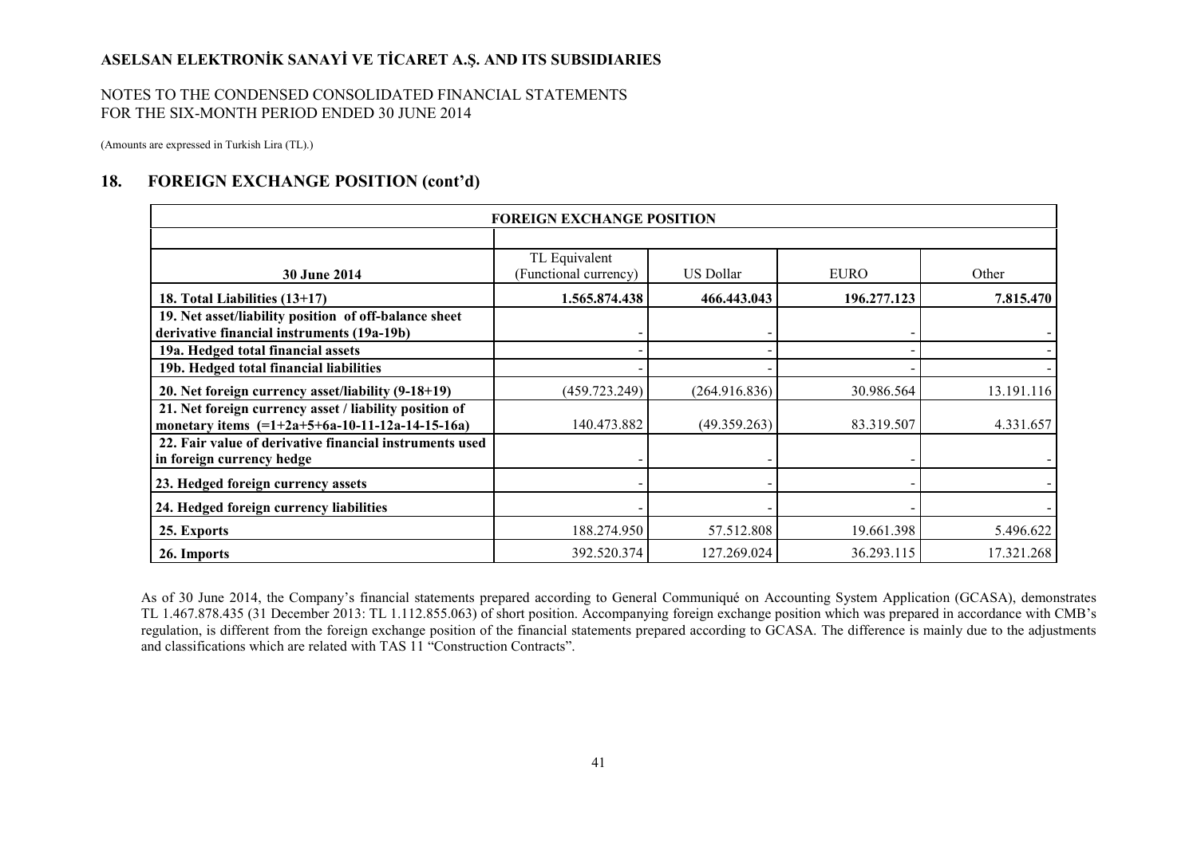## 18. FOREIGN EXCHANGE POSITION (cont'd)

| FOREIGN EXCHANGE POSITION | | | | |
|---|---|---|---|---|
| **30 June 2014** | TL Equivalent (Functional currency) | US Dollar | EURO | Other |
| **18. Total Liabilities (13+17)** | **1.565.874.438** | **466.443.043** | **196.277.123** | **7.815.470** |
| **19. Net asset/liability position of off-balance sheet derivative financial instruments (19a-19b)** | - | - | - | - |
| **19a. Hedged total financial assets** | - | - | - | - |
| **19b. Hedged total financial liabilities** | - | - | - | - |
| **20. Net foreign currency asset/liability (9-18+19)** | (459.723.249) | (264.916.836) | 30.986.564 | 13.191.116 |
| **21. Net foreign currency asset / liability position of monetary items (=1+2a+5+6a-10-11-12a-14-15-16a)** | 140.473.882 | (49.359.263) | 83.319.507 | 4.331.657 |
| **22. Fair value of derivative financial instruments used in foreign currency hedge** | - | - | - | - |
| **23. Hedged foreign currency assets** | - | - | - | - |
| **24. Hedged foreign currency liabilities** | - | - | - | - |
| **25. Exports** | 188.274.950 | 57.512.808 | 19.661.398 | 5.496.622 |
| **26. Imports** | 392.520.374 | 127.269.024 | 36.293.115 | 17.321.268 |

As of 30 June 2014, the Company's financial statements prepared according to General Communiqué on Accounting System Application (GCASA), demonstrates TL 1.467.878.435 (31 December 2013: TL 1.112.855.063) of short position. Accompanying foreign exchange position which was prepared in accordance with CMB's regulation, is different from the foreign exchange position of the financial statements prepared according to GCASA. The difference is mainly due to the adjustments and classifications which are related with TAS 11 "Construction Contracts".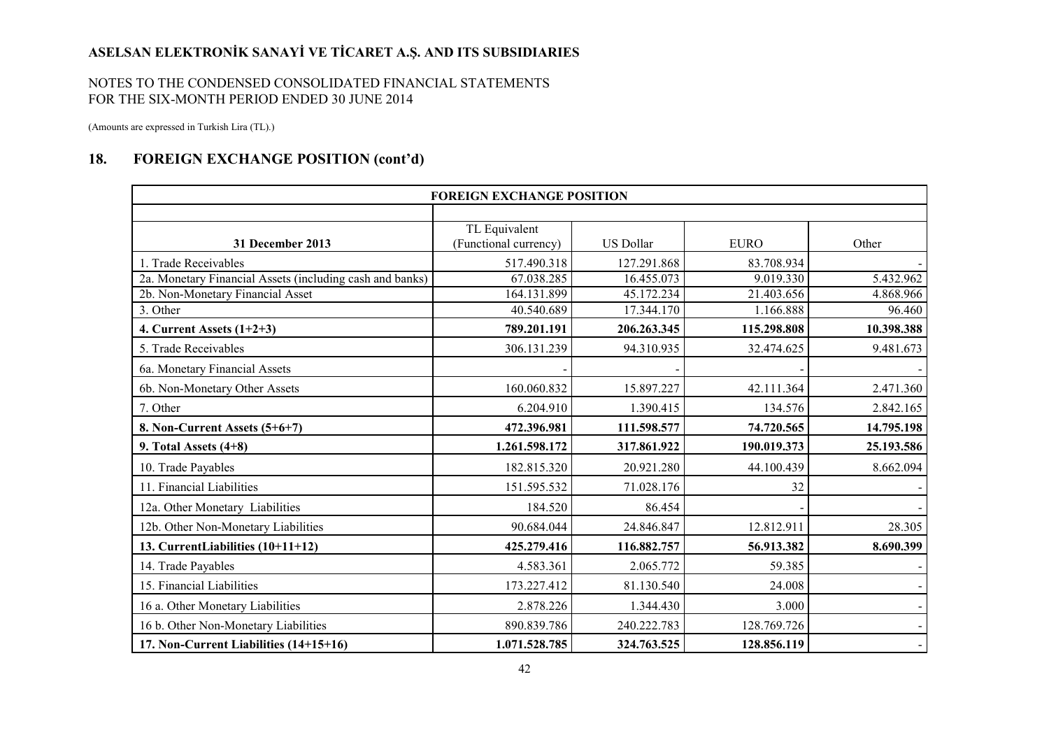**ASELSAN ELEKTRONİK SANAYİ VE TİCARET A.Ş. AND ITS SUBSIDIARIES**

NOTES TO THE CONDENSED CONSOLIDATED FINANCIAL STATEMENTS
FOR THE SIX-MONTH PERIOD ENDED 30 JUNE 2014

(Amounts are expressed in Turkish Lira (TL).)

## 18. FOREIGN EXCHANGE POSITION (cont'd)

| FOREIGN EXCHANGE POSITION | | | | |
|---|---|---|---|---|
| **31 December 2013** | TL Equivalent (Functional currency) | US Dollar | EURO | Other |
| 1. Trade Receivables | 517.490.318 | 127.291.868 | 83.708.934 | - |
| 2a. Monetary Financial Assets (including cash and banks) | 67.038.285 | 16.455.073 | 9.019.330 | 5.432.962 |
| 2b. Non-Monetary Financial Asset | 164.131.899 | 45.172.234 | 21.403.656 | 4.868.966 |
| 3. Other | 40.540.689 | 17.344.170 | 1.166.888 | 96.460 |
| **4. Current Assets (1+2+3)** | **789.201.191** | **206.263.345** | **115.298.808** | **10.398.388** |
| 5. Trade Receivables | 306.131.239 | 94.310.935 | 32.474.625 | 9.481.673 |
| 6a. Monetary Financial Assets | - | - | - | - |
| 6b. Non-Monetary Other Assets | 160.060.832 | 15.897.227 | 42.111.364 | 2.471.360 |
| 7. Other | 6.204.910 | 1.390.415 | 134.576 | 2.842.165 |
| **8. Non-Current Assets (5+6+7)** | **472.396.981** | **111.598.577** | **74.720.565** | **14.795.198** |
| **9. Total Assets (4+8)** | **1.261.598.172** | **317.861.922** | **190.019.373** | **25.193.586** |
| 10. Trade Payables | 182.815.320 | 20.921.280 | 44.100.439 | 8.662.094 |
| 11. Financial Liabilities | 151.595.532 | 71.028.176 | 32 | - |
| 12a. Other Monetary Liabilities | 184.520 | 86.454 | - | - |
| 12b. Other Non-Monetary Liabilities | 90.684.044 | 24.846.847 | 12.812.911 | 28.305 |
| **13. CurrentLiabilities (10+11+12)** | **425.279.416** | **116.882.757** | **56.913.382** | **8.690.399** |
| 14. Trade Payables | 4.583.361 | 2.065.772 | 59.385 | - |
| 15. Financial Liabilities | 173.227.412 | 81.130.540 | 24.008 | - |
| 16 a. Other Monetary Liabilities | 2.878.226 | 1.344.430 | 3.000 | - |
| 16 b. Other Non-Monetary Liabilities | 890.839.786 | 240.222.783 | 128.769.726 | - |
| **17. Non-Current Liabilities (14+15+16)** | **1.071.528.785** | **324.763.525** | **128.856.119** | - |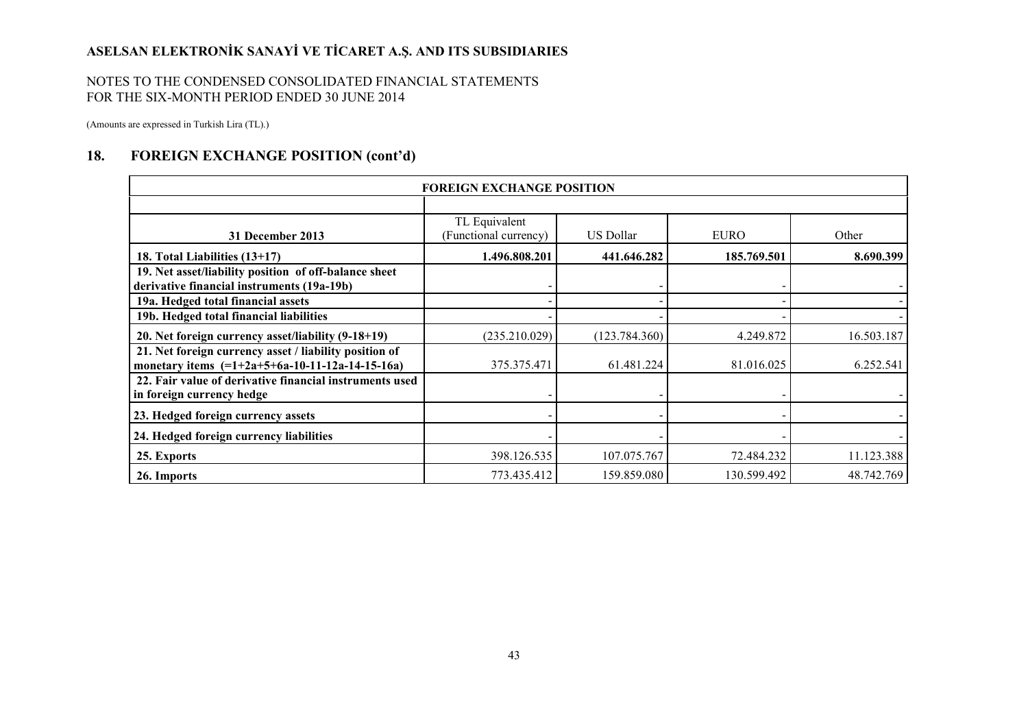# ASELSAN ELEKTRONİK SANAYİ VE TİCARET A.Ş. AND ITS SUBSIDIARIES

NOTES TO THE CONDENSED CONSOLIDATED FINANCIAL STATEMENTS
FOR THE SIX-MONTH PERIOD ENDED 30 JUNE 2014

(Amounts are expressed in Turkish Lira (TL).)

## 18. FOREIGN EXCHANGE POSITION (cont'd)

| FOREIGN EXCHANGE POSITION | | | | |
|---|---|---|---|---|
| **31 December 2013** | TL Equivalent (Functional currency) | US Dollar | EURO | Other |
| **18. Total Liabilities (13+17)** | **1.496.808.201** | **441.646.282** | **185.769.501** | **8.690.399** |
| **19. Net asset/liability position of off-balance sheet derivative financial instruments (19a-19b)** | - | - | - | - |
| **19a. Hedged total financial assets** | - | - | - | - |
| **19b. Hedged total financial liabilities** | - | - | - | - |
| **20. Net foreign currency asset/liability (9-18+19)** | (235.210.029) | (123.784.360) | 4.249.872 | 16.503.187 |
| **21. Net foreign currency asset / liability position of monetary items (=1+2a+5+6a-10-11-12a-14-15-16a)** | 375.375.471 | 61.481.224 | 81.016.025 | 6.252.541 |
| **22. Fair value of derivative financial instruments used in foreign currency hedge** | - | - | - | - |
| **23. Hedged foreign currency assets** | - | - | - | - |
| **24. Hedged foreign currency liabilities** | - | - | - | - |
| **25. Exports** | 398.126.535 | 107.075.767 | 72.484.232 | 11.123.388 |
| **26. Imports** | 773.435.412 | 159.859.080 | 130.599.492 | 48.742.769 |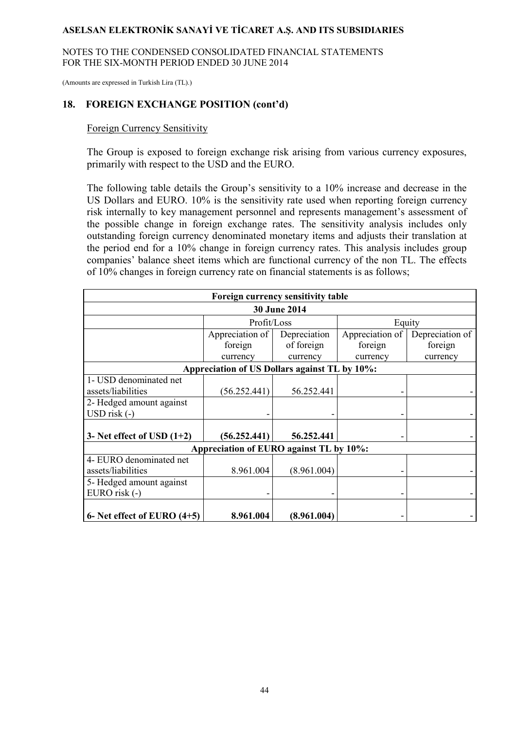## 18. FOREIGN EXCHANGE POSITION (cont'd)

Foreign Currency Sensitivity

The Group is exposed to foreign exchange risk arising from various currency exposures, primarily with respect to the USD and the EURO.

The following table details the Group's sensitivity to a 10% increase and decrease in the US Dollars and EURO. 10% is the sensitivity rate used when reporting foreign currency risk internally to key management personnel and represents management's assessment of the possible change in foreign exchange rates. The sensitivity analysis includes only outstanding foreign currency denominated monetary items and adjusts their translation at the period end for a 10% change in foreign currency rates. This analysis includes group companies' balance sheet items which are functional currency of the non TL. The effects of 10% changes in foreign currency rate on financial statements is as follows;

| Foreign currency sensitivity table | | | | |
|---|---|---|---|---|
| **30 June 2014** | | | | |
| | Profit/Loss | | Equity | |
| | Appreciation of foreign currency | Depreciation of foreign currency | Appreciation of foreign currency | Depreciation of foreign currency |
| **Appreciation of US Dollars against TL by 10%:** | | | | |
| 1- USD denominated net assets/liabilities | (56.252.441) | 56.252.441 | - | - |
| 2- Hedged amount against USD risk (-) | - | - | - | - |
| **3- Net effect of USD (1+2)** | **(56.252.441)** | **56.252.441** | - | - |
| **Appreciation of EURO against TL by 10%:** | | | | |
| 4- EURO denominated net assets/liabilities | 8.961.004 | (8.961.004) | - | - |
| 5- Hedged amount against EURO risk (-) | - | - | - | - |
| **6- Net effect of EURO (4+5)** | **8.961.004** | **(8.961.004)** | - | - |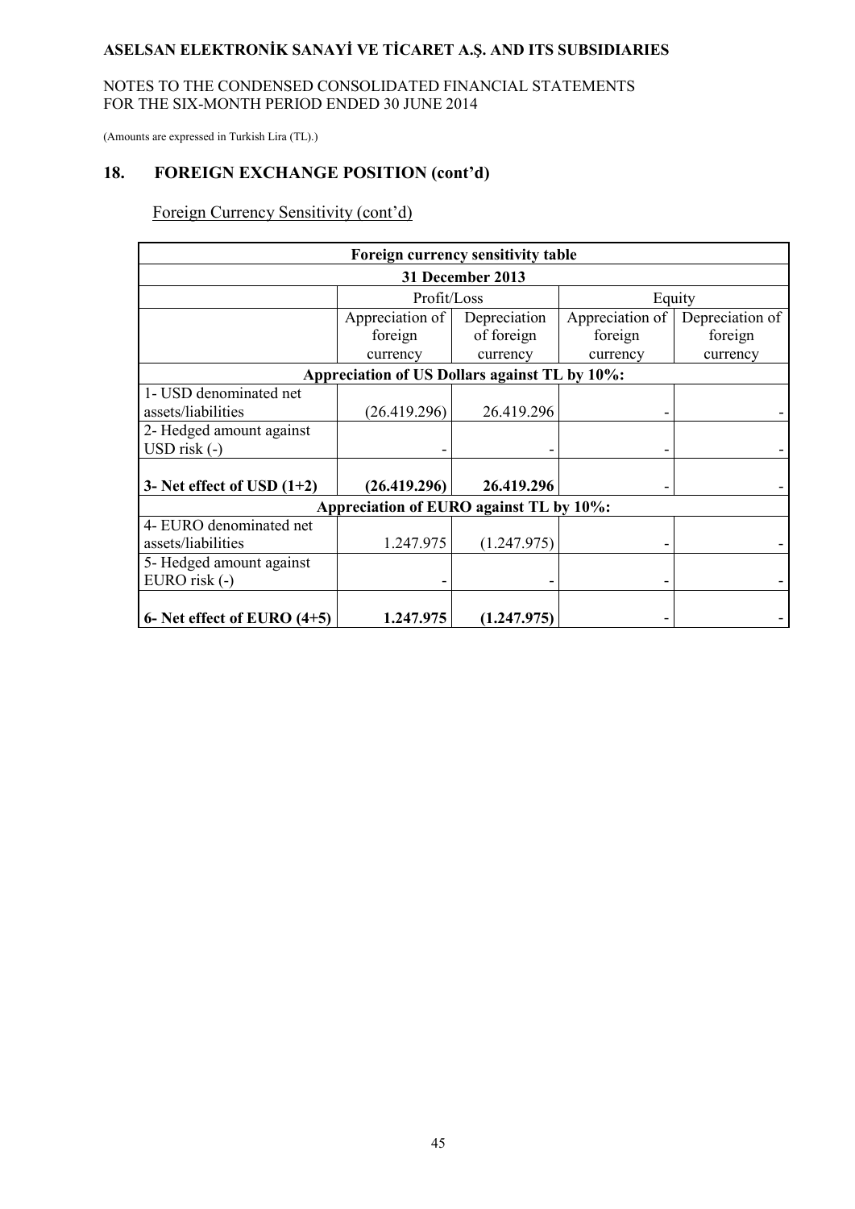## 18. FOREIGN EXCHANGE POSITION (cont'd)

Foreign Currency Sensitivity (cont'd)

| Foreign currency sensitivity table | | | | |
|---|---|---|---|---|
| **31 December 2013** | | | | |
| | Profit/Loss | | Equity | |
| | Appreciation of foreign currency | Depreciation of foreign currency | Appreciation of foreign currency | Depreciation of foreign currency |
| **Appreciation of US Dollars against TL by 10%:** | | | | |
| 1- USD denominated net assets/liabilities | (26.419.296) | 26.419.296 | - | - |
| 2- Hedged amount against USD risk (-) | - | - | - | - |
| **3- Net effect of USD (1+2)** | **(26.419.296)** | **26.419.296** | - | - |
| **Appreciation of EURO against TL by 10%:** | | | | |
| 4- EURO denominated net assets/liabilities | 1.247.975 | (1.247.975) | - | - |
| 5- Hedged amount against EURO risk (-) | - | - | - | - |
| **6- Net effect of EURO (4+5)** | **1.247.975** | **(1.247.975)** | - | - |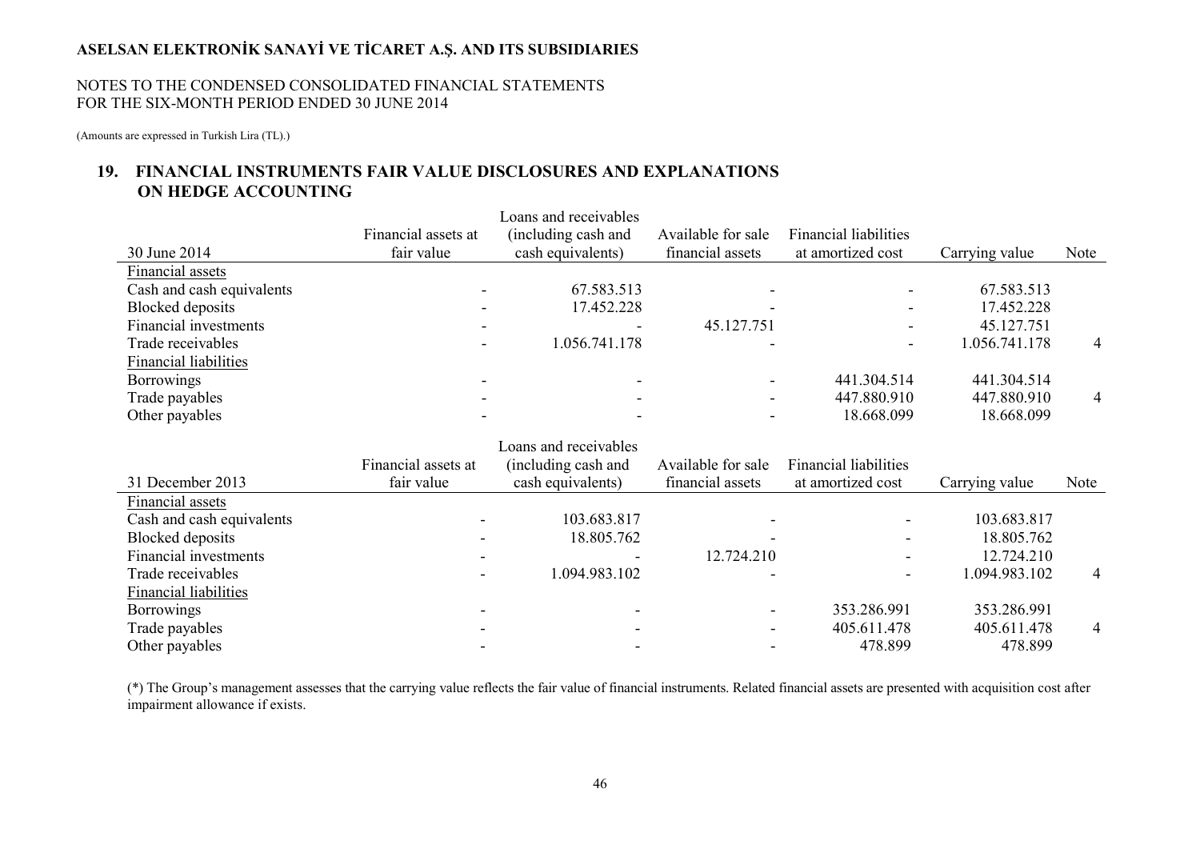## 19. FINANCIAL INSTRUMENTS FAIR VALUE DISCLOSURES AND EXPLANATIONS ON HEDGE ACCOUNTING

| 30 June 2014 | Financial assets at fair value | Loans and receivables (including cash and cash equivalents) | Available for sale financial assets | Financial liabilities at amortized cost | Carrying value | Note |
|---|---|---|---|---|---|---|
| Financial assets | | | | | | |
| Cash and cash equivalents | - | 67.583.513 | - | - | 67.583.513 | |
| Blocked deposits | - | 17.452.228 | - | - | 17.452.228 | |
| Financial investments | - | - | 45.127.751 | - | 45.127.751 | |
| Trade receivables | - | 1.056.741.178 | - | - | 1.056.741.178 | 4 |
| Financial liabilities | | | | | | |
| Borrowings | - | - | - | 441.304.514 | 441.304.514 | |
| Trade payables | - | - | - | 447.880.910 | 447.880.910 | 4 |
| Other payables | - | - | - | 18.668.099 | 18.668.099 | |

| 31 December 2013 | Financial assets at fair value | Loans and receivables (including cash and cash equivalents) | Available for sale financial assets | Financial liabilities at amortized cost | Carrying value | Note |
|---|---|---|---|---|---|---|
| Financial assets | | | | | | |
| Cash and cash equivalents | - | 103.683.817 | - | - | 103.683.817 | |
| Blocked deposits | - | 18.805.762 | - | - | 18.805.762 | |
| Financial investments | - | - | 12.724.210 | - | 12.724.210 | |
| Trade receivables | - | 1.094.983.102 | - | - | 1.094.983.102 | 4 |
| Financial liabilities | | | | | | |
| Borrowings | - | - | - | 353.286.991 | 353.286.991 | |
| Trade payables | - | - | - | 405.611.478 | 405.611.478 | 4 |
| Other payables | - | - | - | 478.899 | 478.899 | |

(*) The Group's management assesses that the carrying value reflects the fair value of financial instruments. Related financial assets are presented with acquisition cost after impairment allowance if exists.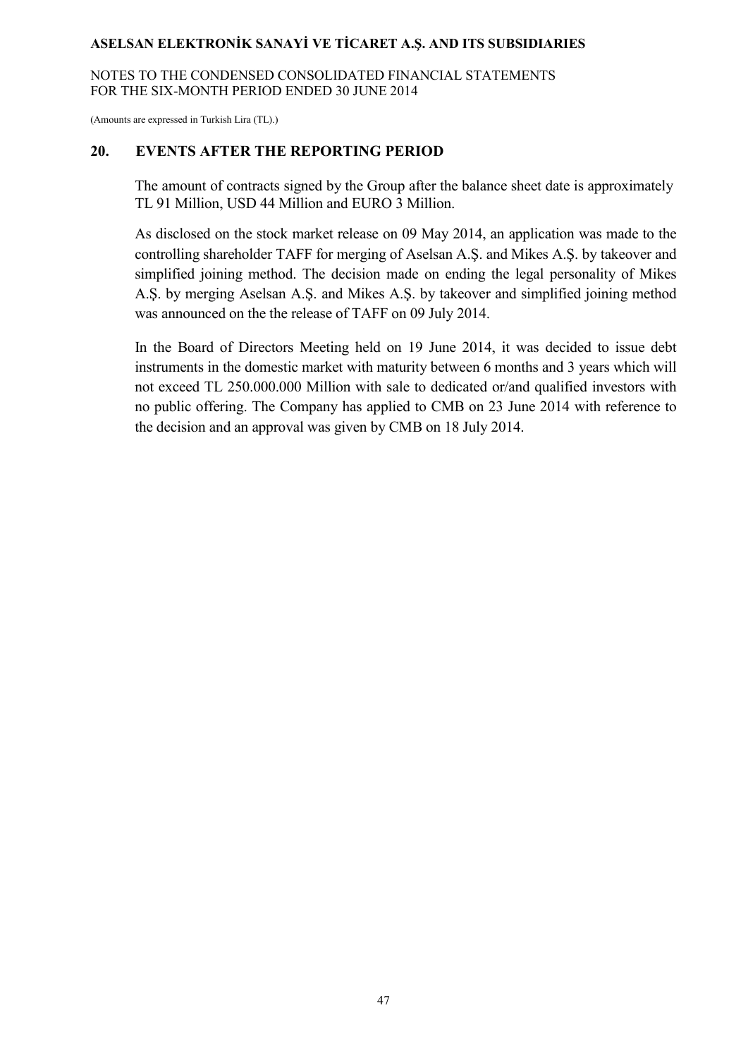## 20. EVENTS AFTER THE REPORTING PERIOD

The amount of contracts signed by the Group after the balance sheet date is approximately TL 91 Million, USD 44 Million and EURO 3 Million.

As disclosed on the stock market release on 09 May 2014, an application was made to the controlling shareholder TAFF for merging of Aselsan A.Ş. and Mikes A.Ş. by takeover and simplified joining method. The decision made on ending the legal personality of Mikes A.Ş. by merging Aselsan A.Ş. and Mikes A.Ş. by takeover and simplified joining method was announced on the the release of TAFF on 09 July 2014.

In the Board of Directors Meeting held on 19 June 2014, it was decided to issue debt instruments in the domestic market with maturity between 6 months and 3 years which will not exceed TL 250.000.000 Million with sale to dedicated or/and qualified investors with no public offering. The Company has applied to CMB on 23 June 2014 with reference to the decision and an approval was given by CMB on 18 July 2014.